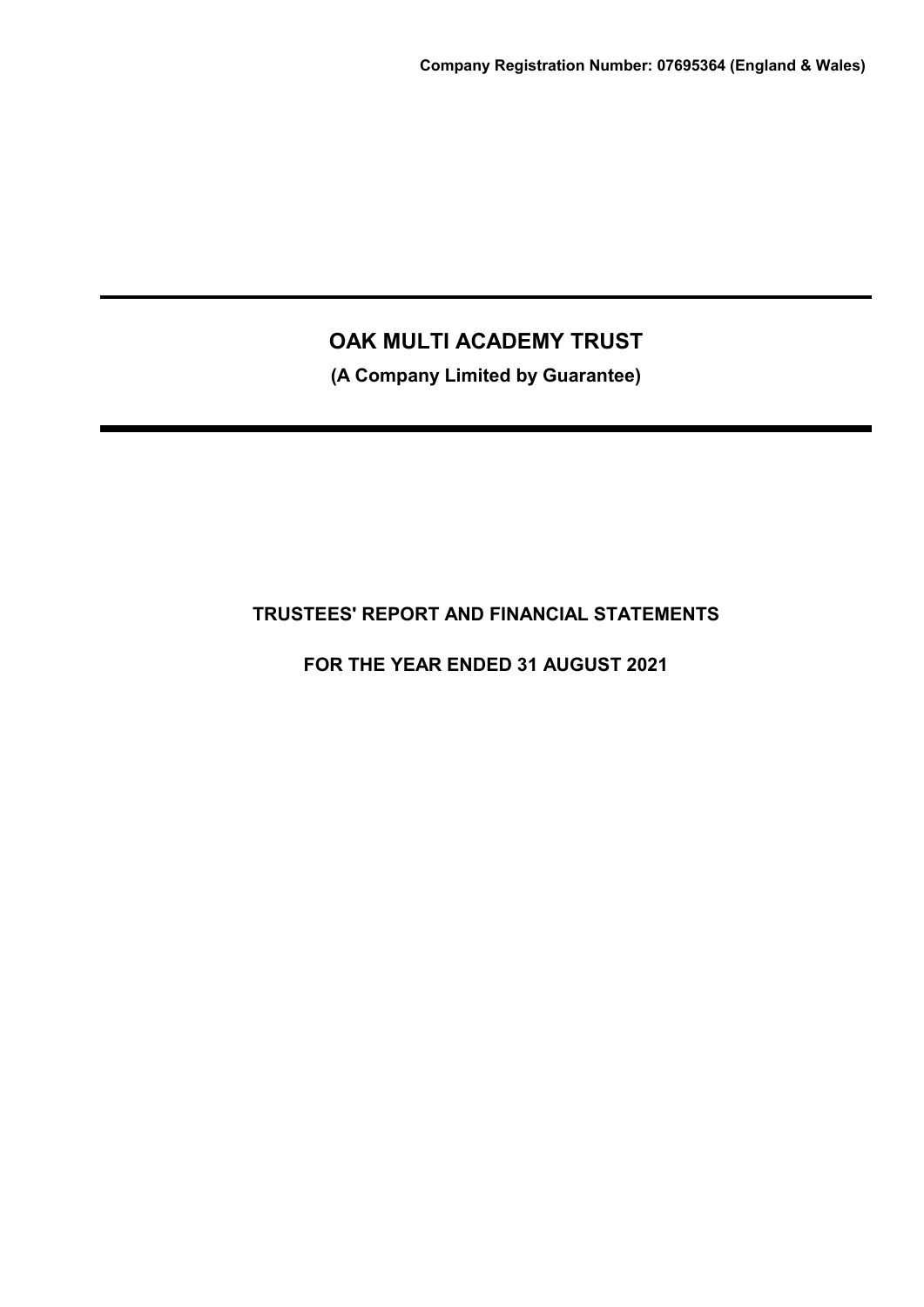**Company Registration Number: 07695364 (England & Wales)**

# OAK MULTI ACADEMY TRUST

**(A Company Limited by Guarantee)**

## TRUSTEES' REPORT AND FINANCIAL STATEMENTS

## FOR THE YEAR ENDED 31 AUGUST 2021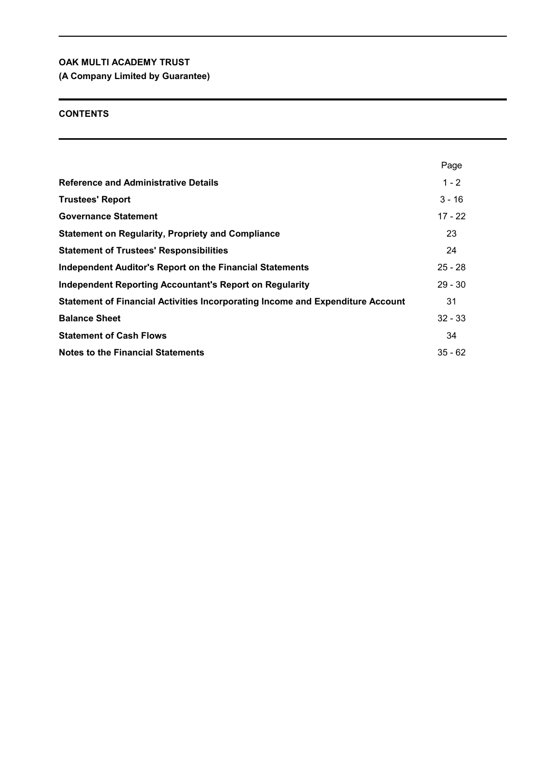**OAK MULTI ACADEMY TRUST**

**(A Company Limited by Guarantee)**

# CONTENTS

| | Page |
|---|---|
| **Reference and Administrative Details** | 1 - 2 |
| **Trustees' Report** | 3 - 16 |
| **Governance Statement** | 17 - 22 |
| **Statement on Regularity, Propriety and Compliance** | 23 |
| **Statement of Trustees' Responsibilities** | 24 |
| **Independent Auditor's Report on the Financial Statements** | 25 - 28 |
| **Independent Reporting Accountant's Report on Regularity** | 29 - 30 |
| **Statement of Financial Activities Incorporating Income and Expenditure Account** | 31 |
| **Balance Sheet** | 32 - 33 |
| **Statement of Cash Flows** | 34 |
| **Notes to the Financial Statements** | 35 - 62 |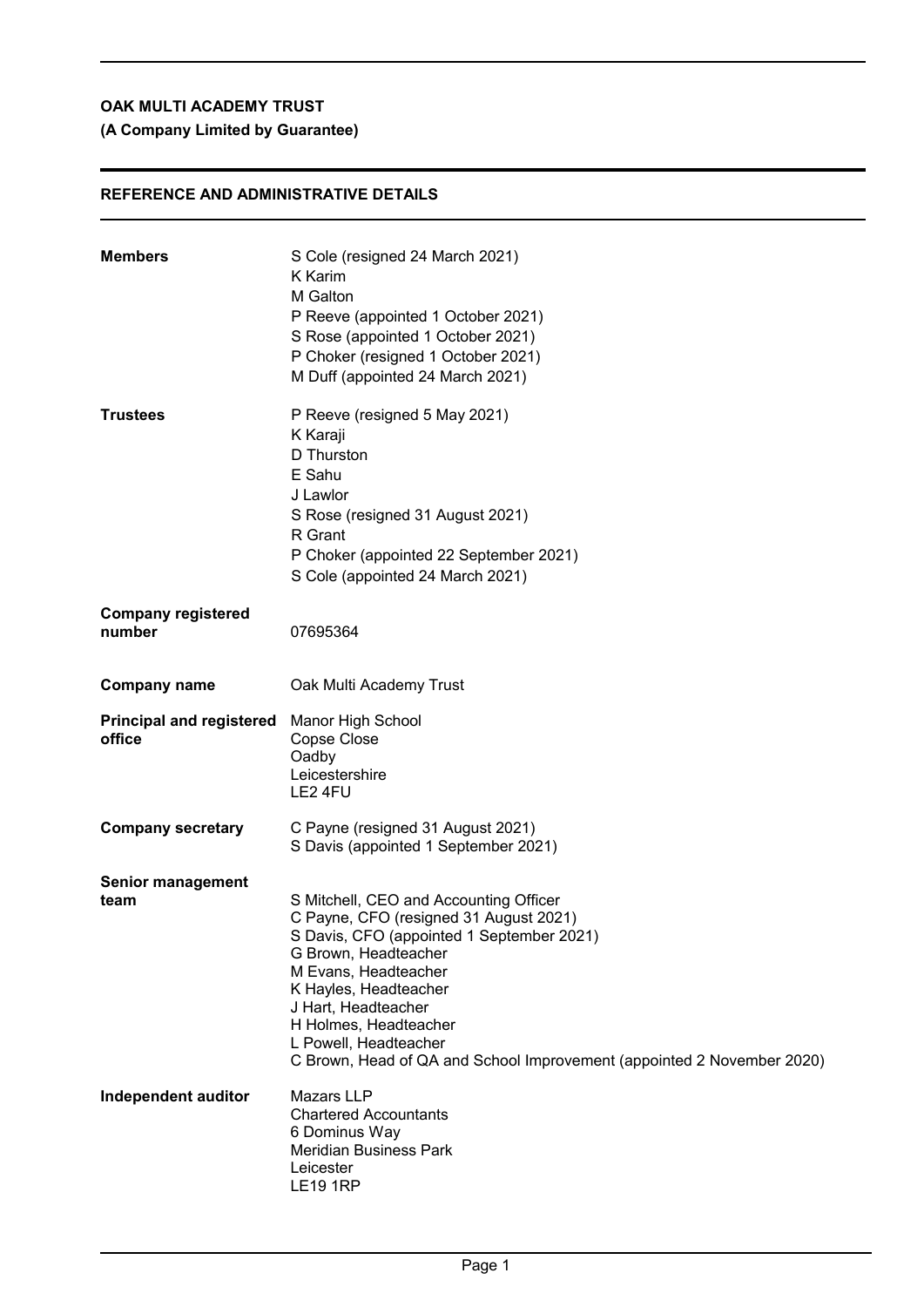**OAK MULTI ACADEMY TRUST**

**(A Company Limited by Guarantee)**

## REFERENCE AND ADMINISTRATIVE DETAILS

| | |
|---|---|
| **Members** | S Cole (resigned 24 March 2021)<br>K Karim<br>M Galton<br>P Reeve (appointed 1 October 2021)<br>S Rose (appointed 1 October 2021)<br>P Choker (resigned 1 October 2021)<br>M Duff (appointed 24 March 2021) |
| **Trustees** | P Reeve (resigned 5 May 2021)<br>K Karaji<br>D Thurston<br>E Sahu<br>J Lawlor<br>S Rose (resigned 31 August 2021)<br>R Grant<br>P Choker (appointed 22 September 2021)<br>S Cole (appointed 24 March 2021) |
| **Company registered number** | 07695364 |
| **Company name** | Oak Multi Academy Trust |
| **Principal and registered office** | Manor High School<br>Copse Close<br>Oadby<br>Leicestershire<br>LE2 4FU |
| **Company secretary** | C Payne (resigned 31 August 2021)<br>S Davis (appointed 1 September 2021) |
| **Senior management team** | S Mitchell, CEO and Accounting Officer<br>C Payne, CFO (resigned 31 August 2021)<br>S Davis, CFO (appointed 1 September 2021)<br>G Brown, Headteacher<br>M Evans, Headteacher<br>K Hayles, Headteacher<br>J Hart, Headteacher<br>H Holmes, Headteacher<br>L Powell, Headteacher<br>C Brown, Head of QA and School Improvement (appointed 2 November 2020) |
| **Independent auditor** | Mazars LLP<br>Chartered Accountants<br>6 Dominus Way<br>Meridian Business Park<br>Leicester<br>LE19 1RP |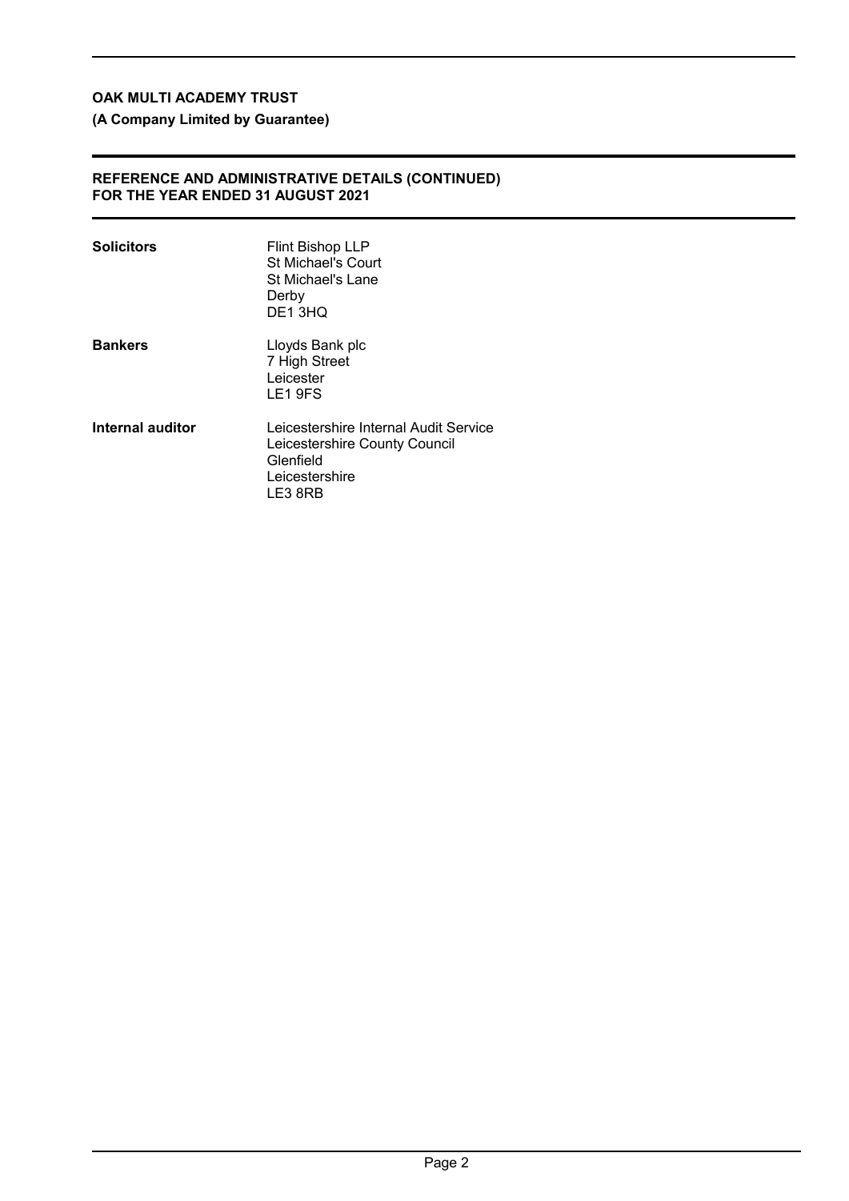# REFERENCE AND ADMINISTRATIVE DETAILS (CONTINUED)
## FOR THE YEAR ENDED 31 AUGUST 2021

| | |
|---|---|
| **Solicitors** | Flint Bishop LLP<br>St Michael's Court<br>St Michael's Lane<br>Derby<br>DE1 3HQ |
| **Bankers** | Lloyds Bank plc<br>7 High Street<br>Leicester<br>LE1 9FS |
| **Internal auditor** | Leicestershire Internal Audit Service<br>Leicestershire County Council<br>Glenfield<br>Leicestershire<br>LE3 8RB |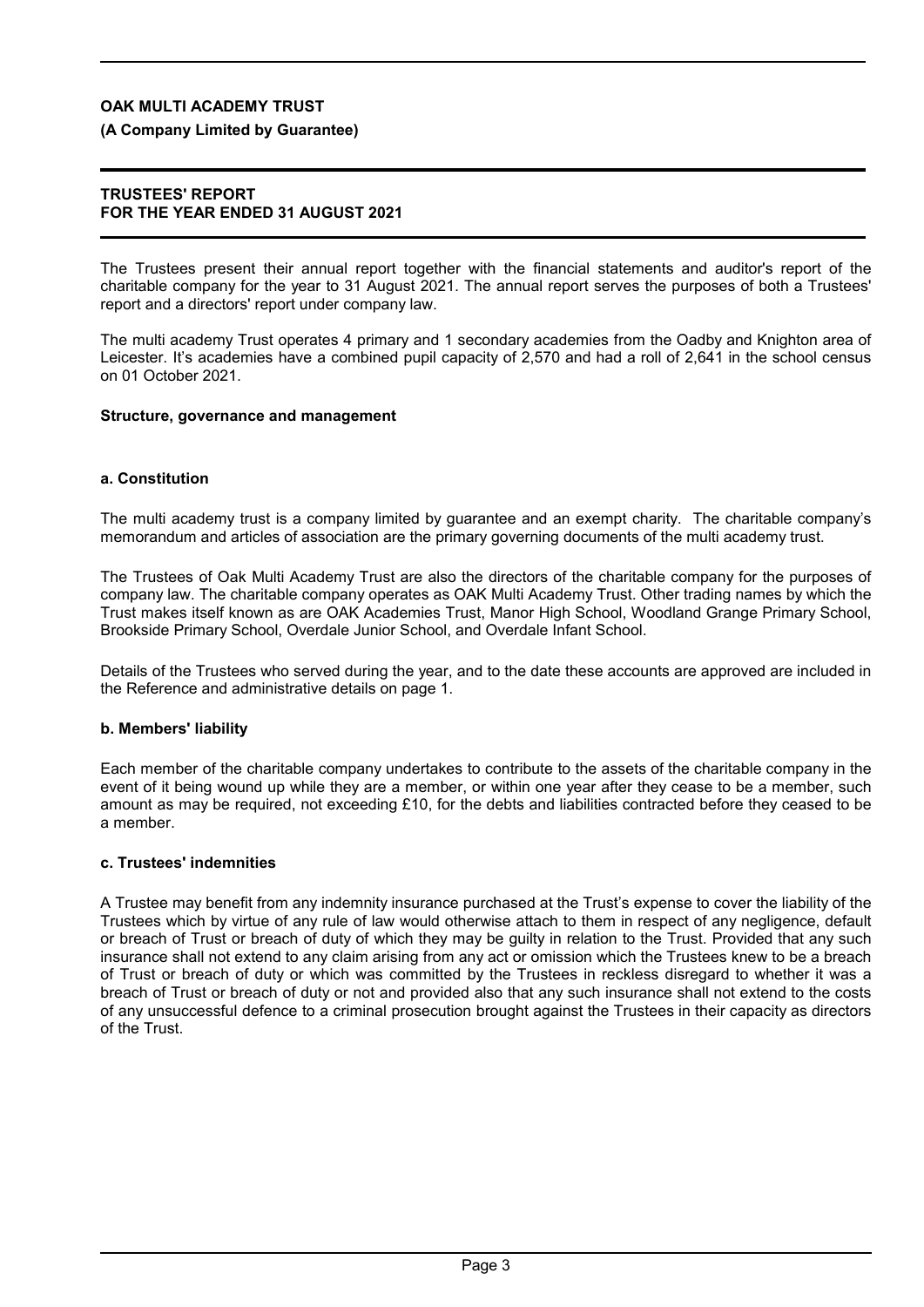# OAK MULTI ACADEMY TRUST

**(A Company Limited by Guarantee)**

## TRUSTEES' REPORT
## FOR THE YEAR ENDED 31 AUGUST 2021

The Trustees present their annual report together with the financial statements and auditor's report of the charitable company for the year to 31 August 2021. The annual report serves the purposes of both a Trustees' report and a directors' report under company law.

The multi academy Trust operates 4 primary and 1 secondary academies from the Oadby and Knighton area of Leicester. It's academies have a combined pupil capacity of 2,570 and had a roll of 2,641 in the school census on 01 October 2021.

### Structure, governance and management

#### a. Constitution

The multi academy trust is a company limited by guarantee and an exempt charity. The charitable company's memorandum and articles of association are the primary governing documents of the multi academy trust.

The Trustees of Oak Multi Academy Trust are also the directors of the charitable company for the purposes of company law. The charitable company operates as OAK Multi Academy Trust. Other trading names by which the Trust makes itself known as are OAK Academies Trust, Manor High School, Woodland Grange Primary School, Brookside Primary School, Overdale Junior School, and Overdale Infant School.

Details of the Trustees who served during the year, and to the date these accounts are approved are included in the Reference and administrative details on page 1.

#### b. Members' liability

Each member of the charitable company undertakes to contribute to the assets of the charitable company in the event of it being wound up while they are a member, or within one year after they cease to be a member, such amount as may be required, not exceeding £10, for the debts and liabilities contracted before they ceased to be a member.

#### c. Trustees' indemnities

A Trustee may benefit from any indemnity insurance purchased at the Trust's expense to cover the liability of the Trustees which by virtue of any rule of law would otherwise attach to them in respect of any negligence, default or breach of Trust or breach of duty of which they may be guilty in relation to the Trust. Provided that any such insurance shall not extend to any claim arising from any act or omission which the Trustees knew to be a breach of Trust or breach of duty or which was committed by the Trustees in reckless disregard to whether it was a breach of Trust or breach of duty or not and provided also that any such insurance shall not extend to the costs of any unsuccessful defence to a criminal prosecution brought against the Trustees in their capacity as directors of the Trust.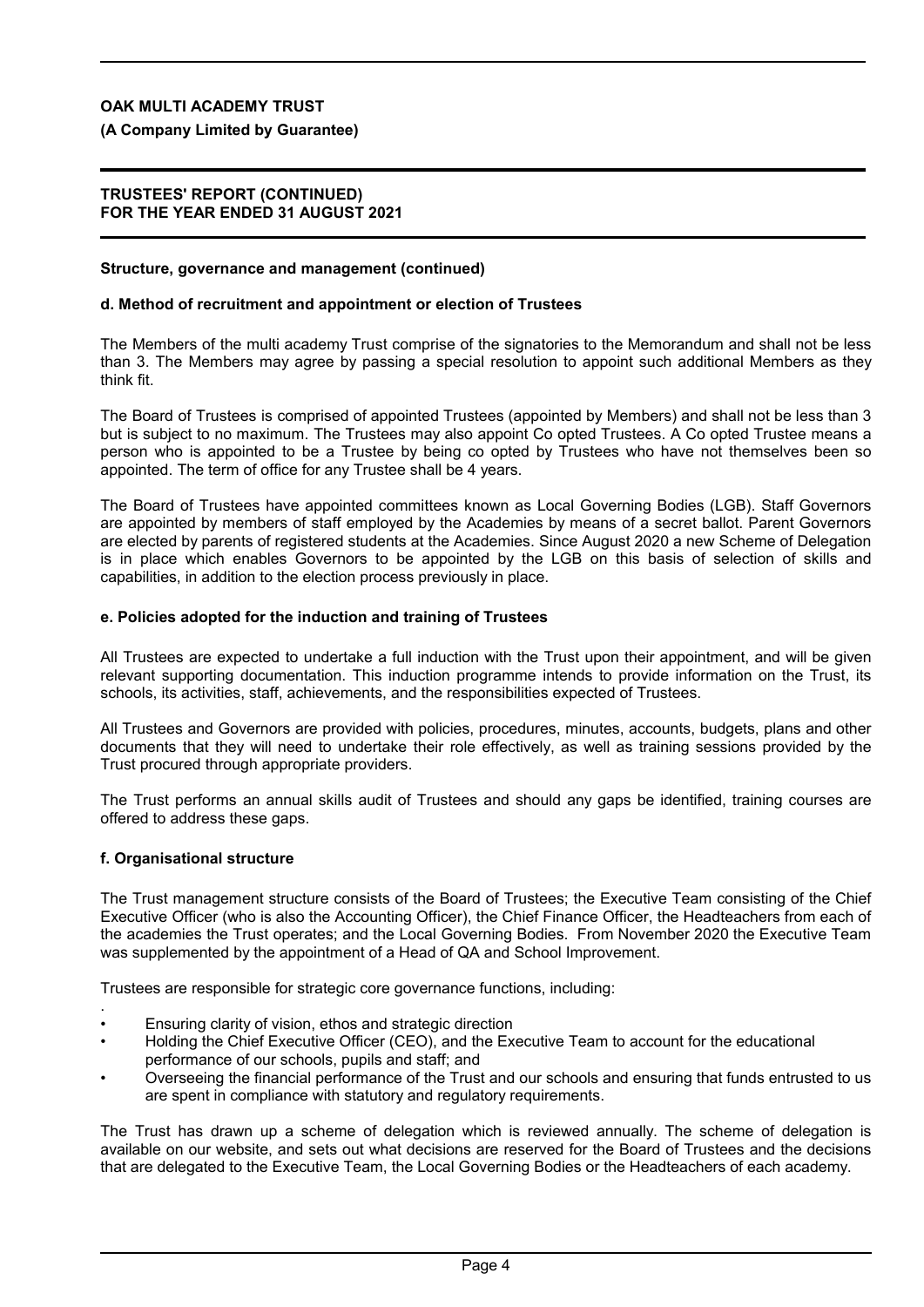## Structure, governance and management (continued)

### d. Method of recruitment and appointment or election of Trustees

The Members of the multi academy Trust comprise of the signatories to the Memorandum and shall not be less than 3. The Members may agree by passing a special resolution to appoint such additional Members as they think fit.

The Board of Trustees is comprised of appointed Trustees (appointed by Members) and shall not be less than 3 but is subject to no maximum. The Trustees may also appoint Co opted Trustees. A Co opted Trustee means a person who is appointed to be a Trustee by being co opted by Trustees who have not themselves been so appointed. The term of office for any Trustee shall be 4 years.

The Board of Trustees have appointed committees known as Local Governing Bodies (LGB). Staff Governors are appointed by members of staff employed by the Academies by means of a secret ballot. Parent Governors are elected by parents of registered students at the Academies. Since August 2020 a new Scheme of Delegation is in place which enables Governors to be appointed by the LGB on this basis of selection of skills and capabilities, in addition to the election process previously in place.

### e. Policies adopted for the induction and training of Trustees

All Trustees are expected to undertake a full induction with the Trust upon their appointment, and will be given relevant supporting documentation. This induction programme intends to provide information on the Trust, its schools, its activities, staff, achievements, and the responsibilities expected of Trustees.

All Trustees and Governors are provided with policies, procedures, minutes, accounts, budgets, plans and other documents that they will need to undertake their role effectively, as well as training sessions provided by the Trust procured through appropriate providers.

The Trust performs an annual skills audit of Trustees and should any gaps be identified, training courses are offered to address these gaps.

### f. Organisational structure

The Trust management structure consists of the Board of Trustees; the Executive Team consisting of the Chief Executive Officer (who is also the Accounting Officer), the Chief Finance Officer, the Headteachers from each of the academies the Trust operates; and the Local Governing Bodies. From November 2020 the Executive Team was supplemented by the appointment of a Head of QA and School Improvement.

Trustees are responsible for strategic core governance functions, including:

- Ensuring clarity of vision, ethos and strategic direction
- Holding the Chief Executive Officer (CEO), and the Executive Team to account for the educational performance of our schools, pupils and staff; and
- Overseeing the financial performance of the Trust and our schools and ensuring that funds entrusted to us are spent in compliance with statutory and regulatory requirements.

The Trust has drawn up a scheme of delegation which is reviewed annually. The scheme of delegation is available on our website, and sets out what decisions are reserved for the Board of Trustees and the decisions that are delegated to the Executive Team, the Local Governing Bodies or the Headteachers of each academy.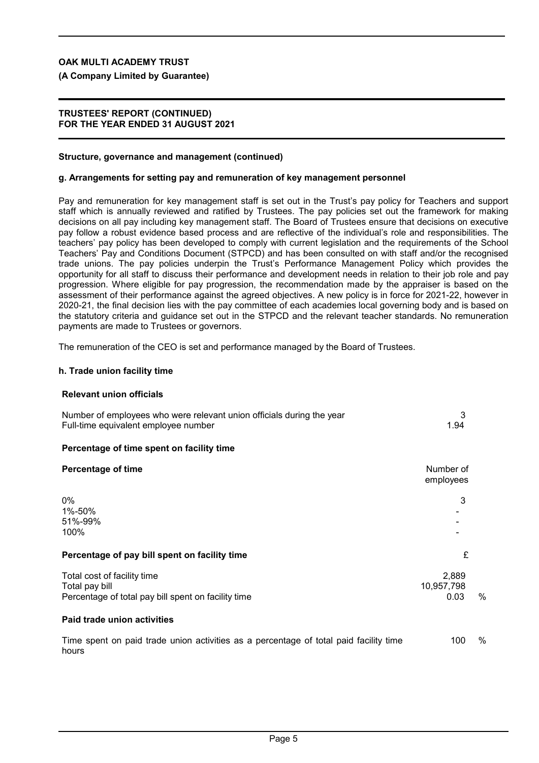**OAK MULTI ACADEMY TRUST**

**(A Company Limited by Guarantee)**

**TRUSTEES' REPORT (CONTINUED)**
**FOR THE YEAR ENDED 31 AUGUST 2021**

**Structure, governance and management (continued)**

**g. Arrangements for setting pay and remuneration of key management personnel**

Pay and remuneration for key management staff is set out in the Trust's pay policy for Teachers and support staff which is annually reviewed and ratified by Trustees. The pay policies set out the framework for making decisions on all pay including key management staff. The Board of Trustees ensure that decisions on executive pay follow a robust evidence based process and are reflective of the individual's role and responsibilities. The teachers' pay policy has been developed to comply with current legislation and the requirements of the School Teachers' Pay and Conditions Document (STPCD) and has been consulted on with staff and/or the recognised trade unions. The pay policies underpin the Trust's Performance Management Policy which provides the opportunity for all staff to discuss their performance and development needs in relation to their job role and pay progression. Where eligible for pay progression, the recommendation made by the appraiser is based on the assessment of their performance against the agreed objectives. A new policy is in force for 2021-22, however in 2020-21, the final decision lies with the pay committee of each academies local governing body and is based on the statutory criteria and guidance set out in the STPCD and the relevant teacher standards. No remuneration payments are made to Trustees or governors.

The remuneration of the CEO is set and performance managed by the Board of Trustees.

**h. Trade union facility time**

**Relevant union officials**

| | |
|---|---|
| Number of employees who were relevant union officials during the year | 3 |
| Full-time equivalent employee number | 1.94 |

**Percentage of time spent on facility time**

| **Percentage of time** | Number of employees |
|---|---|
| 0% | 3 |
| 1%-50% | - |
| 51%-99% | - |
| 100% | - |

**Percentage of pay bill spent on facility time**

| | £ | |
|---|---|---|
| Total cost of facility time | 2,889 | |
| Total pay bill | 10,957,798 | |
| Percentage of total pay bill spent on facility time | 0.03 | % |

**Paid trade union activities**

| | | |
|---|---|---|
| Time spent on paid trade union activities as a percentage of total paid facility time hours | 100 | % |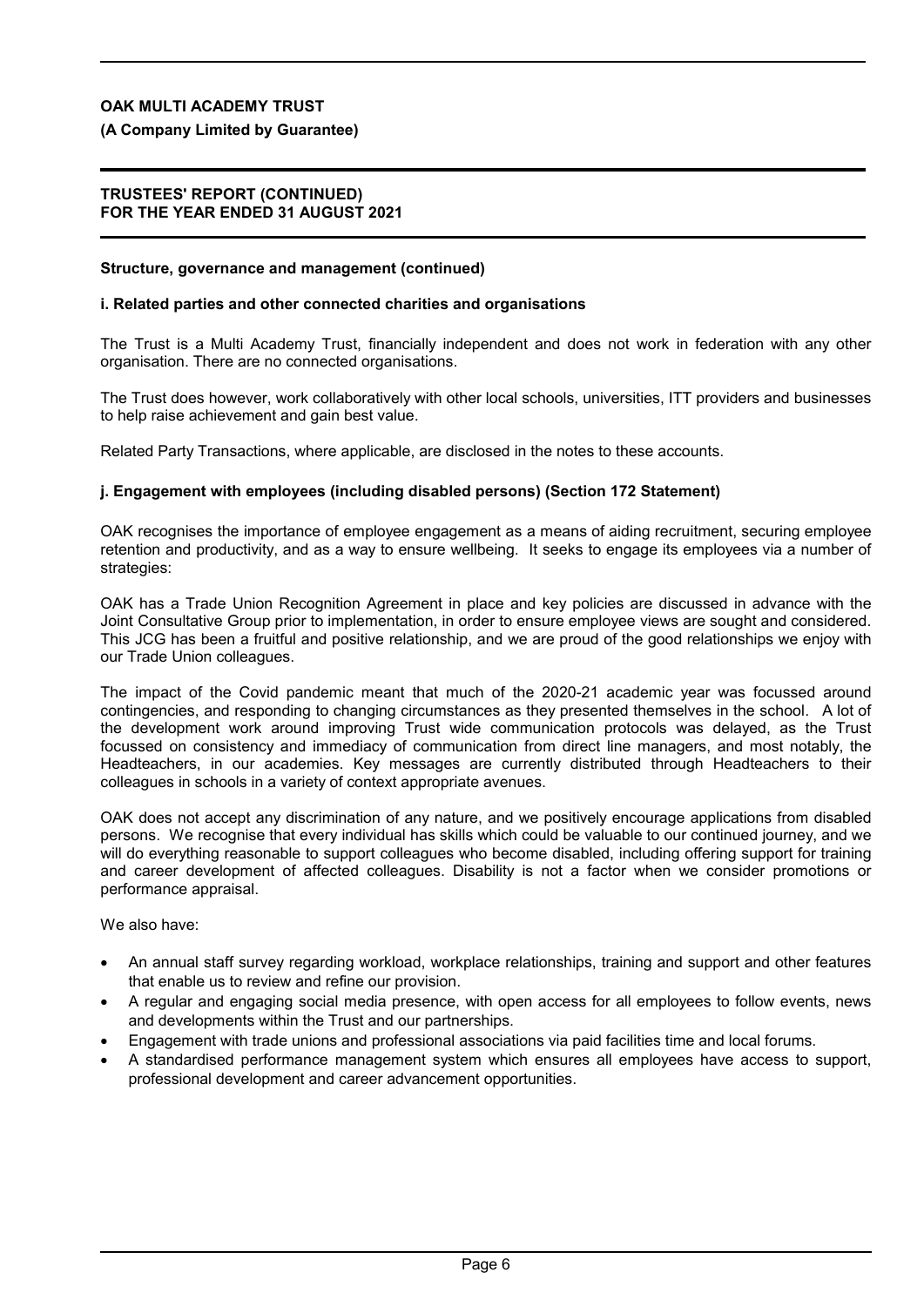**Structure, governance and management (continued)**

**i. Related parties and other connected charities and organisations**

The Trust is a Multi Academy Trust, financially independent and does not work in federation with any other organisation. There are no connected organisations.

The Trust does however, work collaboratively with other local schools, universities, ITT providers and businesses to help raise achievement and gain best value.

Related Party Transactions, where applicable, are disclosed in the notes to these accounts.

**j. Engagement with employees (including disabled persons) (Section 172 Statement)**

OAK recognises the importance of employee engagement as a means of aiding recruitment, securing employee retention and productivity, and as a way to ensure wellbeing. It seeks to engage its employees via a number of strategies:

OAK has a Trade Union Recognition Agreement in place and key policies are discussed in advance with the Joint Consultative Group prior to implementation, in order to ensure employee views are sought and considered. This JCG has been a fruitful and positive relationship, and we are proud of the good relationships we enjoy with our Trade Union colleagues.

The impact of the Covid pandemic meant that much of the 2020-21 academic year was focussed around contingencies, and responding to changing circumstances as they presented themselves in the school. A lot of the development work around improving Trust wide communication protocols was delayed, as the Trust focussed on consistency and immediacy of communication from direct line managers, and most notably, the Headteachers, in our academies. Key messages are currently distributed through Headteachers to their colleagues in schools in a variety of context appropriate avenues.

OAK does not accept any discrimination of any nature, and we positively encourage applications from disabled persons. We recognise that every individual has skills which could be valuable to our continued journey, and we will do everything reasonable to support colleagues who become disabled, including offering support for training and career development of affected colleagues. Disability is not a factor when we consider promotions or performance appraisal.

We also have:

- An annual staff survey regarding workload, workplace relationships, training and support and other features that enable us to review and refine our provision.
- A regular and engaging social media presence, with open access for all employees to follow events, news and developments within the Trust and our partnerships.
- Engagement with trade unions and professional associations via paid facilities time and local forums.
- A standardised performance management system which ensures all employees have access to support, professional development and career advancement opportunities.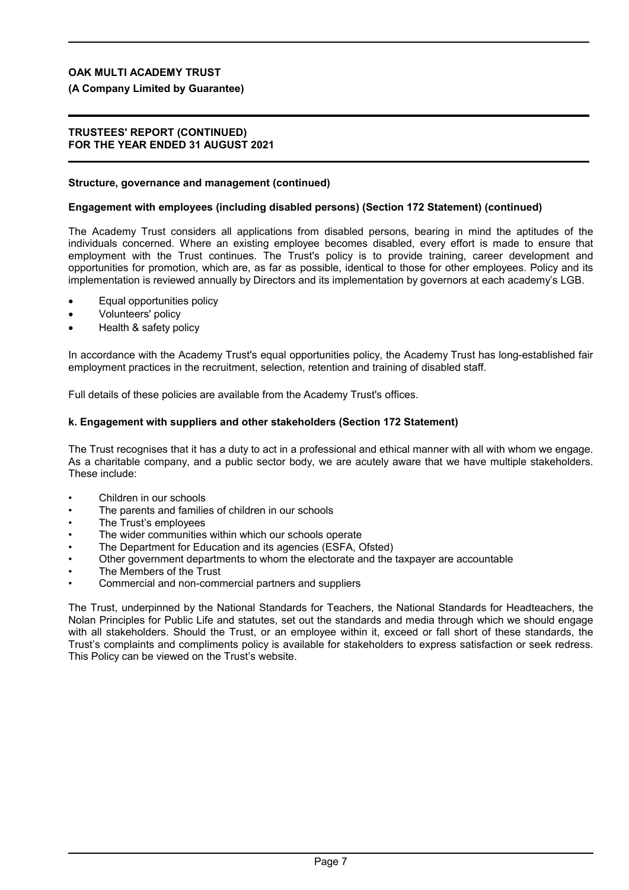**Structure, governance and management (continued)**

**Engagement with employees (including disabled persons) (Section 172 Statement) (continued)**

The Academy Trust considers all applications from disabled persons, bearing in mind the aptitudes of the individuals concerned. Where an existing employee becomes disabled, every effort is made to ensure that employment with the Trust continues. The Trust's policy is to provide training, career development and opportunities for promotion, which are, as far as possible, identical to those for other employees. Policy and its implementation is reviewed annually by Directors and its implementation by governors at each academy's LGB.

- Equal opportunities policy
- Volunteers' policy
- Health & safety policy

In accordance with the Academy Trust's equal opportunities policy, the Academy Trust has long-established fair employment practices in the recruitment, selection, retention and training of disabled staff.

Full details of these policies are available from the Academy Trust's offices.

**k. Engagement with suppliers and other stakeholders (Section 172 Statement)**

The Trust recognises that it has a duty to act in a professional and ethical manner with all with whom we engage. As a charitable company, and a public sector body, we are acutely aware that we have multiple stakeholders. These include:

- Children in our schools
- The parents and families of children in our schools
- The Trust's employees
- The wider communities within which our schools operate
- The Department for Education and its agencies (ESFA, Ofsted)
- Other government departments to whom the electorate and the taxpayer are accountable
- The Members of the Trust
- Commercial and non-commercial partners and suppliers

The Trust, underpinned by the National Standards for Teachers, the National Standards for Headteachers, the Nolan Principles for Public Life and statutes, set out the standards and media through which we should engage with all stakeholders. Should the Trust, or an employee within it, exceed or fall short of these standards, the Trust's complaints and compliments policy is available for stakeholders to express satisfaction or seek redress. This Policy can be viewed on the Trust's website.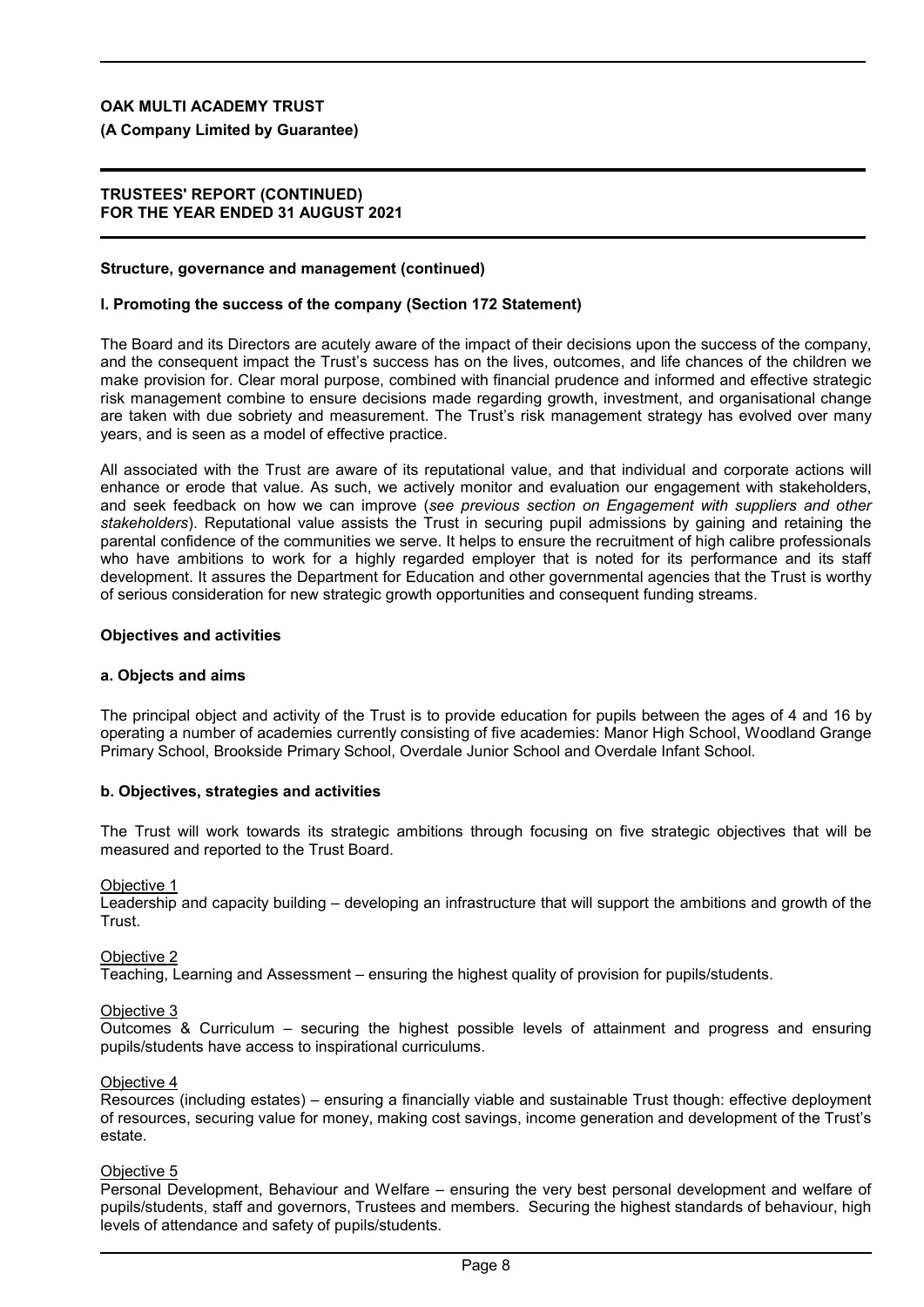**Structure, governance and management (continued)**

**l. Promoting the success of the company (Section 172 Statement)**

The Board and its Directors are acutely aware of the impact of their decisions upon the success of the company, and the consequent impact the Trust's success has on the lives, outcomes, and life chances of the children we make provision for. Clear moral purpose, combined with financial prudence and informed and effective strategic risk management combine to ensure decisions made regarding growth, investment, and organisational change are taken with due sobriety and measurement. The Trust's risk management strategy has evolved over many years, and is seen as a model of effective practice.

All associated with the Trust are aware of its reputational value, and that individual and corporate actions will enhance or erode that value. As such, we actively monitor and evaluation our engagement with stakeholders, and seek feedback on how we can improve (*see previous section on Engagement with suppliers and other stakeholders*). Reputational value assists the Trust in securing pupil admissions by gaining and retaining the parental confidence of the communities we serve. It helps to ensure the recruitment of high calibre professionals who have ambitions to work for a highly regarded employer that is noted for its performance and its staff development. It assures the Department for Education and other governmental agencies that the Trust is worthy of serious consideration for new strategic growth opportunities and consequent funding streams.

**Objectives and activities**

**a. Objects and aims**

The principal object and activity of the Trust is to provide education for pupils between the ages of 4 and 16 by operating a number of academies currently consisting of five academies: Manor High School, Woodland Grange Primary School, Brookside Primary School, Overdale Junior School and Overdale Infant School.

**b. Objectives, strategies and activities**

The Trust will work towards its strategic ambitions through focusing on five strategic objectives that will be measured and reported to the Trust Board.

Objective 1
Leadership and capacity building – developing an infrastructure that will support the ambitions and growth of the Trust.

Objective 2
Teaching, Learning and Assessment – ensuring the highest quality of provision for pupils/students.

Objective 3
Outcomes & Curriculum – securing the highest possible levels of attainment and progress and ensuring pupils/students have access to inspirational curriculums.

Objective 4
Resources (including estates) – ensuring a financially viable and sustainable Trust though: effective deployment of resources, securing value for money, making cost savings, income generation and development of the Trust's estate.

Objective 5
Personal Development, Behaviour and Welfare – ensuring the very best personal development and welfare of pupils/students, staff and governors, Trustees and members. Securing the highest standards of behaviour, high levels of attendance and safety of pupils/students.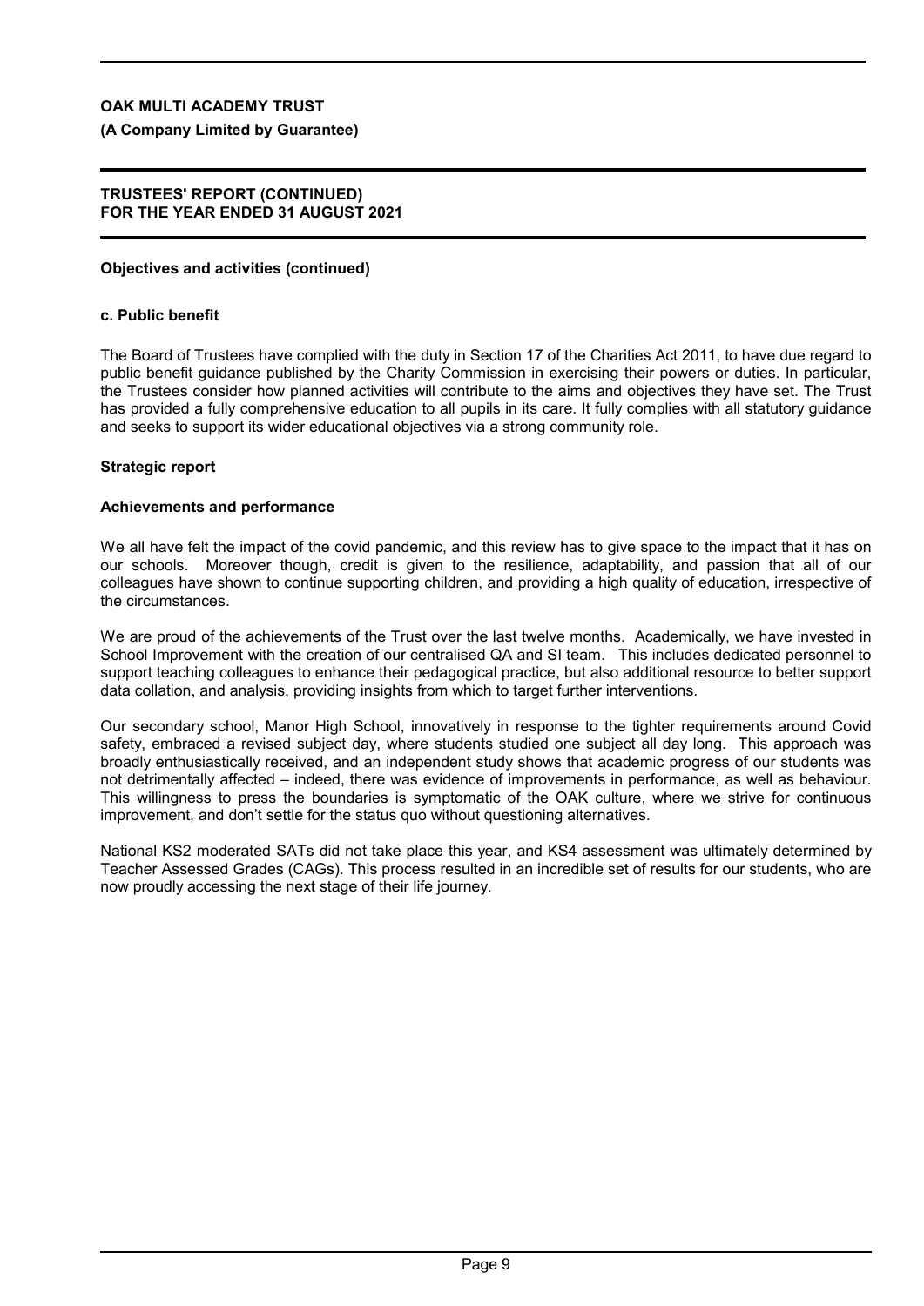**Objectives and activities (continued)**

**c. Public benefit**

The Board of Trustees have complied with the duty in Section 17 of the Charities Act 2011, to have due regard to public benefit guidance published by the Charity Commission in exercising their powers or duties. In particular, the Trustees consider how planned activities will contribute to the aims and objectives they have set. The Trust has provided a fully comprehensive education to all pupils in its care. It fully complies with all statutory guidance and seeks to support its wider educational objectives via a strong community role.

## Strategic report

**Achievements and performance**

We all have felt the impact of the covid pandemic, and this review has to give space to the impact that it has on our schools. Moreover though, credit is given to the resilience, adaptability, and passion that all of our colleagues have shown to continue supporting children, and providing a high quality of education, irrespective of the circumstances.

We are proud of the achievements of the Trust over the last twelve months. Academically, we have invested in School Improvement with the creation of our centralised QA and SI team. This includes dedicated personnel to support teaching colleagues to enhance their pedagogical practice, but also additional resource to better support data collation, and analysis, providing insights from which to target further interventions.

Our secondary school, Manor High School, innovatively in response to the tighter requirements around Covid safety, embraced a revised subject day, where students studied one subject all day long. This approach was broadly enthusiastically received, and an independent study shows that academic progress of our students was not detrimentally affected – indeed, there was evidence of improvements in performance, as well as behaviour. This willingness to press the boundaries is symptomatic of the OAK culture, where we strive for continuous improvement, and don't settle for the status quo without questioning alternatives.

National KS2 moderated SATs did not take place this year, and KS4 assessment was ultimately determined by Teacher Assessed Grades (CAGs). This process resulted in an incredible set of results for our students, who are now proudly accessing the next stage of their life journey.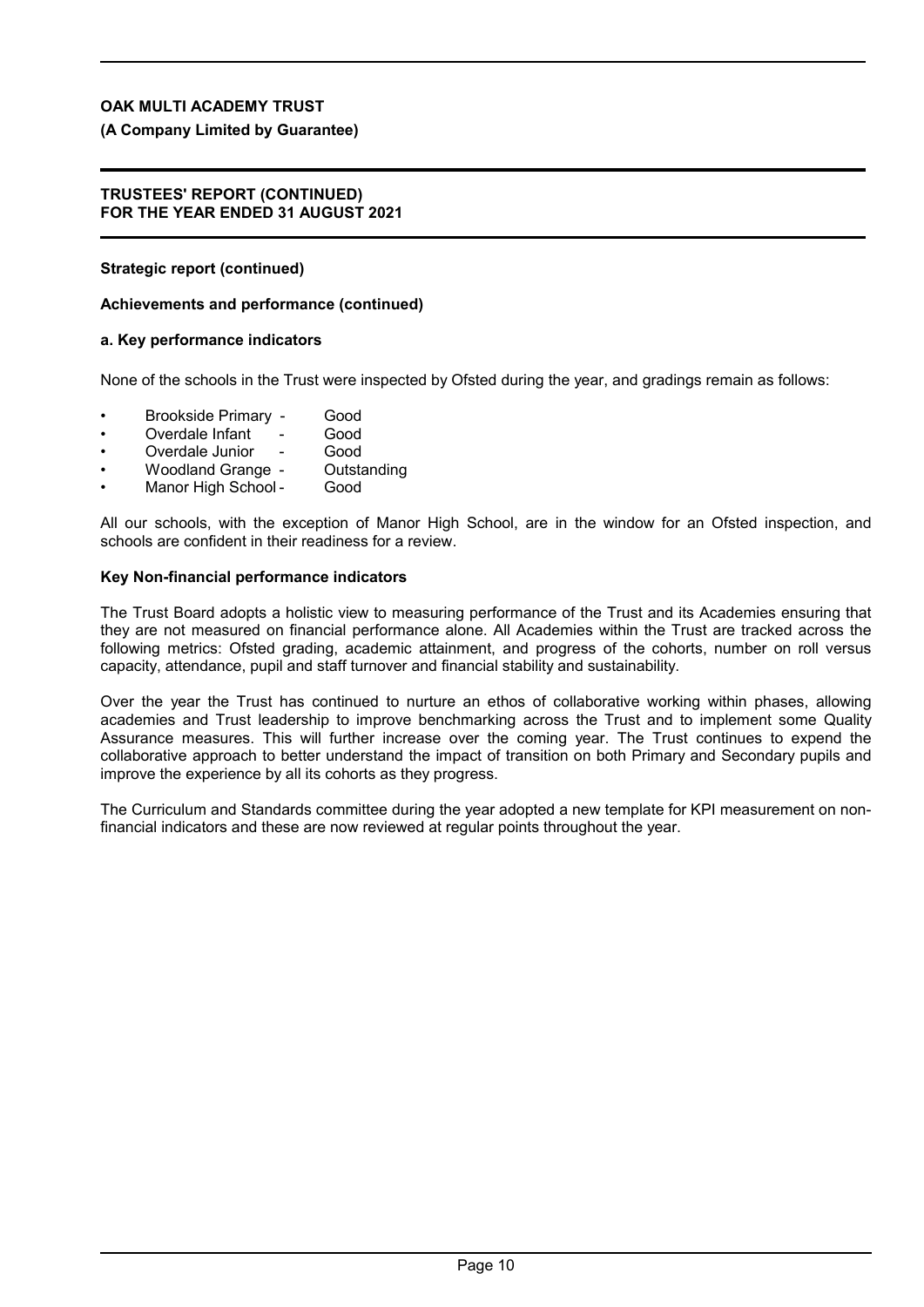**Strategic report (continued)**

**Achievements and performance (continued)**

**a. Key performance indicators**

None of the schools in the Trust were inspected by Ofsted during the year, and gradings remain as follows:

- Brookside Primary - Good
- Overdale Infant - Good
- Overdale Junior - Good
- Woodland Grange - Outstanding
- Manor High School - Good

All our schools, with the exception of Manor High School, are in the window for an Ofsted inspection, and schools are confident in their readiness for a review.

**Key Non-financial performance indicators**

The Trust Board adopts a holistic view to measuring performance of the Trust and its Academies ensuring that they are not measured on financial performance alone. All Academies within the Trust are tracked across the following metrics: Ofsted grading, academic attainment, and progress of the cohorts, number on roll versus capacity, attendance, pupil and staff turnover and financial stability and sustainability.

Over the year the Trust has continued to nurture an ethos of collaborative working within phases, allowing academies and Trust leadership to improve benchmarking across the Trust and to implement some Quality Assurance measures. This will further increase over the coming year. The Trust continues to expend the collaborative approach to better understand the impact of transition on both Primary and Secondary pupils and improve the experience by all its cohorts as they progress.

The Curriculum and Standards committee during the year adopted a new template for KPI measurement on non-financial indicators and these are now reviewed at regular points throughout the year.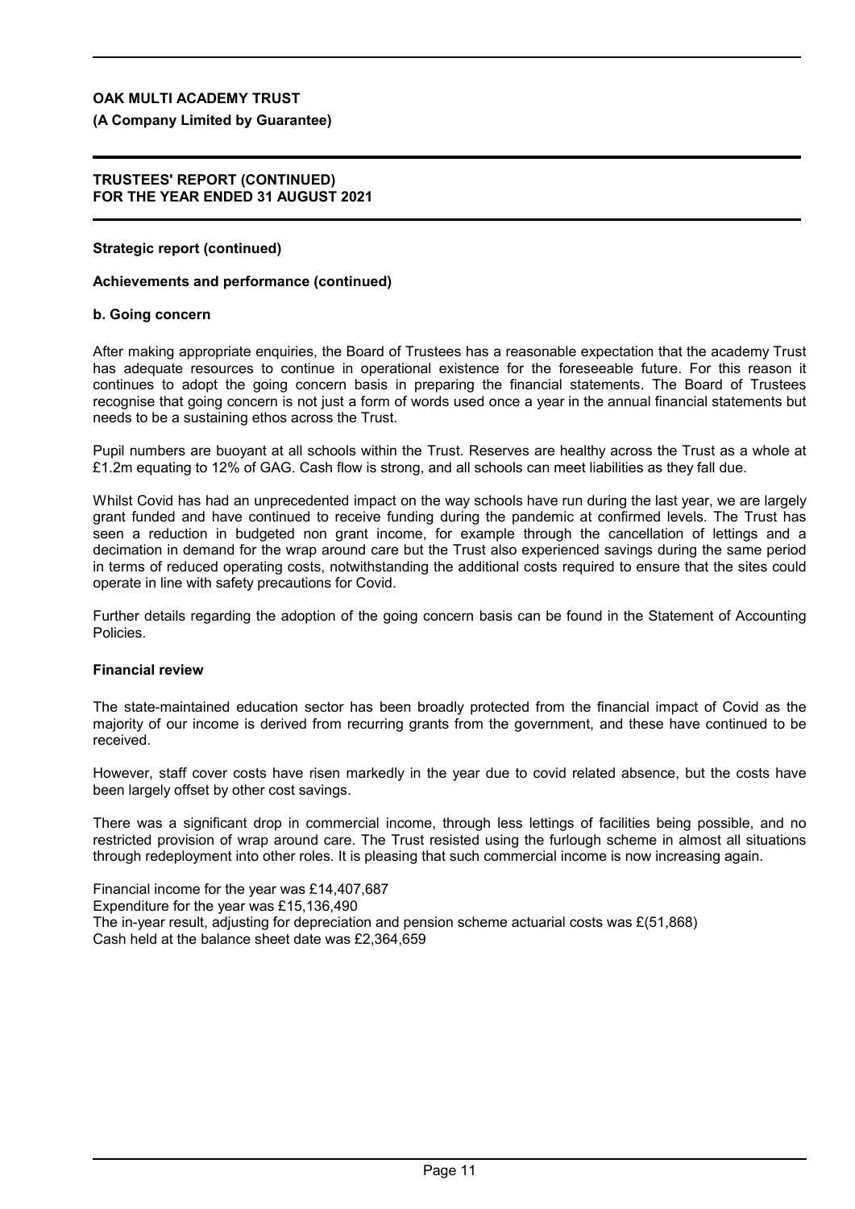**OAK MULTI ACADEMY TRUST**

**(A Company Limited by Guarantee)**

**TRUSTEES' REPORT (CONTINUED)**
**FOR THE YEAR ENDED 31 AUGUST 2021**

**Strategic report (continued)**

**Achievements and performance (continued)**

**b. Going concern**

After making appropriate enquiries, the Board of Trustees has a reasonable expectation that the academy Trust has adequate resources to continue in operational existence for the foreseeable future. For this reason it continues to adopt the going concern basis in preparing the financial statements. The Board of Trustees recognise that going concern is not just a form of words used once a year in the annual financial statements but needs to be a sustaining ethos across the Trust.

Pupil numbers are buoyant at all schools within the Trust. Reserves are healthy across the Trust as a whole at £1.2m equating to 12% of GAG. Cash flow is strong, and all schools can meet liabilities as they fall due.

Whilst Covid has had an unprecedented impact on the way schools have run during the last year, we are largely grant funded and have continued to receive funding during the pandemic at confirmed levels. The Trust has seen a reduction in budgeted non grant income, for example through the cancellation of lettings and a decimation in demand for the wrap around care but the Trust also experienced savings during the same period in terms of reduced operating costs, notwithstanding the additional costs required to ensure that the sites could operate in line with safety precautions for Covid.

Further details regarding the adoption of the going concern basis can be found in the Statement of Accounting Policies.

**Financial review**

The state-maintained education sector has been broadly protected from the financial impact of Covid as the majority of our income is derived from recurring grants from the government, and these have continued to be received.

However, staff cover costs have risen markedly in the year due to covid related absence, but the costs have been largely offset by other cost savings.

There was a significant drop in commercial income, through less lettings of facilities being possible, and no restricted provision of wrap around care. The Trust resisted using the furlough scheme in almost all situations through redeployment into other roles. It is pleasing that such commercial income is now increasing again.

Financial income for the year was £14,407,687
Expenditure for the year was £15,136,490
The in-year result, adjusting for depreciation and pension scheme actuarial costs was £(51,868)
Cash held at the balance sheet date was £2,364,659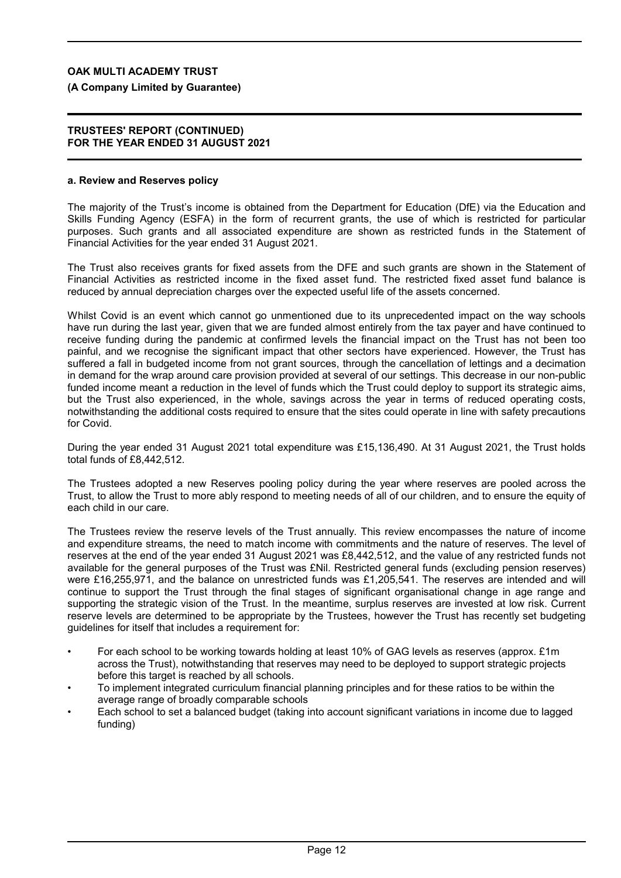**OAK MULTI ACADEMY TRUST**

**(A Company Limited by Guarantee)**

**TRUSTEES' REPORT (CONTINUED)**
**FOR THE YEAR ENDED 31 AUGUST 2021**

**a. Review and Reserves policy**

The majority of the Trust's income is obtained from the Department for Education (DfE) via the Education and Skills Funding Agency (ESFA) in the form of recurrent grants, the use of which is restricted for particular purposes. Such grants and all associated expenditure are shown as restricted funds in the Statement of Financial Activities for the year ended 31 August 2021.

The Trust also receives grants for fixed assets from the DFE and such grants are shown in the Statement of Financial Activities as restricted income in the fixed asset fund. The restricted fixed asset fund balance is reduced by annual depreciation charges over the expected useful life of the assets concerned.

Whilst Covid is an event which cannot go unmentioned due to its unprecedented impact on the way schools have run during the last year, given that we are funded almost entirely from the tax payer and have continued to receive funding during the pandemic at confirmed levels the financial impact on the Trust has not been too painful, and we recognise the significant impact that other sectors have experienced. However, the Trust has suffered a fall in budgeted income from not grant sources, through the cancellation of lettings and a decimation in demand for the wrap around care provision provided at several of our settings. This decrease in our non-public funded income meant a reduction in the level of funds which the Trust could deploy to support its strategic aims, but the Trust also experienced, in the whole, savings across the year in terms of reduced operating costs, notwithstanding the additional costs required to ensure that the sites could operate in line with safety precautions for Covid.

During the year ended 31 August 2021 total expenditure was £15,136,490. At 31 August 2021, the Trust holds total funds of £8,442,512.

The Trustees adopted a new Reserves pooling policy during the year where reserves are pooled across the Trust, to allow the Trust to more ably respond to meeting needs of all of our children, and to ensure the equity of each child in our care.

The Trustees review the reserve levels of the Trust annually. This review encompasses the nature of income and expenditure streams, the need to match income with commitments and the nature of reserves. The level of reserves at the end of the year ended 31 August 2021 was £8,442,512, and the value of any restricted funds not available for the general purposes of the Trust was £Nil. Restricted general funds (excluding pension reserves) were £16,255,971, and the balance on unrestricted funds was £1,205,541. The reserves are intended and will continue to support the Trust through the final stages of significant organisational change in age range and supporting the strategic vision of the Trust. In the meantime, surplus reserves are invested at low risk. Current reserve levels are determined to be appropriate by the Trustees, however the Trust has recently set budgeting guidelines for itself that includes a requirement for:

- For each school to be working towards holding at least 10% of GAG levels as reserves (approx. £1m across the Trust), notwithstanding that reserves may need to be deployed to support strategic projects before this target is reached by all schools.
- To implement integrated curriculum financial planning principles and for these ratios to be within the average range of broadly comparable schools
- Each school to set a balanced budget (taking into account significant variations in income due to lagged funding)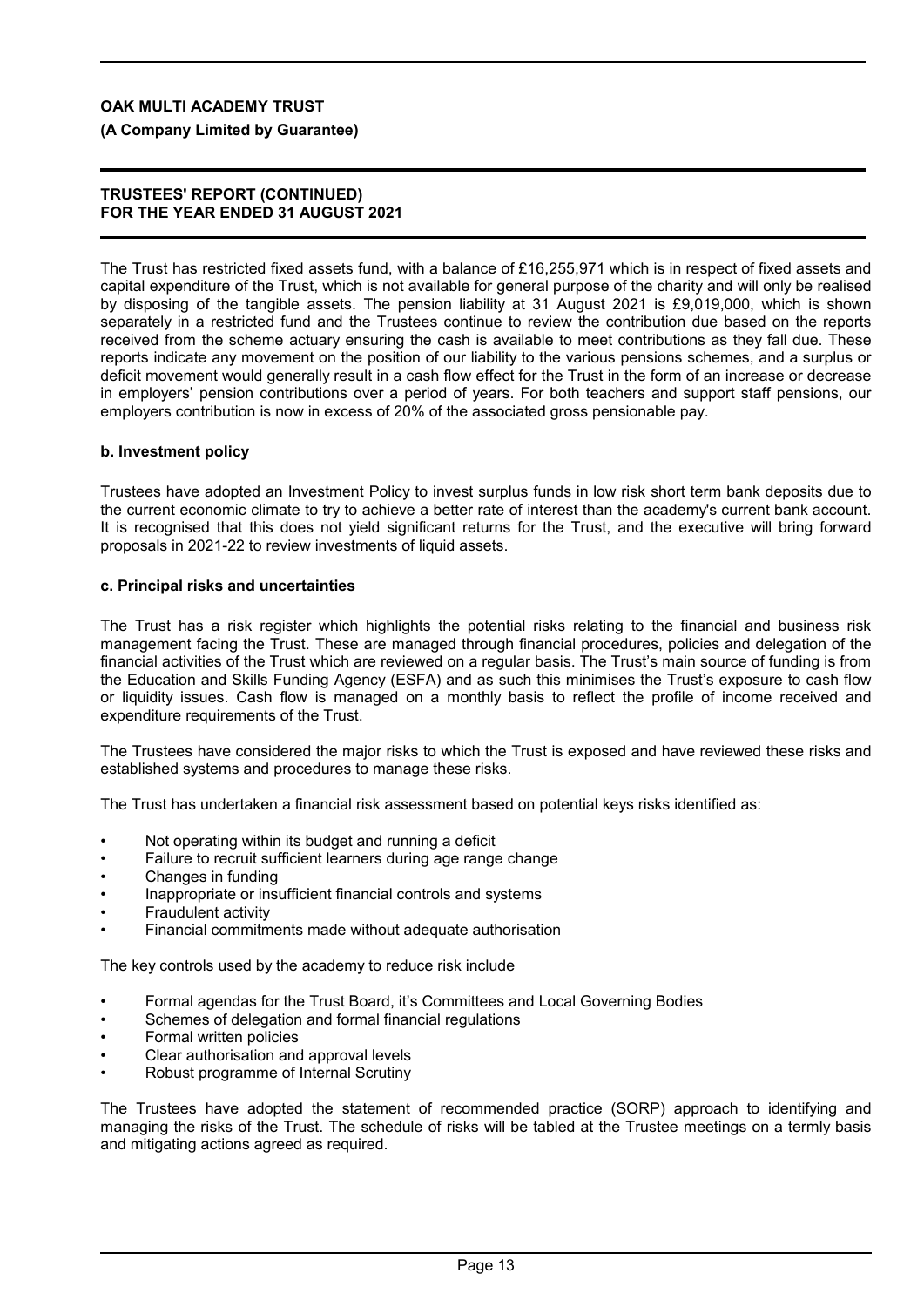The Trust has restricted fixed assets fund, with a balance of £16,255,971 which is in respect of fixed assets and capital expenditure of the Trust, which is not available for general purpose of the charity and will only be realised by disposing of the tangible assets. The pension liability at 31 August 2021 is £9,019,000, which is shown separately in a restricted fund and the Trustees continue to review the contribution due based on the reports received from the scheme actuary ensuring the cash is available to meet contributions as they fall due. These reports indicate any movement on the position of our liability to the various pensions schemes, and a surplus or deficit movement would generally result in a cash flow effect for the Trust in the form of an increase or decrease in employers' pension contributions over a period of years. For both teachers and support staff pensions, our employers contribution is now in excess of 20% of the associated gross pensionable pay.

### b. Investment policy

Trustees have adopted an Investment Policy to invest surplus funds in low risk short term bank deposits due to the current economic climate to try to achieve a better rate of interest than the academy's current bank account. It is recognised that this does not yield significant returns for the Trust, and the executive will bring forward proposals in 2021-22 to review investments of liquid assets.

### c. Principal risks and uncertainties

The Trust has a risk register which highlights the potential risks relating to the financial and business risk management facing the Trust. These are managed through financial procedures, policies and delegation of the financial activities of the Trust which are reviewed on a regular basis. The Trust's main source of funding is from the Education and Skills Funding Agency (ESFA) and as such this minimises the Trust's exposure to cash flow or liquidity issues. Cash flow is managed on a monthly basis to reflect the profile of income received and expenditure requirements of the Trust.

The Trustees have considered the major risks to which the Trust is exposed and have reviewed these risks and established systems and procedures to manage these risks.

The Trust has undertaken a financial risk assessment based on potential keys risks identified as:

- Not operating within its budget and running a deficit
- Failure to recruit sufficient learners during age range change
- Changes in funding
- Inappropriate or insufficient financial controls and systems
- Fraudulent activity
- Financial commitments made without adequate authorisation

The key controls used by the academy to reduce risk include

- Formal agendas for the Trust Board, it's Committees and Local Governing Bodies
- Schemes of delegation and formal financial regulations
- Formal written policies
- Clear authorisation and approval levels
- Robust programme of Internal Scrutiny

The Trustees have adopted the statement of recommended practice (SORP) approach to identifying and managing the risks of the Trust. The schedule of risks will be tabled at the Trustee meetings on a termly basis and mitigating actions agreed as required.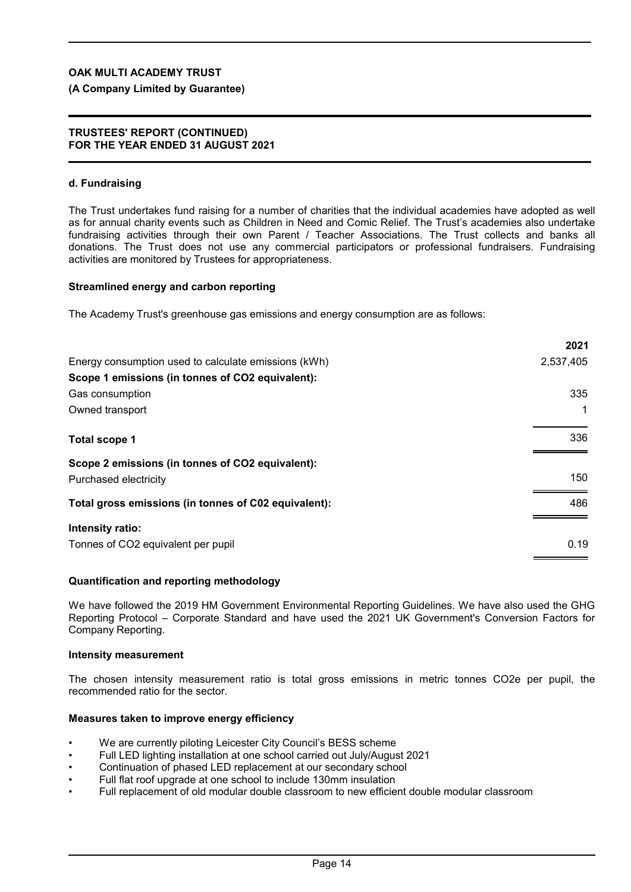**OAK MULTI ACADEMY TRUST**

**(A Company Limited by Guarantee)**

**TRUSTEES' REPORT (CONTINUED)**
**FOR THE YEAR ENDED 31 AUGUST 2021**

### d. Fundraising

The Trust undertakes fund raising for a number of charities that the individual academies have adopted as well as for annual charity events such as Children in Need and Comic Relief. The Trust's academies also undertake fundraising activities through their own Parent / Teacher Associations. The Trust collects and banks all donations. The Trust does not use any commercial participators or professional fundraisers. Fundraising activities are monitored by Trustees for appropriateness.

### Streamlined energy and carbon reporting

The Academy Trust's greenhouse gas emissions and energy consumption are as follows:

| | 2021 |
|---|---|
| Energy consumption used to calculate emissions (kWh) | 2,537,405 |
| **Scope 1 emissions (in tonnes of $CO_2$ equivalent):** | |
| Gas consumption | 335 |
| Owned transport | 1 |
| **Total scope 1** | 336 |
| **Scope 2 emissions (in tonnes of $CO_2$ equivalent):** | |
| Purchased electricity | 150 |
| **Total gross emissions (in tonnes of C02 equivalent):** | 486 |
| **Intensity ratio:** | |
| Tonnes of $CO_2$ equivalent per pupil | 0.19 |

### Quantification and reporting methodology

We have followed the 2019 HM Government Environmental Reporting Guidelines. We have also used the GHG Reporting Protocol – Corporate Standard and have used the 2021 UK Government's Conversion Factors for Company Reporting.

### Intensity measurement

The chosen intensity measurement ratio is total gross emissions in metric tonnes $CO_2e$ per pupil, the recommended ratio for the sector.

### Measures taken to improve energy efficiency

- We are currently piloting Leicester City Council's BESS scheme
- Full LED lighting installation at one school carried out July/August 2021
- Continuation of phased LED replacement at our secondary school
- Full flat roof upgrade at one school to include 130mm insulation
- Full replacement of old modular double classroom to new efficient double modular classroom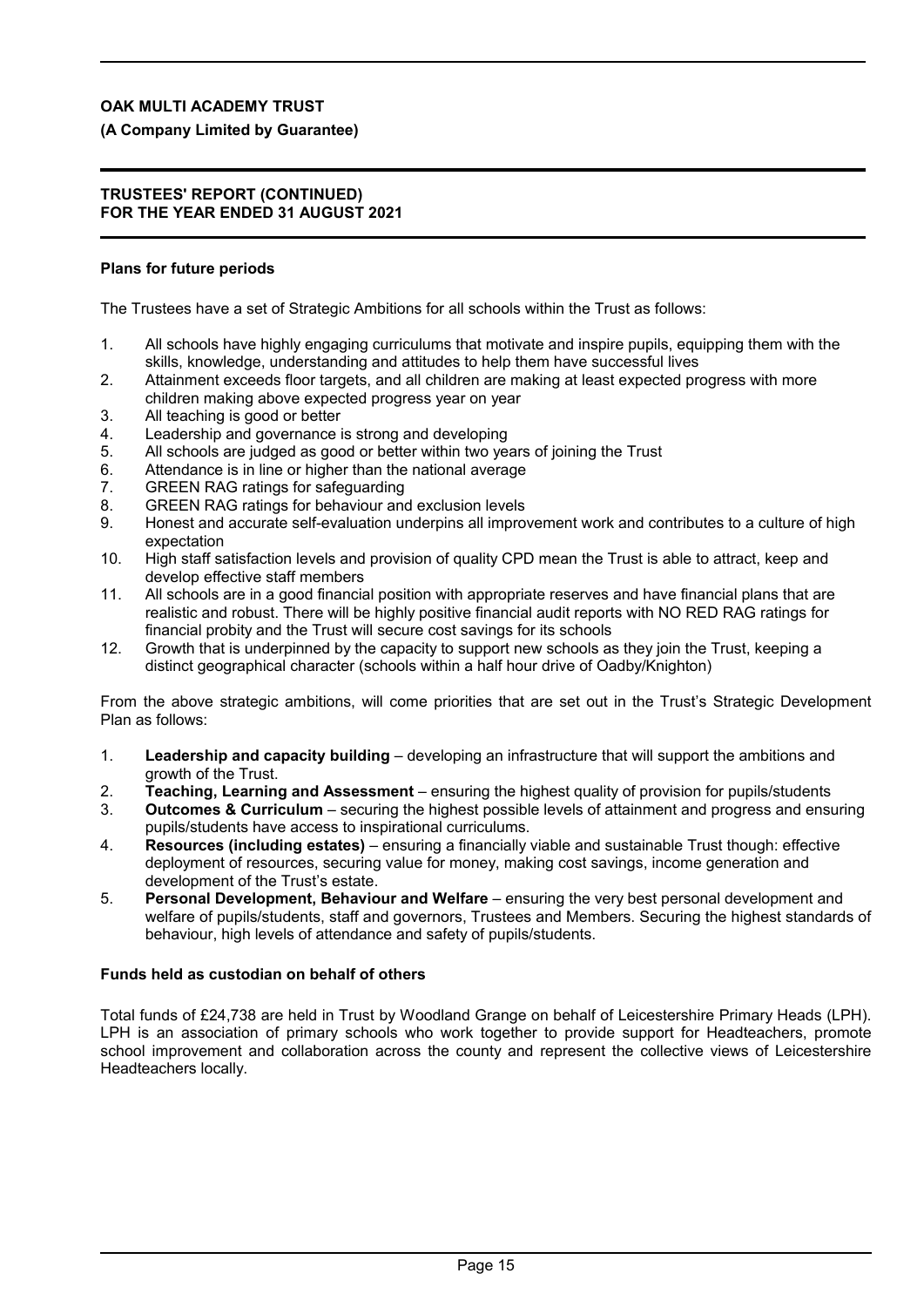## Plans for future periods

The Trustees have a set of Strategic Ambitions for all schools within the Trust as follows:

1. All schools have highly engaging curriculums that motivate and inspire pupils, equipping them with the skills, knowledge, understanding and attitudes to help them have successful lives
2. Attainment exceeds floor targets, and all children are making at least expected progress with more children making above expected progress year on year
3. All teaching is good or better
4. Leadership and governance is strong and developing
5. All schools are judged as good or better within two years of joining the Trust
6. Attendance is in line or higher than the national average
7. GREEN RAG ratings for safeguarding
8. GREEN RAG ratings for behaviour and exclusion levels
9. Honest and accurate self-evaluation underpins all improvement work and contributes to a culture of high expectation
10. High staff satisfaction levels and provision of quality CPD mean the Trust is able to attract, keep and develop effective staff members
11. All schools are in a good financial position with appropriate reserves and have financial plans that are realistic and robust. There will be highly positive financial audit reports with NO RED RAG ratings for financial probity and the Trust will secure cost savings for its schools
12. Growth that is underpinned by the capacity to support new schools as they join the Trust, keeping a distinct geographical character (schools within a half hour drive of Oadby/Knighton)

From the above strategic ambitions, will come priorities that are set out in the Trust's Strategic Development Plan as follows:

1. **Leadership and capacity building** – developing an infrastructure that will support the ambitions and growth of the Trust.
2. **Teaching, Learning and Assessment** – ensuring the highest quality of provision for pupils/students
3. **Outcomes & Curriculum** – securing the highest possible levels of attainment and progress and ensuring pupils/students have access to inspirational curriculums.
4. **Resources (including estates)** – ensuring a financially viable and sustainable Trust though: effective deployment of resources, securing value for money, making cost savings, income generation and development of the Trust's estate.
5. **Personal Development, Behaviour and Welfare** – ensuring the very best personal development and welfare of pupils/students, staff and governors, Trustees and Members. Securing the highest standards of behaviour, high levels of attendance and safety of pupils/students.

## Funds held as custodian on behalf of others

Total funds of £24,738 are held in Trust by Woodland Grange on behalf of Leicestershire Primary Heads (LPH). LPH is an association of primary schools who work together to provide support for Headteachers, promote school improvement and collaboration across the county and represent the collective views of Leicestershire Headteachers locally.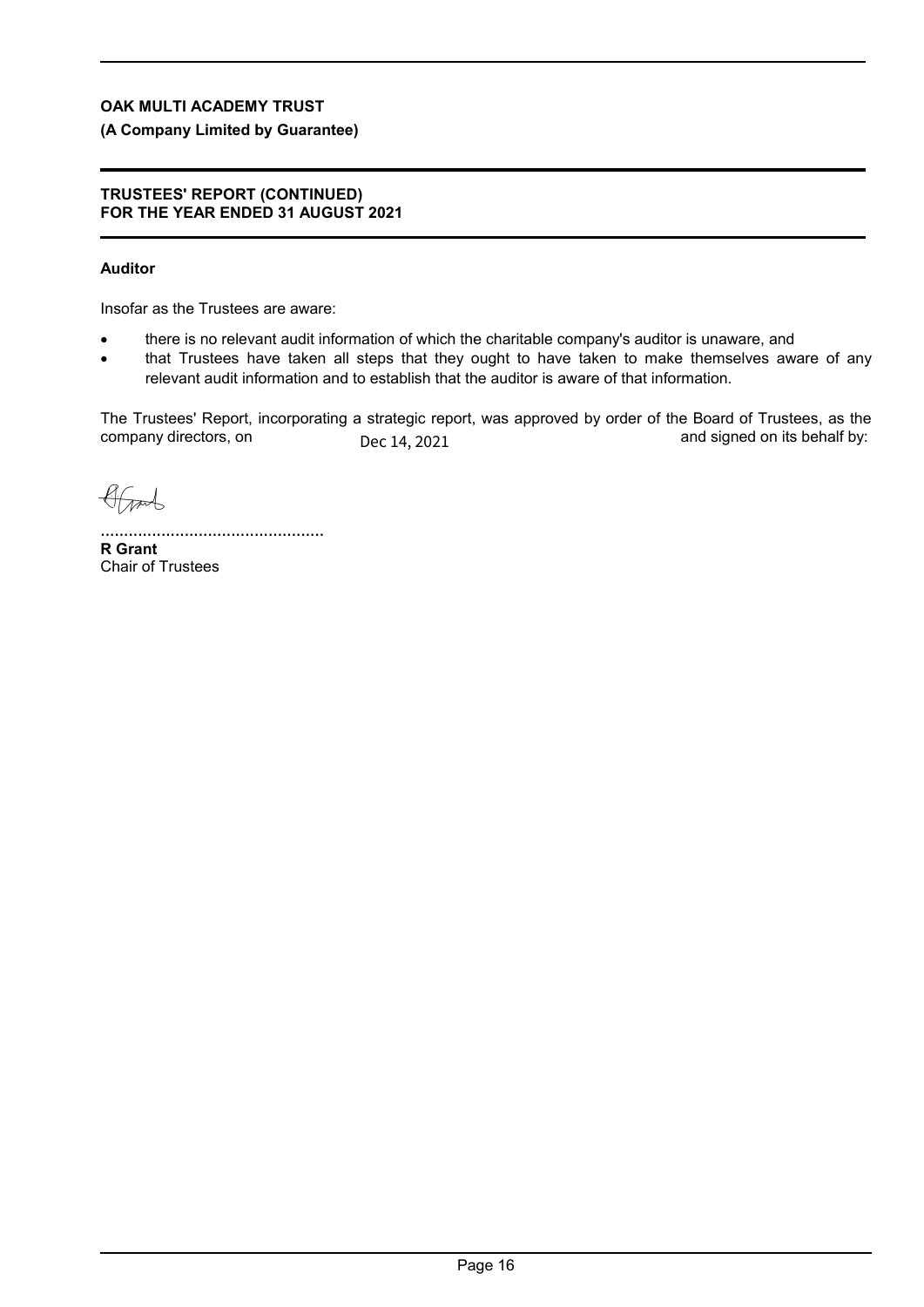**OAK MULTI ACADEMY TRUST**

**(A Company Limited by Guarantee)**

**TRUSTEES' REPORT (CONTINUED)**
**FOR THE YEAR ENDED 31 AUGUST 2021**

**Auditor**

Insofar as the Trustees are aware:

- there is no relevant audit information of which the charitable company's auditor is unaware, and
- that Trustees have taken all steps that they ought to have taken to make themselves aware of any relevant audit information and to establish that the auditor is aware of that information.

The Trustees' Report, incorporating a strategic report, was approved by order of the Board of Trustees, as the company directors, on Dec 14, 2021 and signed on its behalf by:

................................................
**R Grant**
Chair of Trustees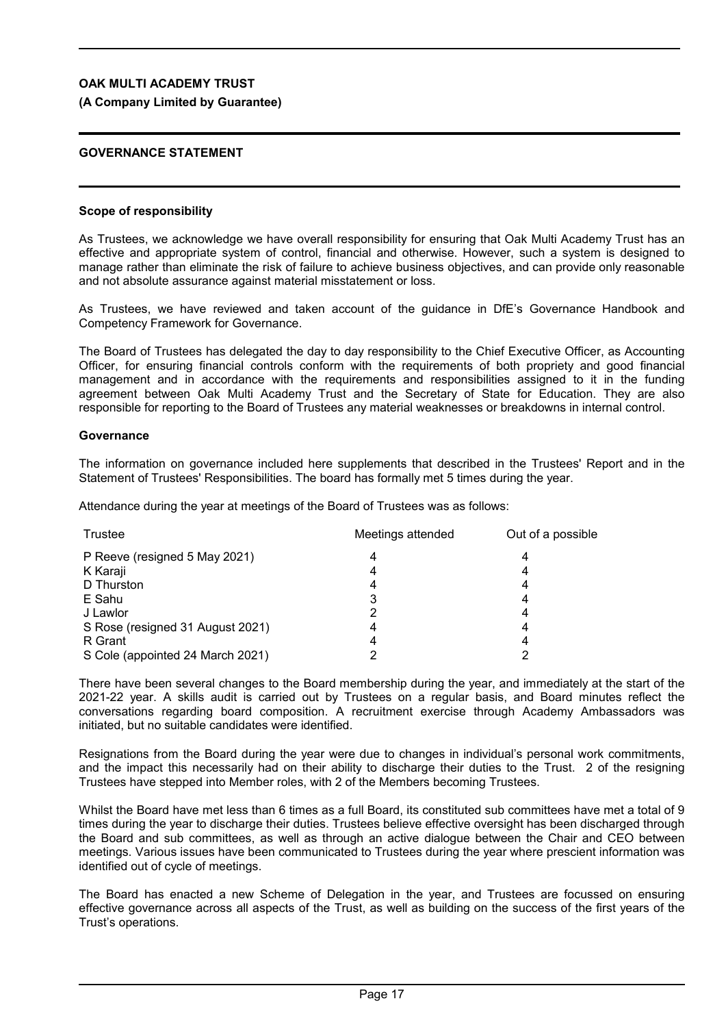**OAK MULTI ACADEMY TRUST**
**(A Company Limited by Guarantee)**

## GOVERNANCE STATEMENT

### Scope of responsibility

As Trustees, we acknowledge we have overall responsibility for ensuring that Oak Multi Academy Trust has an effective and appropriate system of control, financial and otherwise. However, such a system is designed to manage rather than eliminate the risk of failure to achieve business objectives, and can provide only reasonable and not absolute assurance against material misstatement or loss.

As Trustees, we have reviewed and taken account of the guidance in DfE's Governance Handbook and Competency Framework for Governance.

The Board of Trustees has delegated the day to day responsibility to the Chief Executive Officer, as Accounting Officer, for ensuring financial controls conform with the requirements of both propriety and good financial management and in accordance with the requirements and responsibilities assigned to it in the funding agreement between Oak Multi Academy Trust and the Secretary of State for Education. They are also responsible for reporting to the Board of Trustees any material weaknesses or breakdowns in internal control.

### Governance

The information on governance included here supplements that described in the Trustees' Report and in the Statement of Trustees' Responsibilities. The board has formally met 5 times during the year.

Attendance during the year at meetings of the Board of Trustees was as follows:

| Trustee | Meetings attended | Out of a possible |
|---|---|---|
| P Reeve (resigned 5 May 2021) | 4 | 4 |
| K Karaji | 4 | 4 |
| D Thurston | 4 | 4 |
| E Sahu | 3 | 4 |
| J Lawlor | 2 | 4 |
| S Rose (resigned 31 August 2021) | 4 | 4 |
| R Grant | 4 | 4 |
| S Cole (appointed 24 March 2021) | 2 | 2 |

There have been several changes to the Board membership during the year, and immediately at the start of the 2021-22 year. A skills audit is carried out by Trustees on a regular basis, and Board minutes reflect the conversations regarding board composition. A recruitment exercise through Academy Ambassadors was initiated, but no suitable candidates were identified.

Resignations from the Board during the year were due to changes in individual's personal work commitments, and the impact this necessarily had on their ability to discharge their duties to the Trust. 2 of the resigning Trustees have stepped into Member roles, with 2 of the Members becoming Trustees.

Whilst the Board have met less than 6 times as a full Board, its constituted sub committees have met a total of 9 times during the year to discharge their duties. Trustees believe effective oversight has been discharged through the Board and sub committees, as well as through an active dialogue between the Chair and CEO between meetings. Various issues have been communicated to Trustees during the year where prescient information was identified out of cycle of meetings.

The Board has enacted a new Scheme of Delegation in the year, and Trustees are focussed on ensuring effective governance across all aspects of the Trust, as well as building on the success of the first years of the Trust's operations.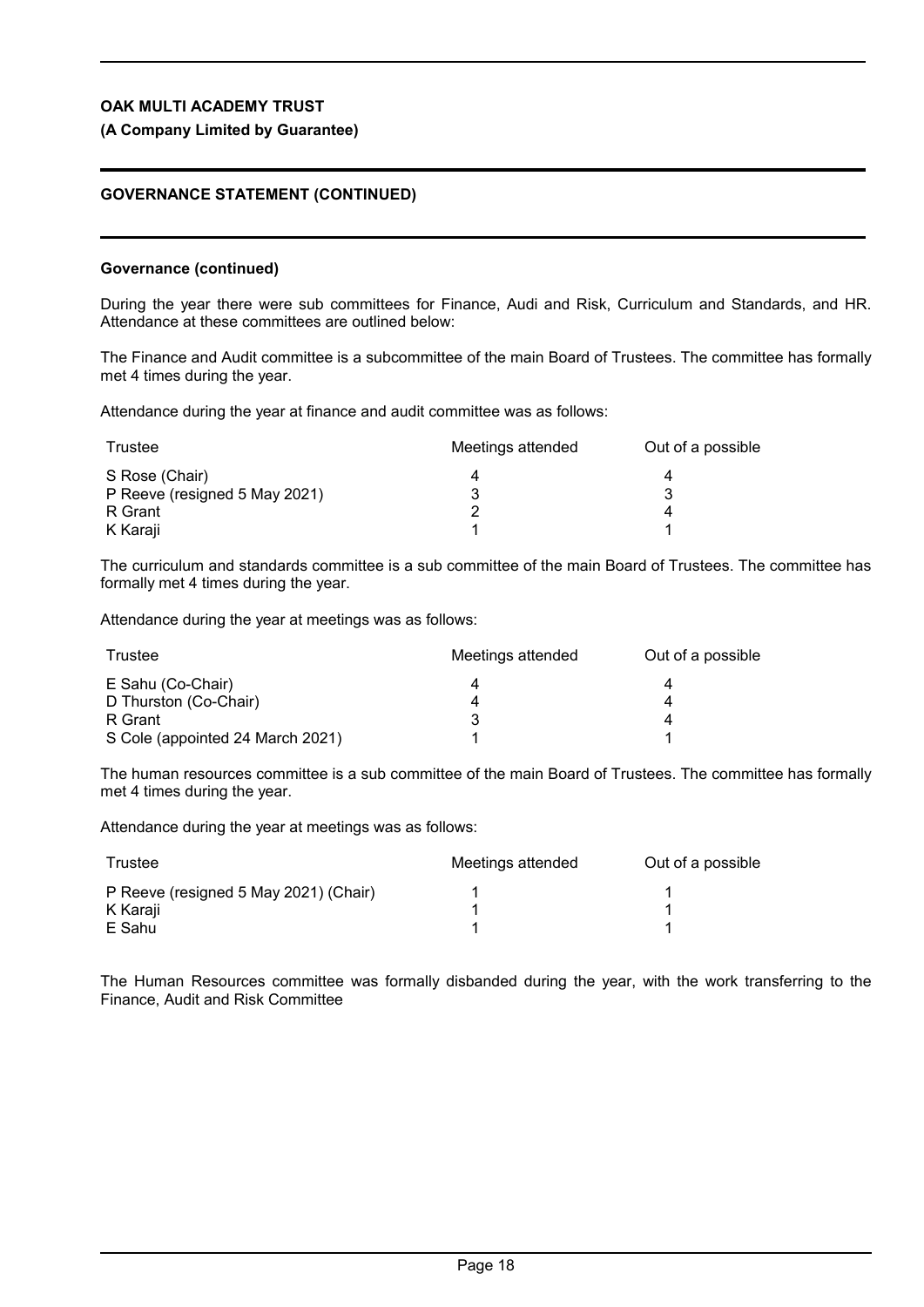**OAK MULTI ACADEMY TRUST**

**(A Company Limited by Guarantee)**

**GOVERNANCE STATEMENT (CONTINUED)**

**Governance (continued)**

During the year there were sub committees for Finance, Audi and Risk, Curriculum and Standards, and HR. Attendance at these committees are outlined below:

The Finance and Audit committee is a subcommittee of the main Board of Trustees. The committee has formally met 4 times during the year.

Attendance during the year at finance and audit committee was as follows:

| Trustee | Meetings attended | Out of a possible |
|---|---|---|
| S Rose (Chair) | 4 | 4 |
| P Reeve (resigned 5 May 2021) | 3 | 3 |
| R Grant | 2 | 4 |
| K Karaji | 1 | 1 |

The curriculum and standards committee is a sub committee of the main Board of Trustees. The committee has formally met 4 times during the year.

Attendance during the year at meetings was as follows:

| Trustee | Meetings attended | Out of a possible |
|---|---|---|
| E Sahu (Co-Chair) | 4 | 4 |
| D Thurston (Co-Chair) | 4 | 4 |
| R Grant | 3 | 4 |
| S Cole (appointed 24 March 2021) | 1 | 1 |

The human resources committee is a sub committee of the main Board of Trustees. The committee has formally met 4 times during the year.

Attendance during the year at meetings was as follows:

| Trustee | Meetings attended | Out of a possible |
|---|---|---|
| P Reeve (resigned 5 May 2021) (Chair) | 1 | 1 |
| K Karaji | 1 | 1 |
| E Sahu | 1 | 1 |

The Human Resources committee was formally disbanded during the year, with the work transferring to the Finance, Audit and Risk Committee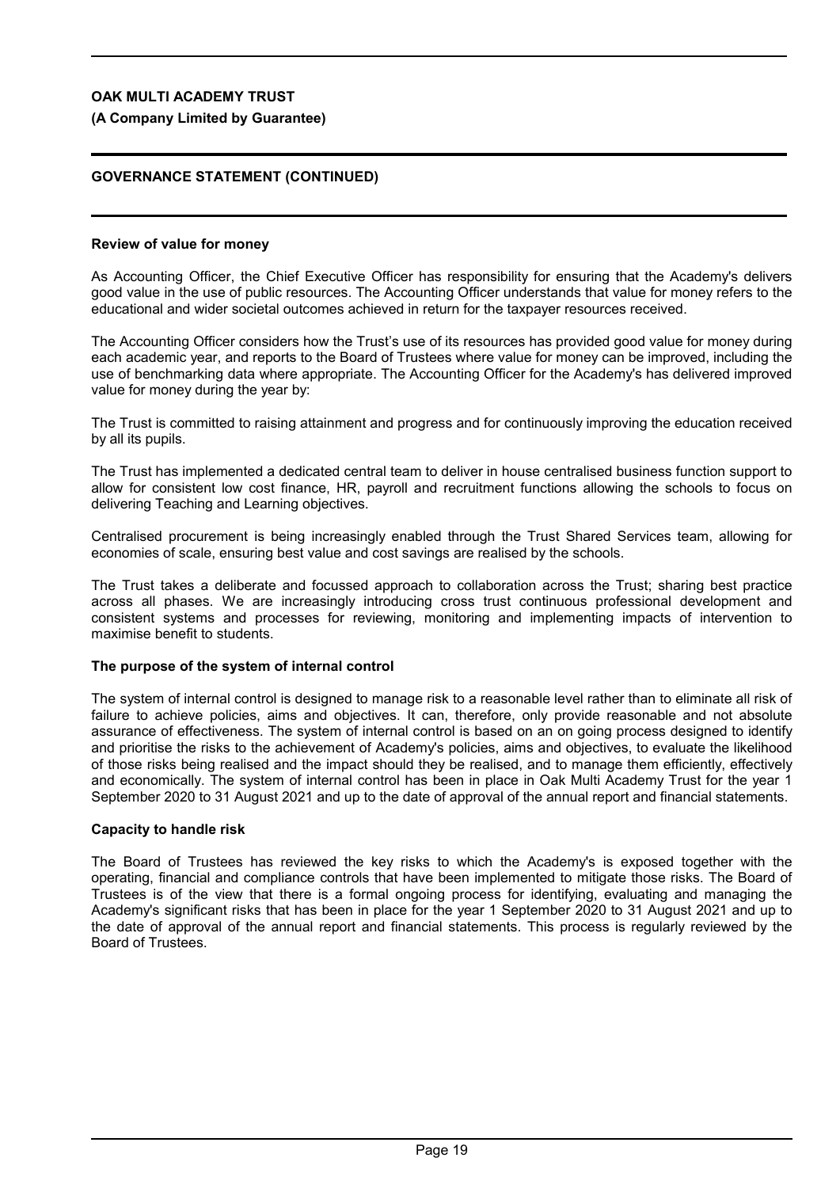**OAK MULTI ACADEMY TRUST**

**(A Company Limited by Guarantee)**

**GOVERNANCE STATEMENT (CONTINUED)**

**Review of value for money**

As Accounting Officer, the Chief Executive Officer has responsibility for ensuring that the Academy's delivers good value in the use of public resources. The Accounting Officer understands that value for money refers to the educational and wider societal outcomes achieved in return for the taxpayer resources received.

The Accounting Officer considers how the Trust's use of its resources has provided good value for money during each academic year, and reports to the Board of Trustees where value for money can be improved, including the use of benchmarking data where appropriate. The Accounting Officer for the Academy's has delivered improved value for money during the year by:

The Trust is committed to raising attainment and progress and for continuously improving the education received by all its pupils.

The Trust has implemented a dedicated central team to deliver in house centralised business function support to allow for consistent low cost finance, HR, payroll and recruitment functions allowing the schools to focus on delivering Teaching and Learning objectives.

Centralised procurement is being increasingly enabled through the Trust Shared Services team, allowing for economies of scale, ensuring best value and cost savings are realised by the schools.

The Trust takes a deliberate and focussed approach to collaboration across the Trust; sharing best practice across all phases. We are increasingly introducing cross trust continuous professional development and consistent systems and processes for reviewing, monitoring and implementing impacts of intervention to maximise benefit to students.

**The purpose of the system of internal control**

The system of internal control is designed to manage risk to a reasonable level rather than to eliminate all risk of failure to achieve policies, aims and objectives. It can, therefore, only provide reasonable and not absolute assurance of effectiveness. The system of internal control is based on an on going process designed to identify and prioritise the risks to the achievement of Academy's policies, aims and objectives, to evaluate the likelihood of those risks being realised and the impact should they be realised, and to manage them efficiently, effectively and economically. The system of internal control has been in place in Oak Multi Academy Trust for the year 1 September 2020 to 31 August 2021 and up to the date of approval of the annual report and financial statements.

**Capacity to handle risk**

The Board of Trustees has reviewed the key risks to which the Academy's is exposed together with the operating, financial and compliance controls that have been implemented to mitigate those risks. The Board of Trustees is of the view that there is a formal ongoing process for identifying, evaluating and managing the Academy's significant risks that has been in place for the year 1 September 2020 to 31 August 2021 and up to the date of approval of the annual report and financial statements. This process is regularly reviewed by the Board of Trustees.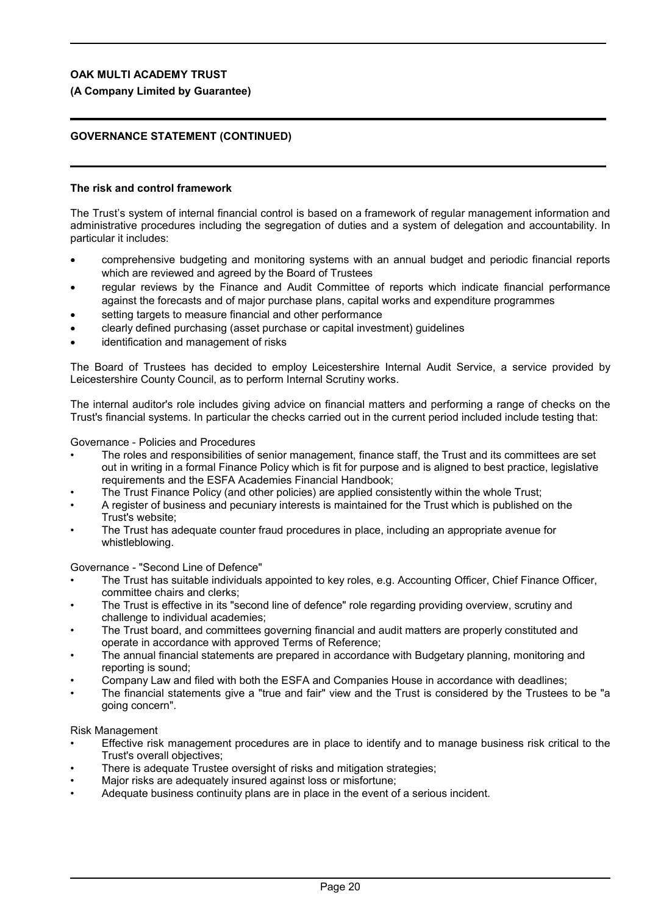## The risk and control framework

The Trust's system of internal financial control is based on a framework of regular management information and administrative procedures including the segregation of duties and a system of delegation and accountability. In particular it includes:

- comprehensive budgeting and monitoring systems with an annual budget and periodic financial reports which are reviewed and agreed by the Board of Trustees
- regular reviews by the Finance and Audit Committee of reports which indicate financial performance against the forecasts and of major purchase plans, capital works and expenditure programmes
- setting targets to measure financial and other performance
- clearly defined purchasing (asset purchase or capital investment) guidelines
- identification and management of risks

The Board of Trustees has decided to employ Leicestershire Internal Audit Service, a service provided by Leicestershire County Council, as to perform Internal Scrutiny works.

The internal auditor's role includes giving advice on financial matters and performing a range of checks on the Trust's financial systems. In particular the checks carried out in the current period included include testing that:

Governance - Policies and Procedures

- The roles and responsibilities of senior management, finance staff, the Trust and its committees are set out in writing in a formal Finance Policy which is fit for purpose and is aligned to best practice, legislative requirements and the ESFA Academies Financial Handbook;
- The Trust Finance Policy (and other policies) are applied consistently within the whole Trust;
- A register of business and pecuniary interests is maintained for the Trust which is published on the Trust's website;
- The Trust has adequate counter fraud procedures in place, including an appropriate avenue for whistleblowing.

Governance - "Second Line of Defence"

- The Trust has suitable individuals appointed to key roles, e.g. Accounting Officer, Chief Finance Officer, committee chairs and clerks;
- The Trust is effective in its "second line of defence" role regarding providing overview, scrutiny and challenge to individual academies;
- The Trust board, and committees governing financial and audit matters are properly constituted and operate in accordance with approved Terms of Reference;
- The annual financial statements are prepared in accordance with Budgetary planning, monitoring and reporting is sound;
- Company Law and filed with both the ESFA and Companies House in accordance with deadlines;
- The financial statements give a "true and fair" view and the Trust is considered by the Trustees to be "a going concern".

Risk Management

- Effective risk management procedures are in place to identify and to manage business risk critical to the Trust's overall objectives;
- There is adequate Trustee oversight of risks and mitigation strategies;
- Major risks are adequately insured against loss or misfortune;
- Adequate business continuity plans are in place in the event of a serious incident.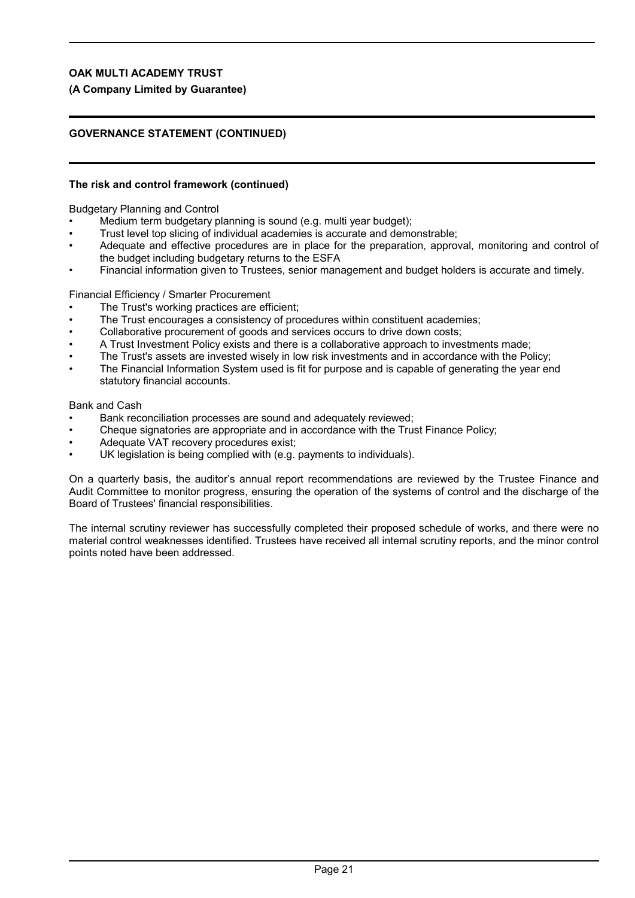**OAK MULTI ACADEMY TRUST**

**(A Company Limited by Guarantee)**

**GOVERNANCE STATEMENT (CONTINUED)**

**The risk and control framework (continued)**

Budgetary Planning and Control

- Medium term budgetary planning is sound (e.g. multi year budget);
- Trust level top slicing of individual academies is accurate and demonstrable;
- Adequate and effective procedures are in place for the preparation, approval, monitoring and control of the budget including budgetary returns to the ESFA
- Financial information given to Trustees, senior management and budget holders is accurate and timely.

Financial Efficiency / Smarter Procurement

- The Trust's working practices are efficient;
- The Trust encourages a consistency of procedures within constituent academies;
- Collaborative procurement of goods and services occurs to drive down costs;
- A Trust Investment Policy exists and there is a collaborative approach to investments made;
- The Trust's assets are invested wisely in low risk investments and in accordance with the Policy;
- The Financial Information System used is fit for purpose and is capable of generating the year end statutory financial accounts.

Bank and Cash

- Bank reconciliation processes are sound and adequately reviewed;
- Cheque signatories are appropriate and in accordance with the Trust Finance Policy;
- Adequate VAT recovery procedures exist;
- UK legislation is being complied with (e.g. payments to individuals).

On a quarterly basis, the auditor's annual report recommendations are reviewed by the Trustee Finance and Audit Committee to monitor progress, ensuring the operation of the systems of control and the discharge of the Board of Trustees' financial responsibilities.

The internal scrutiny reviewer has successfully completed their proposed schedule of works, and there were no material control weaknesses identified. Trustees have received all internal scrutiny reports, and the minor control points noted have been addressed.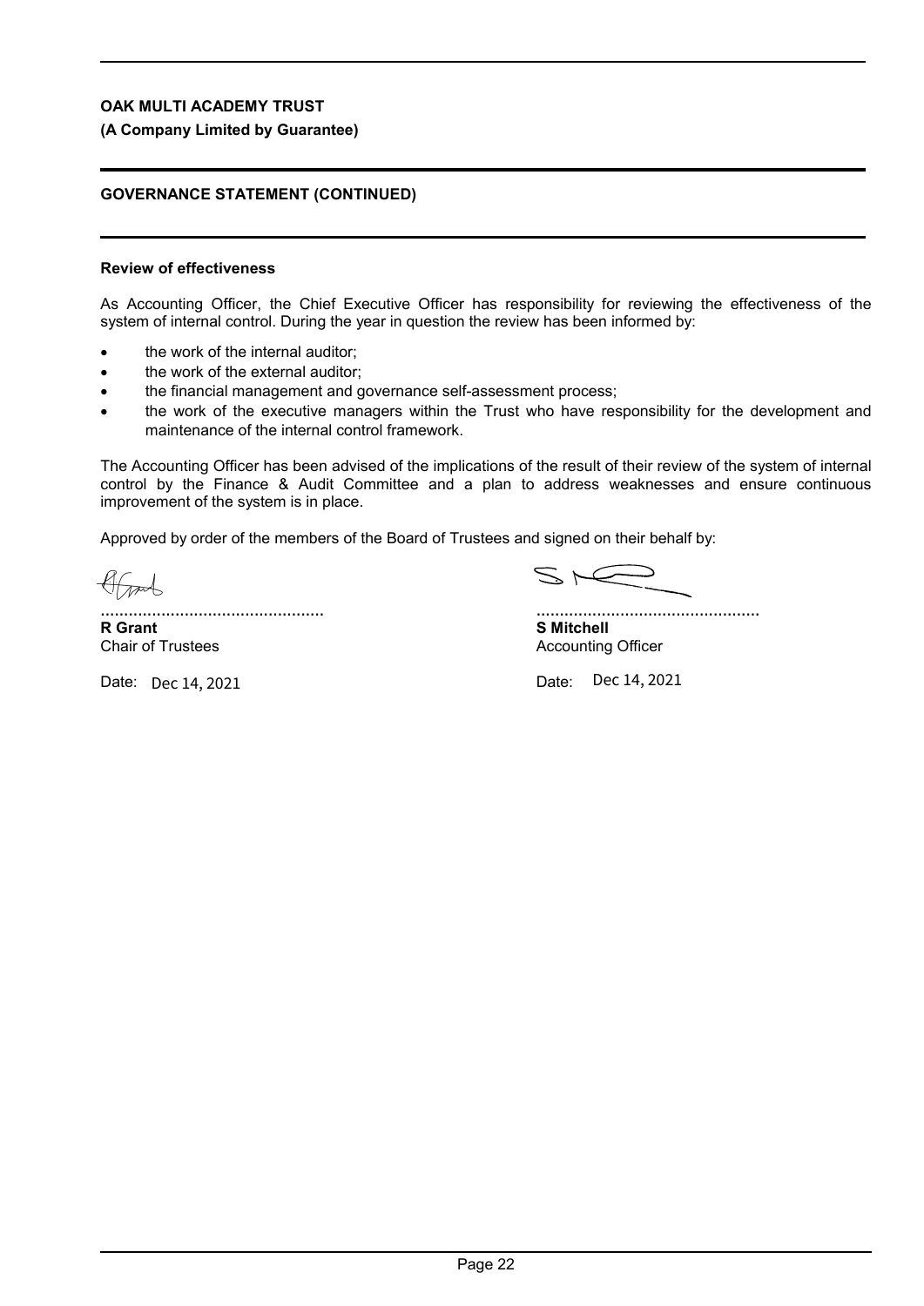## GOVERNANCE STATEMENT (CONTINUED)

### Review of effectiveness

As Accounting Officer, the Chief Executive Officer has responsibility for reviewing the effectiveness of the system of internal control. During the year in question the review has been informed by:

- the work of the internal auditor;
- the work of the external auditor;
- the financial management and governance self-assessment process;
- the work of the executive managers within the Trust who have responsibility for the development and maintenance of the internal control framework.

The Accounting Officer has been advised of the implications of the result of their review of the system of internal control by the Finance & Audit Committee and a plan to address weaknesses and ensure continuous improvement of the system is in place.

Approved by order of the members of the Board of Trustees and signed on their behalf by:

................................................
**R Grant**
Chair of Trustees

Date: Dec 14, 2021

................................................
**S Mitchell**
Accounting Officer

Date: Dec 14, 2021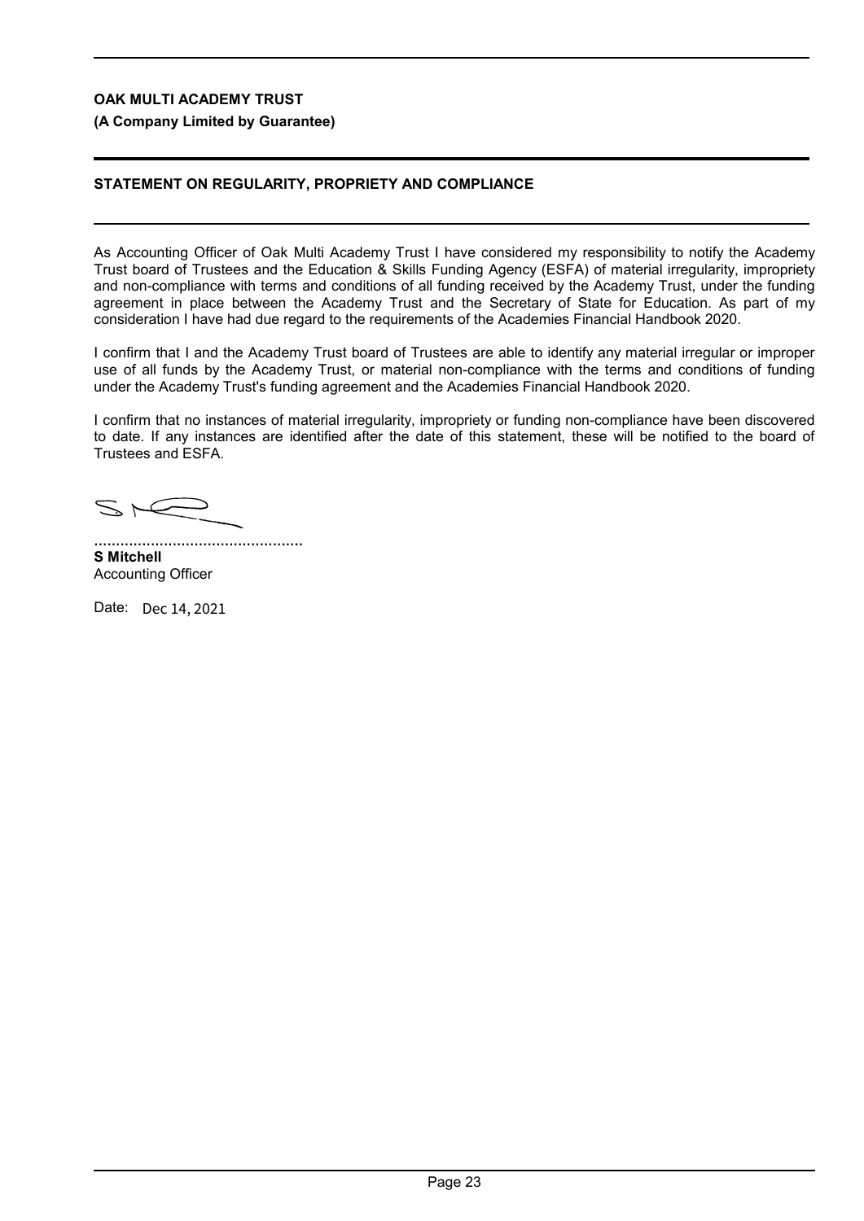**OAK MULTI ACADEMY TRUST**
**(A Company Limited by Guarantee)**

## STATEMENT ON REGULARITY, PROPRIETY AND COMPLIANCE

As Accounting Officer of Oak Multi Academy Trust I have considered my responsibility to notify the Academy Trust board of Trustees and the Education & Skills Funding Agency (ESFA) of material irregularity, impropriety and non-compliance with terms and conditions of all funding received by the Academy Trust, under the funding agreement in place between the Academy Trust and the Secretary of State for Education. As part of my consideration I have had due regard to the requirements of the Academies Financial Handbook 2020.

I confirm that I and the Academy Trust board of Trustees are able to identify any material irregular or improper use of all funds by the Academy Trust, or material non-compliance with the terms and conditions of funding under the Academy Trust's funding agreement and the Academies Financial Handbook 2020.

I confirm that no instances of material irregularity, impropriety or funding non-compliance have been discovered to date. If any instances are identified after the date of this statement, these will be notified to the board of Trustees and ESFA.

................................................
**S Mitchell**
Accounting Officer

Date: Dec 14, 2021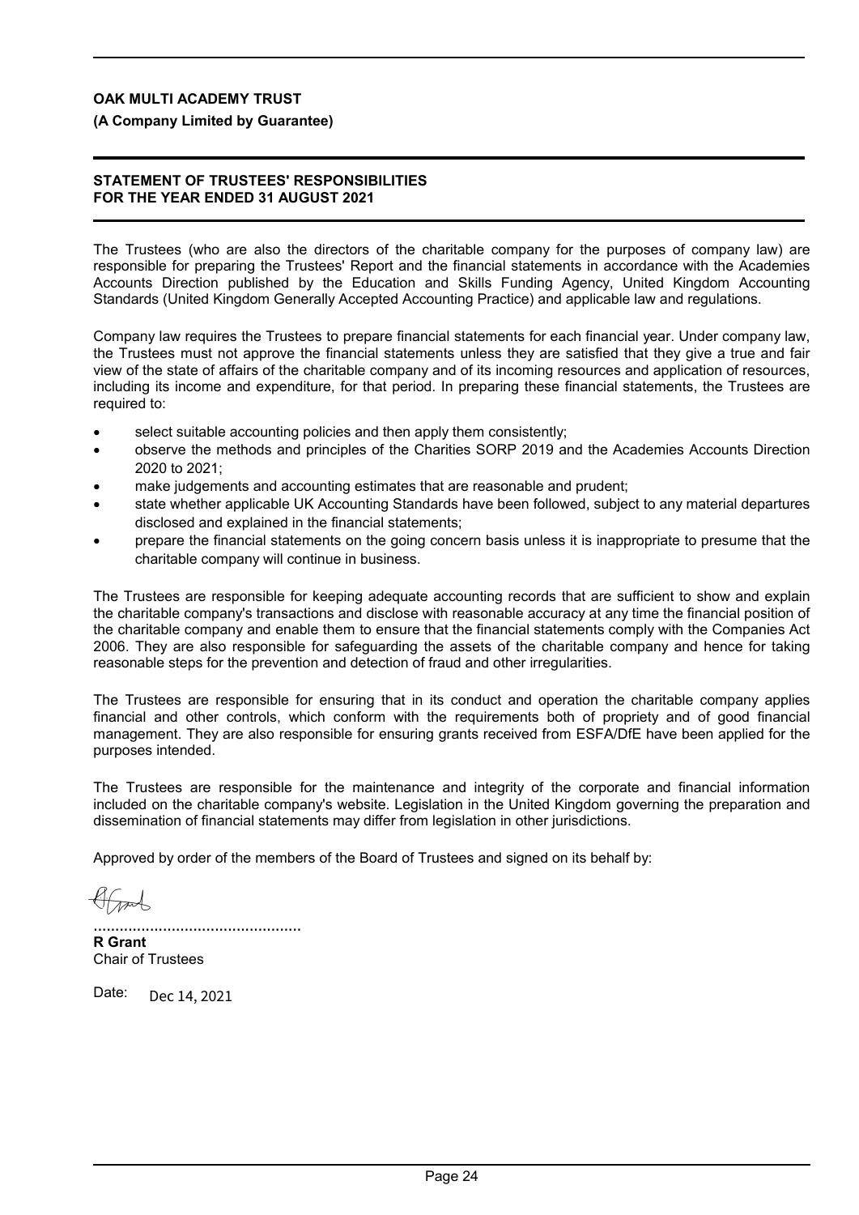**OAK MULTI ACADEMY TRUST**

**(A Company Limited by Guarantee)**

## STATEMENT OF TRUSTEES' RESPONSIBILITIES FOR THE YEAR ENDED 31 AUGUST 2021

The Trustees (who are also the directors of the charitable company for the purposes of company law) are responsible for preparing the Trustees' Report and the financial statements in accordance with the Academies Accounts Direction published by the Education and Skills Funding Agency, United Kingdom Accounting Standards (United Kingdom Generally Accepted Accounting Practice) and applicable law and regulations.

Company law requires the Trustees to prepare financial statements for each financial year. Under company law, the Trustees must not approve the financial statements unless they are satisfied that they give a true and fair view of the state of affairs of the charitable company and of its incoming resources and application of resources, including its income and expenditure, for that period. In preparing these financial statements, the Trustees are required to:

- select suitable accounting policies and then apply them consistently;
- observe the methods and principles of the Charities SORP 2019 and the Academies Accounts Direction 2020 to 2021;
- make judgements and accounting estimates that are reasonable and prudent;
- state whether applicable UK Accounting Standards have been followed, subject to any material departures disclosed and explained in the financial statements;
- prepare the financial statements on the going concern basis unless it is inappropriate to presume that the charitable company will continue in business.

The Trustees are responsible for keeping adequate accounting records that are sufficient to show and explain the charitable company's transactions and disclose with reasonable accuracy at any time the financial position of the charitable company and enable them to ensure that the financial statements comply with the Companies Act 2006. They are also responsible for safeguarding the assets of the charitable company and hence for taking reasonable steps for the prevention and detection of fraud and other irregularities.

The Trustees are responsible for ensuring that in its conduct and operation the charitable company applies financial and other controls, which conform with the requirements both of propriety and of good financial management. They are also responsible for ensuring grants received from ESFA/DfE have been applied for the purposes intended.

The Trustees are responsible for the maintenance and integrity of the corporate and financial information included on the charitable company's website. Legislation in the United Kingdom governing the preparation and dissemination of financial statements may differ from legislation in other jurisdictions.

Approved by order of the members of the Board of Trustees and signed on its behalf by:

................................................

**R Grant**
Chair of Trustees

Date: Dec 14, 2021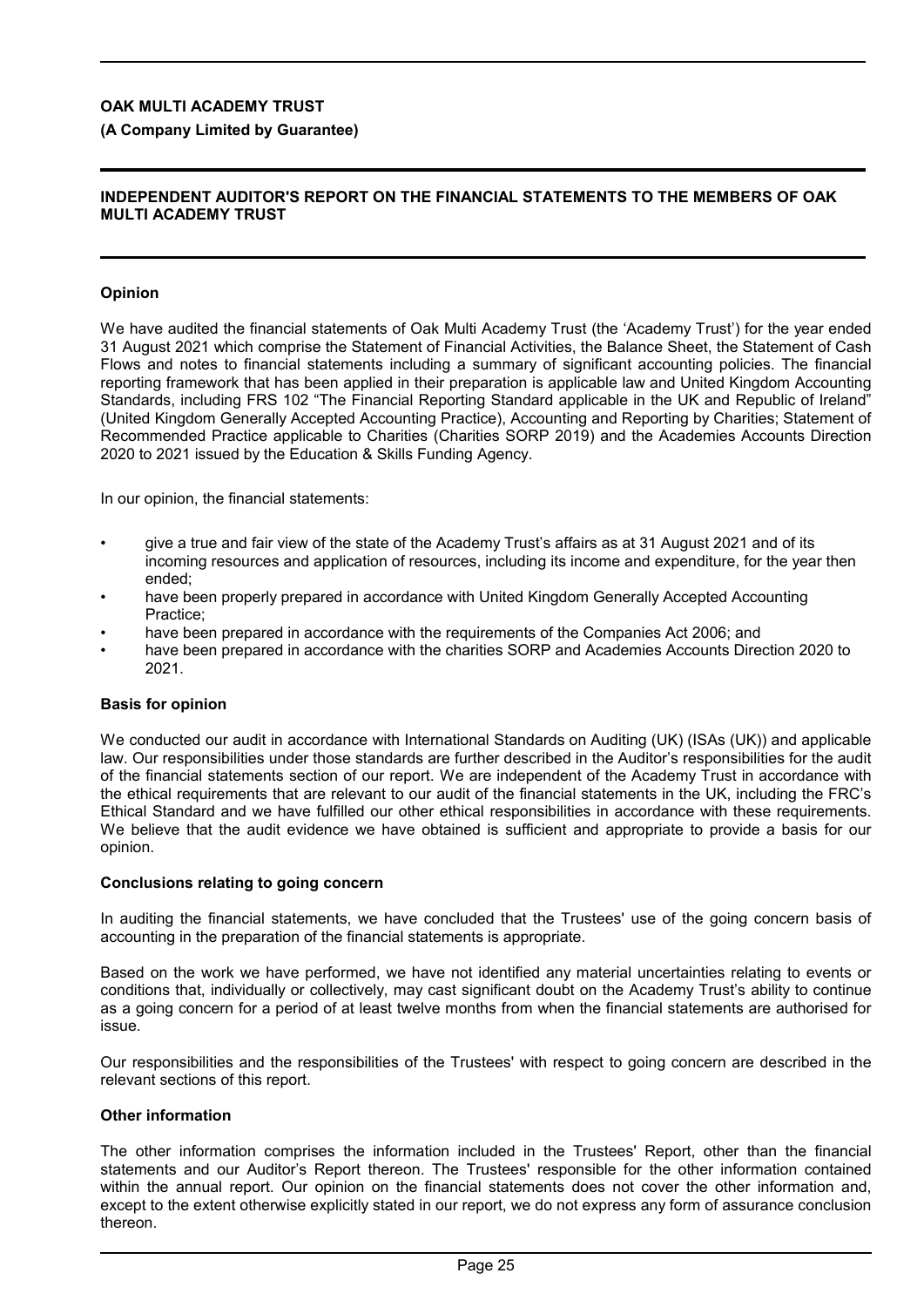**OAK MULTI ACADEMY TRUST**

**(A Company Limited by Guarantee)**

## INDEPENDENT AUDITOR'S REPORT ON THE FINANCIAL STATEMENTS TO THE MEMBERS OF OAK MULTI ACADEMY TRUST

### Opinion

We have audited the financial statements of Oak Multi Academy Trust (the 'Academy Trust') for the year ended 31 August 2021 which comprise the Statement of Financial Activities, the Balance Sheet, the Statement of Cash Flows and notes to financial statements including a summary of significant accounting policies. The financial reporting framework that has been applied in their preparation is applicable law and United Kingdom Accounting Standards, including FRS 102 "The Financial Reporting Standard applicable in the UK and Republic of Ireland" (United Kingdom Generally Accepted Accounting Practice), Accounting and Reporting by Charities; Statement of Recommended Practice applicable to Charities (Charities SORP 2019) and the Academies Accounts Direction 2020 to 2021 issued by the Education & Skills Funding Agency.

In our opinion, the financial statements:

- give a true and fair view of the state of the Academy Trust's affairs as at 31 August 2021 and of its incoming resources and application of resources, including its income and expenditure, for the year then ended;
- have been properly prepared in accordance with United Kingdom Generally Accepted Accounting Practice;
- have been prepared in accordance with the requirements of the Companies Act 2006; and
- have been prepared in accordance with the charities SORP and Academies Accounts Direction 2020 to 2021.

### Basis for opinion

We conducted our audit in accordance with International Standards on Auditing (UK) (ISAs (UK)) and applicable law. Our responsibilities under those standards are further described in the Auditor's responsibilities for the audit of the financial statements section of our report. We are independent of the Academy Trust in accordance with the ethical requirements that are relevant to our audit of the financial statements in the UK, including the FRC's Ethical Standard and we have fulfilled our other ethical responsibilities in accordance with these requirements. We believe that the audit evidence we have obtained is sufficient and appropriate to provide a basis for our opinion.

### Conclusions relating to going concern

In auditing the financial statements, we have concluded that the Trustees' use of the going concern basis of accounting in the preparation of the financial statements is appropriate.

Based on the work we have performed, we have not identified any material uncertainties relating to events or conditions that, individually or collectively, may cast significant doubt on the Academy Trust's ability to continue as a going concern for a period of at least twelve months from when the financial statements are authorised for issue.

Our responsibilities and the responsibilities of the Trustees' with respect to going concern are described in the relevant sections of this report.

### Other information

The other information comprises the information included in the Trustees' Report, other than the financial statements and our Auditor's Report thereon. The Trustees' responsible for the other information contained within the annual report. Our opinion on the financial statements does not cover the other information and, except to the extent otherwise explicitly stated in our report, we do not express any form of assurance conclusion thereon.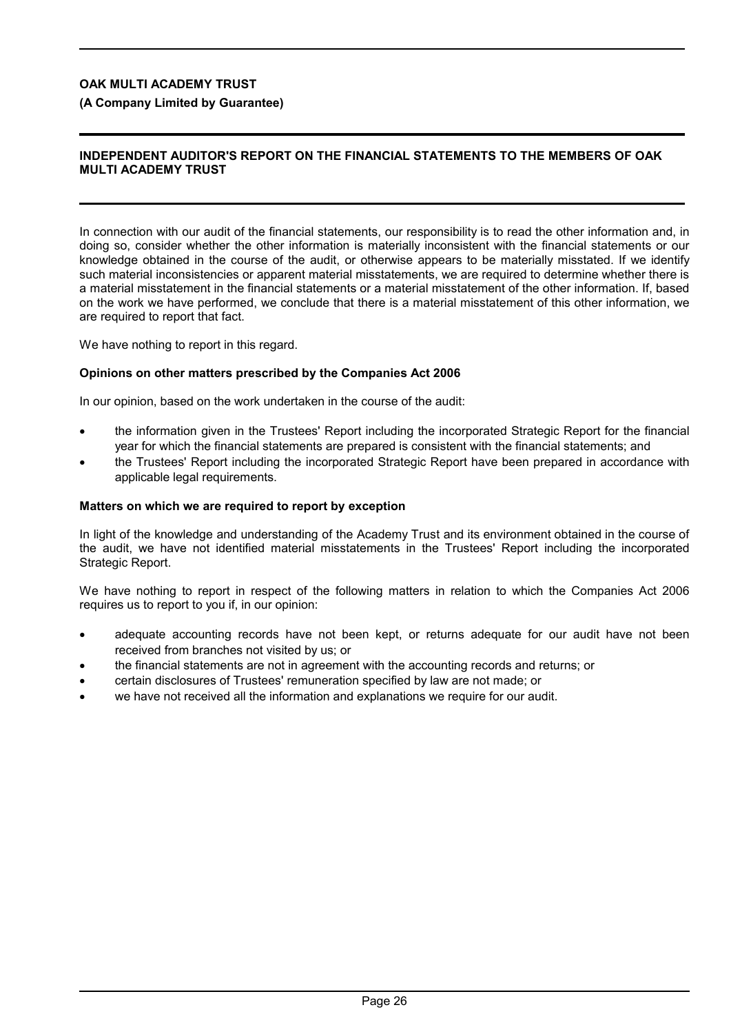In connection with our audit of the financial statements, our responsibility is to read the other information and, in doing so, consider whether the other information is materially inconsistent with the financial statements or our knowledge obtained in the course of the audit, or otherwise appears to be materially misstated. If we identify such material inconsistencies or apparent material misstatements, we are required to determine whether there is a material misstatement in the financial statements or a material misstatement of the other information. If, based on the work we have performed, we conclude that there is a material misstatement of this other information, we are required to report that fact.

We have nothing to report in this regard.

**Opinions on other matters prescribed by the Companies Act 2006**

In our opinion, based on the work undertaken in the course of the audit:

- the information given in the Trustees' Report including the incorporated Strategic Report for the financial year for which the financial statements are prepared is consistent with the financial statements; and
- the Trustees' Report including the incorporated Strategic Report have been prepared in accordance with applicable legal requirements.

**Matters on which we are required to report by exception**

In light of the knowledge and understanding of the Academy Trust and its environment obtained in the course of the audit, we have not identified material misstatements in the Trustees' Report including the incorporated Strategic Report.

We have nothing to report in respect of the following matters in relation to which the Companies Act 2006 requires us to report to you if, in our opinion:

- adequate accounting records have not been kept, or returns adequate for our audit have not been received from branches not visited by us; or
- the financial statements are not in agreement with the accounting records and returns; or
- certain disclosures of Trustees' remuneration specified by law are not made; or
- we have not received all the information and explanations we require for our audit.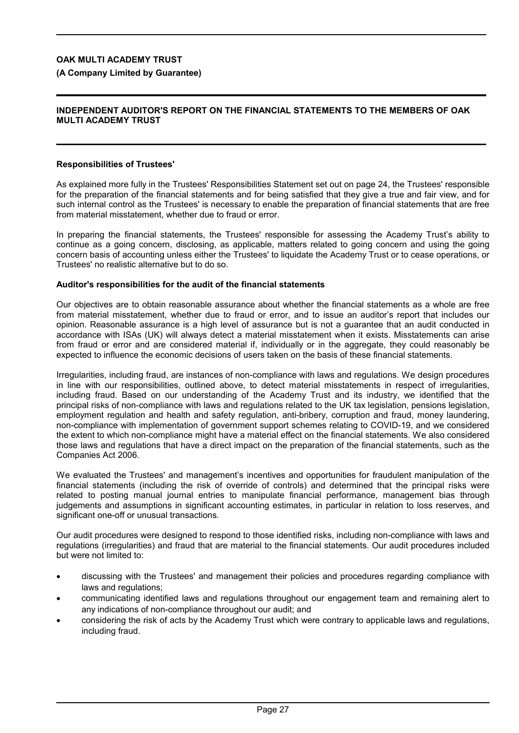# OAK MULTI ACADEMY TRUST

**(A Company Limited by Guarantee)**

## INDEPENDENT AUDITOR'S REPORT ON THE FINANCIAL STATEMENTS TO THE MEMBERS OF OAK MULTI ACADEMY TRUST

### Responsibilities of Trustees'

As explained more fully in the Trustees' Responsibilities Statement set out on page 24, the Trustees' responsible for the preparation of the financial statements and for being satisfied that they give a true and fair view, and for such internal control as the Trustees' is necessary to enable the preparation of financial statements that are free from material misstatement, whether due to fraud or error.

In preparing the financial statements, the Trustees' responsible for assessing the Academy Trust's ability to continue as a going concern, disclosing, as applicable, matters related to going concern and using the going concern basis of accounting unless either the Trustees' to liquidate the Academy Trust or to cease operations, or Trustees' no realistic alternative but to do so.

### Auditor's responsibilities for the audit of the financial statements

Our objectives are to obtain reasonable assurance about whether the financial statements as a whole are free from material misstatement, whether due to fraud or error, and to issue an auditor's report that includes our opinion. Reasonable assurance is a high level of assurance but is not a guarantee that an audit conducted in accordance with ISAs (UK) will always detect a material misstatement when it exists. Misstatements can arise from fraud or error and are considered material if, individually or in the aggregate, they could reasonably be expected to influence the economic decisions of users taken on the basis of these financial statements.

Irregularities, including fraud, are instances of non-compliance with laws and regulations. We design procedures in line with our responsibilities, outlined above, to detect material misstatements in respect of irregularities, including fraud. Based on our understanding of the Academy Trust and its industry, we identified that the principal risks of non-compliance with laws and regulations related to the UK tax legislation, pensions legislation, employment regulation and health and safety regulation, anti-bribery, corruption and fraud, money laundering, non-compliance with implementation of government support schemes relating to COVID-19, and we considered the extent to which non-compliance might have a material effect on the financial statements. We also considered those laws and regulations that have a direct impact on the preparation of the financial statements, such as the Companies Act 2006.

We evaluated the Trustees' and management's incentives and opportunities for fraudulent manipulation of the financial statements (including the risk of override of controls) and determined that the principal risks were related to posting manual journal entries to manipulate financial performance, management bias through judgements and assumptions in significant accounting estimates, in particular in relation to loss reserves, and significant one-off or unusual transactions.

Our audit procedures were designed to respond to those identified risks, including non-compliance with laws and regulations (irregularities) and fraud that are material to the financial statements. Our audit procedures included but were not limited to:

- discussing with the Trustees' and management their policies and procedures regarding compliance with laws and regulations;
- communicating identified laws and regulations throughout our engagement team and remaining alert to any indications of non-compliance throughout our audit; and
- considering the risk of acts by the Academy Trust which were contrary to applicable laws and regulations, including fraud.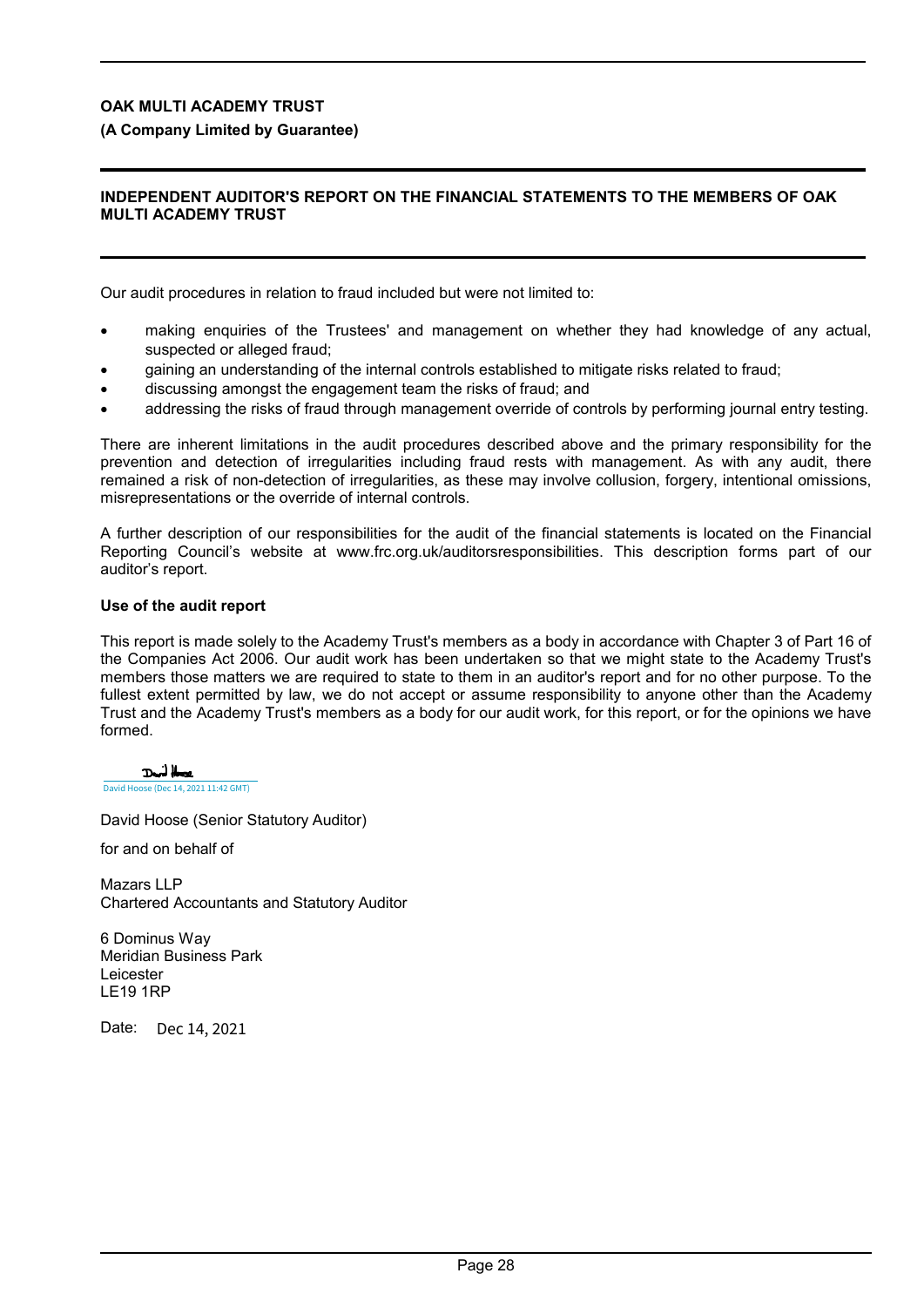Our audit procedures in relation to fraud included but were not limited to:

- making enquiries of the Trustees' and management on whether they had knowledge of any actual, suspected or alleged fraud;
- gaining an understanding of the internal controls established to mitigate risks related to fraud;
- discussing amongst the engagement team the risks of fraud; and
- addressing the risks of fraud through management override of controls by performing journal entry testing.

There are inherent limitations in the audit procedures described above and the primary responsibility for the prevention and detection of irregularities including fraud rests with management. As with any audit, there remained a risk of non-detection of irregularities, as these may involve collusion, forgery, intentional omissions, misrepresentations or the override of internal controls.

A further description of our responsibilities for the audit of the financial statements is located on the Financial Reporting Council's website at www.frc.org.uk/auditorsresponsibilities. This description forms part of our auditor's report.

**Use of the audit report**

This report is made solely to the Academy Trust's members as a body in accordance with Chapter 3 of Part 16 of the Companies Act 2006. Our audit work has been undertaken so that we might state to the Academy Trust's members those matters we are required to state to them in an auditor's report and for no other purpose. To the fullest extent permitted by law, we do not accept or assume responsibility to anyone other than the Academy Trust and the Academy Trust's members as a body for our audit work, for this report, or for the opinions we have formed.

David Hoose (Dec 14, 2021 11:42 GMT)

David Hoose (Senior Statutory Auditor)

for and on behalf of

Mazars LLP
Chartered Accountants and Statutory Auditor

6 Dominus Way
Meridian Business Park
Leicester
LE19 1RP

Date: Dec 14, 2021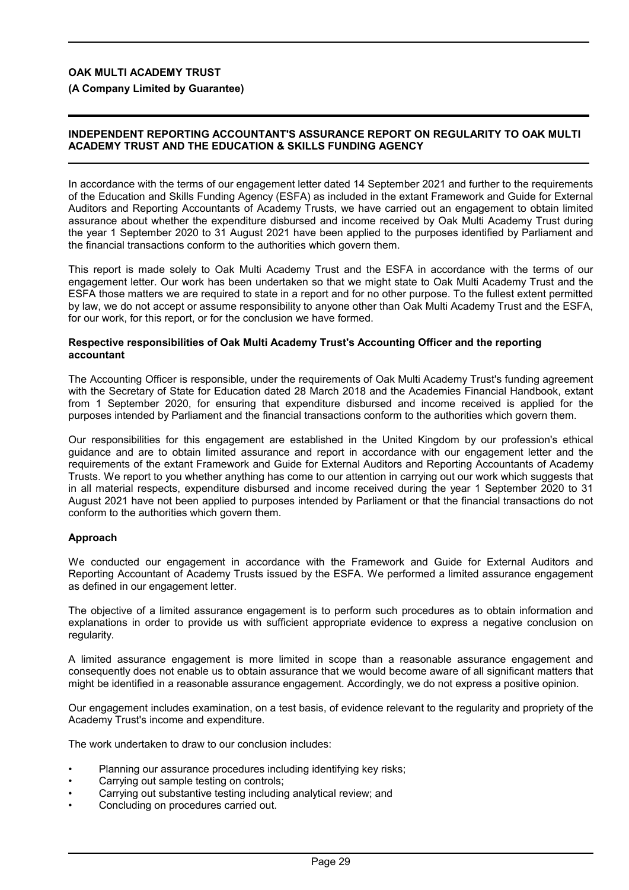**OAK MULTI ACADEMY TRUST**

**(A Company Limited by Guarantee)**

## INDEPENDENT REPORTING ACCOUNTANT'S ASSURANCE REPORT ON REGULARITY TO OAK MULTI ACADEMY TRUST AND THE EDUCATION & SKILLS FUNDING AGENCY

In accordance with the terms of our engagement letter dated 14 September 2021 and further to the requirements of the Education and Skills Funding Agency (ESFA) as included in the extant Framework and Guide for External Auditors and Reporting Accountants of Academy Trusts, we have carried out an engagement to obtain limited assurance about whether the expenditure disbursed and income received by Oak Multi Academy Trust during the year 1 September 2020 to 31 August 2021 have been applied to the purposes identified by Parliament and the financial transactions conform to the authorities which govern them.

This report is made solely to Oak Multi Academy Trust and the ESFA in accordance with the terms of our engagement letter. Our work has been undertaken so that we might state to Oak Multi Academy Trust and the ESFA those matters we are required to state in a report and for no other purpose. To the fullest extent permitted by law, we do not accept or assume responsibility to anyone other than Oak Multi Academy Trust and the ESFA, for our work, for this report, or for the conclusion we have formed.

### Respective responsibilities of Oak Multi Academy Trust's Accounting Officer and the reporting accountant

The Accounting Officer is responsible, under the requirements of Oak Multi Academy Trust's funding agreement with the Secretary of State for Education dated 28 March 2018 and the Academies Financial Handbook, extant from 1 September 2020, for ensuring that expenditure disbursed and income received is applied for the purposes intended by Parliament and the financial transactions conform to the authorities which govern them.

Our responsibilities for this engagement are established in the United Kingdom by our profession's ethical guidance and are to obtain limited assurance and report in accordance with our engagement letter and the requirements of the extant Framework and Guide for External Auditors and Reporting Accountants of Academy Trusts. We report to you whether anything has come to our attention in carrying out our work which suggests that in all material respects, expenditure disbursed and income received during the year 1 September 2020 to 31 August 2021 have not been applied to purposes intended by Parliament or that the financial transactions do not conform to the authorities which govern them.

### Approach

We conducted our engagement in accordance with the Framework and Guide for External Auditors and Reporting Accountant of Academy Trusts issued by the ESFA. We performed a limited assurance engagement as defined in our engagement letter.

The objective of a limited assurance engagement is to perform such procedures as to obtain information and explanations in order to provide us with sufficient appropriate evidence to express a negative conclusion on regularity.

A limited assurance engagement is more limited in scope than a reasonable assurance engagement and consequently does not enable us to obtain assurance that we would become aware of all significant matters that might be identified in a reasonable assurance engagement. Accordingly, we do not express a positive opinion.

Our engagement includes examination, on a test basis, of evidence relevant to the regularity and propriety of the Academy Trust's income and expenditure.

The work undertaken to draw to our conclusion includes:

- Planning our assurance procedures including identifying key risks;
- Carrying out sample testing on controls;
- Carrying out substantive testing including analytical review; and
- Concluding on procedures carried out.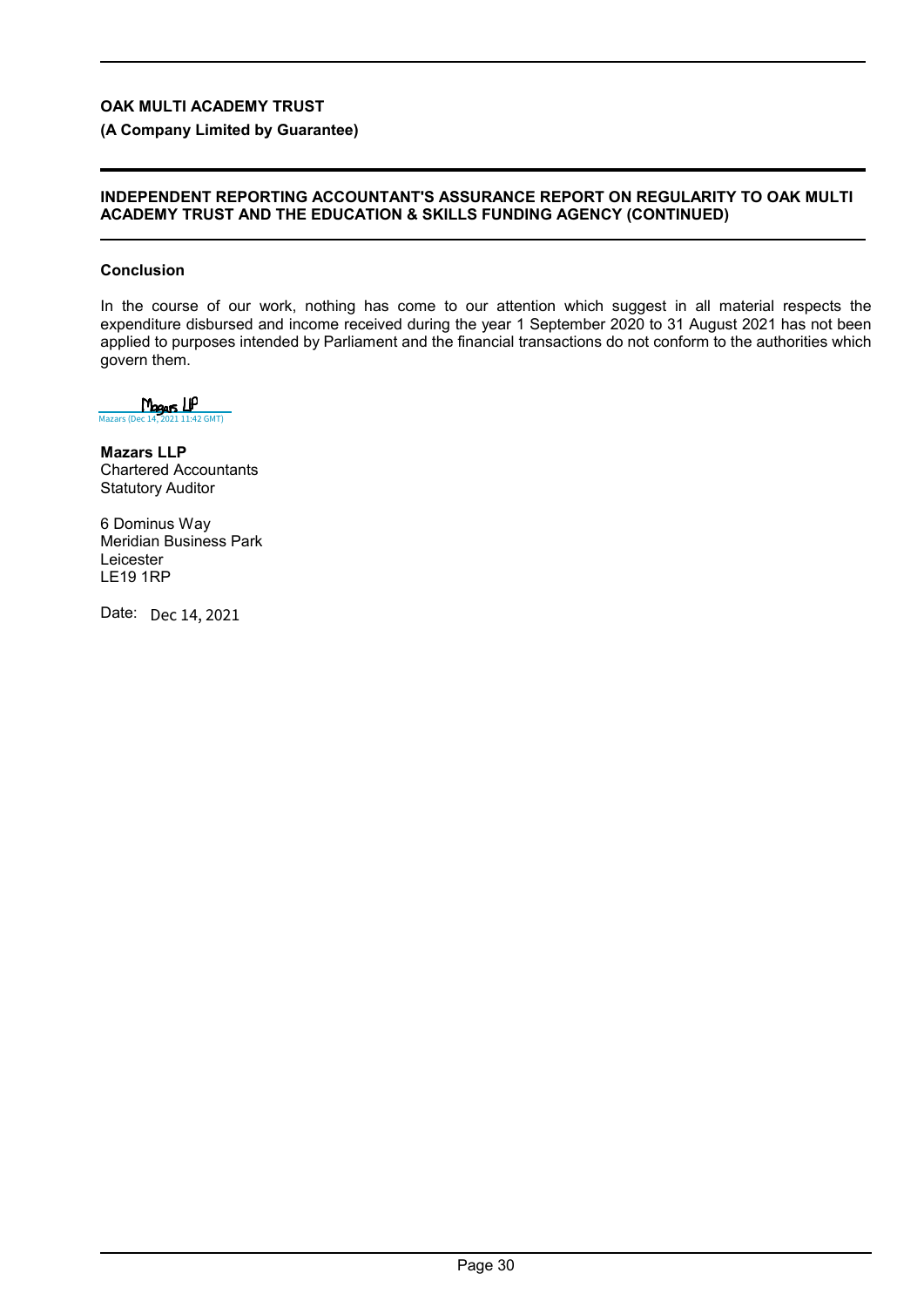**OAK MULTI ACADEMY TRUST**

**(A Company Limited by Guarantee)**

## INDEPENDENT REPORTING ACCOUNTANT'S ASSURANCE REPORT ON REGULARITY TO OAK MULTI ACADEMY TRUST AND THE EDUCATION & SKILLS FUNDING AGENCY (CONTINUED)

### Conclusion

In the course of our work, nothing has come to our attention which suggest in all material respects the expenditure disbursed and income received during the year 1 September 2020 to 31 August 2021 has not been applied to purposes intended by Parliament and the financial transactions do not conform to the authorities which govern them.

Mazars LLP
Mazars (Dec 14, 2021 11:42 GMT)

**Mazars LLP**
Chartered Accountants
Statutory Auditor

6 Dominus Way
Meridian Business Park
Leicester
LE19 1RP

Date: Dec 14, 2021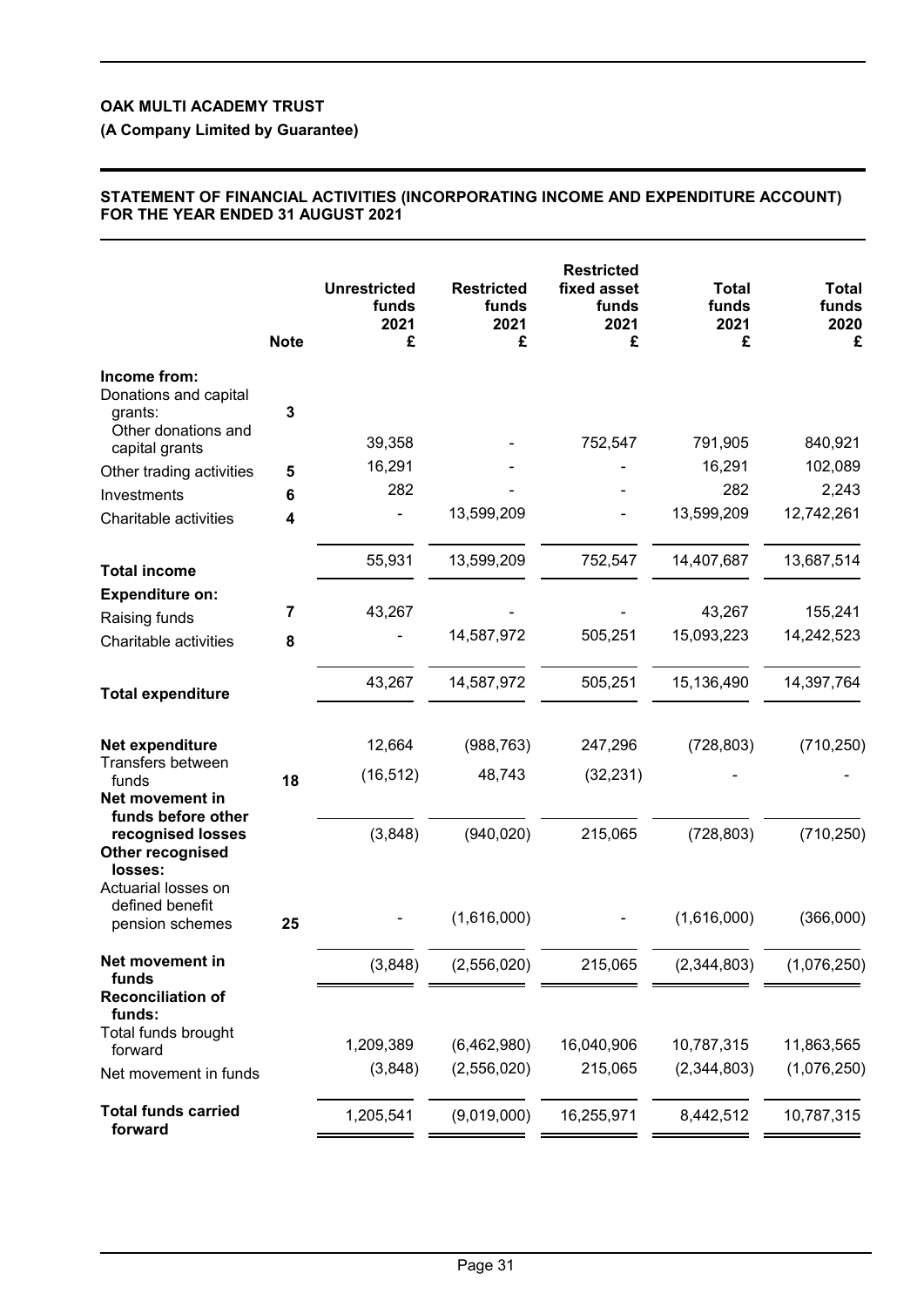**OAK MULTI ACADEMY TRUST**

**(A Company Limited by Guarantee)**

**STATEMENT OF FINANCIAL ACTIVITIES (INCORPORATING INCOME AND EXPENDITURE ACCOUNT) FOR THE YEAR ENDED 31 AUGUST 2021**

| | Note | Unrestricted funds 2021 £ | Restricted funds 2021 £ | Restricted fixed asset funds 2021 £ | Total funds 2021 £ | Total funds 2020 £ |
|---|---|---|---|---|---|---|
| **Income from:** | | | | | | |
| Donations and capital grants: | 3 | | | | | |
| Other donations and capital grants | | 39,358 | - | 752,547 | 791,905 | 840,921 |
| Other trading activities | 5 | 16,291 | - | - | 16,291 | 102,089 |
| Investments | 6 | 282 | - | - | 282 | 2,243 |
| Charitable activities | 4 | - | 13,599,209 | - | 13,599,209 | 12,742,261 |
| **Total income** | | 55,931 | 13,599,209 | 752,547 | 14,407,687 | 13,687,514 |
| **Expenditure on:** | | | | | | |
| Raising funds | 7 | 43,267 | - | - | 43,267 | 155,241 |
| Charitable activities | 8 | - | 14,587,972 | 505,251 | 15,093,223 | 14,242,523 |
| **Total expenditure** | | 43,267 | 14,587,972 | 505,251 | 15,136,490 | 14,397,764 |
| **Net expenditure** | | 12,664 | (988,763) | 247,296 | (728,803) | (710,250) |
| Transfers between funds | 18 | (16,512) | 48,743 | (32,231) | - | - |
| **Net movement in funds before other recognised losses** | | (3,848) | (940,020) | 215,065 | (728,803) | (710,250) |
| **Other recognised losses:** | | | | | | |
| Actuarial losses on defined benefit pension schemes | 25 | - | (1,616,000) | - | (1,616,000) | (366,000) |
| **Net movement in funds** | | (3,848) | (2,556,020) | 215,065 | (2,344,803) | (1,076,250) |
| **Reconciliation of funds:** | | | | | | |
| Total funds brought forward | | 1,209,389 | (6,462,980) | 16,040,906 | 10,787,315 | 11,863,565 |
| Net movement in funds | | (3,848) | (2,556,020) | 215,065 | (2,344,803) | (1,076,250) |
| **Total funds carried forward** | | 1,205,541 | (9,019,000) | 16,255,971 | 8,442,512 | 10,787,315 |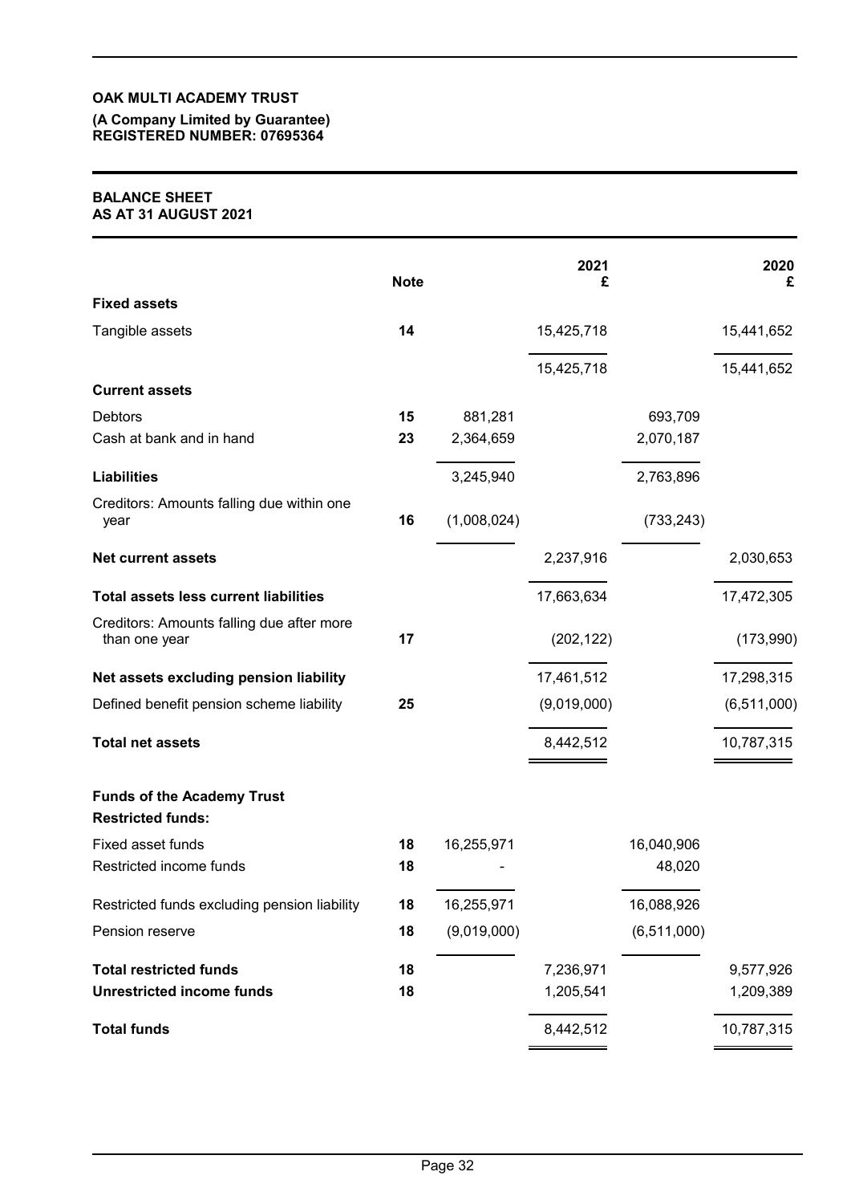**OAK MULTI ACADEMY TRUST**

**(A Company Limited by Guarantee)**
**REGISTERED NUMBER: 07695364**

# BALANCE SHEET
## AS AT 31 AUGUST 2021

| | Note | | 2021 £ | | 2020 £ |
|---|---|---|---|---|---|
| **Fixed assets** | | | | | |
| Tangible assets | 14 | | 15,425,718 | | 15,441,652 |
| | | | 15,425,718 | | 15,441,652 |
| **Current assets** | | | | | |
| Debtors | 15 | 881,281 | | 693,709 | |
| Cash at bank and in hand | 23 | 2,364,659 | | 2,070,187 | |
| **Liabilities** | | 3,245,940 | | 2,763,896 | |
| Creditors: Amounts falling due within one year | 16 | (1,008,024) | | (733,243) | |
| **Net current assets** | | | 2,237,916 | | 2,030,653 |
| **Total assets less current liabilities** | | | 17,663,634 | | 17,472,305 |
| Creditors: Amounts falling due after more than one year | 17 | | (202,122) | | (173,990) |
| **Net assets excluding pension liability** | | | 17,461,512 | | 17,298,315 |
| Defined benefit pension scheme liability | 25 | | (9,019,000) | | (6,511,000) |
| **Total net assets** | | | 8,442,512 | | 10,787,315 |
| **Funds of the Academy Trust** | | | | | |
| **Restricted funds:** | | | | | |
| Fixed asset funds | 18 | 16,255,971 | | 16,040,906 | |
| Restricted income funds | 18 | - | | 48,020 | |
| Restricted funds excluding pension liability | 18 | 16,255,971 | | 16,088,926 | |
| Pension reserve | 18 | (9,019,000) | | (6,511,000) | |
| **Total restricted funds** | 18 | | 7,236,971 | | 9,577,926 |
| **Unrestricted income funds** | 18 | | 1,205,541 | | 1,209,389 |
| **Total funds** | | | 8,442,512 | | 10,787,315 |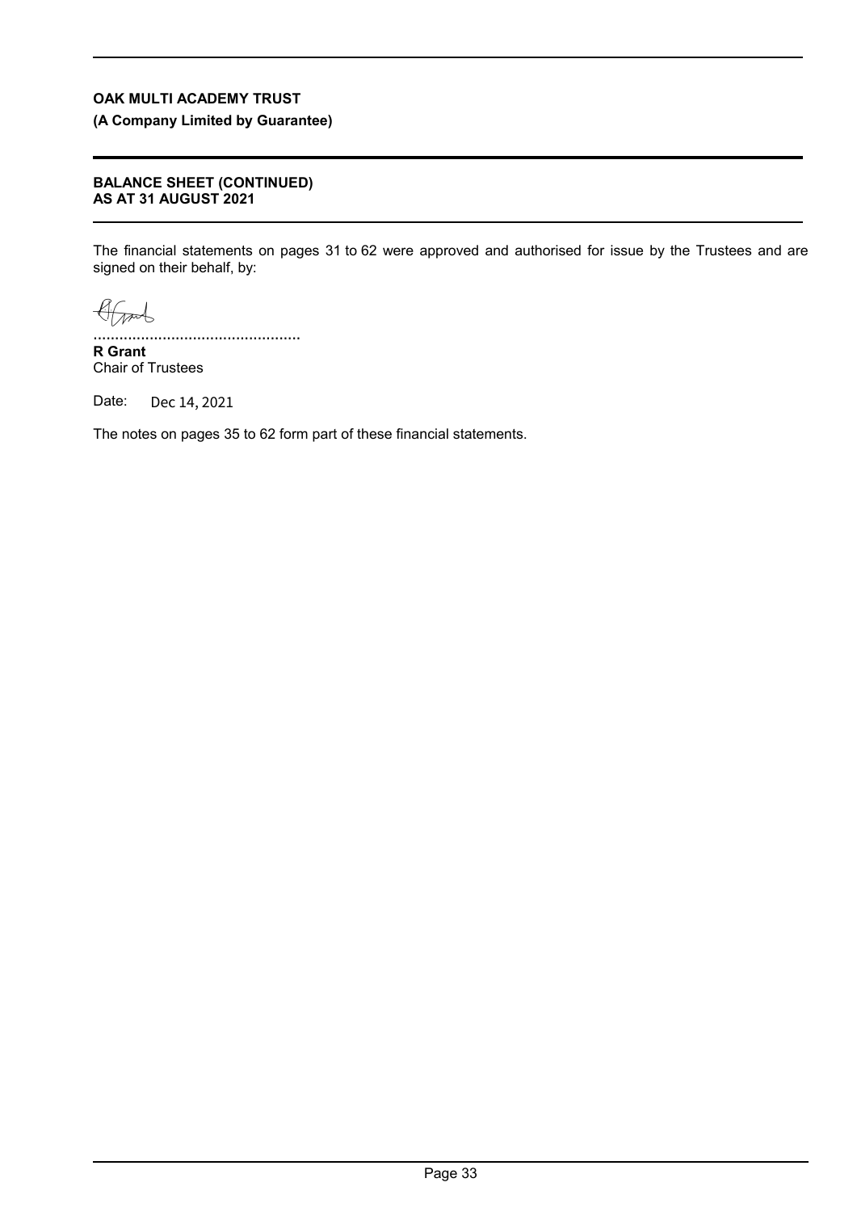**OAK MULTI ACADEMY TRUST**

**(A Company Limited by Guarantee)**

**BALANCE SHEET (CONTINUED)**
**AS AT 31 AUGUST 2021**

The financial statements on pages 31 to 62 were approved and authorised for issue by the Trustees and are signed on their behalf, by:

................................................

**R Grant**
Chair of Trustees

Date: Dec 14, 2021

The notes on pages 35 to 62 form part of these financial statements.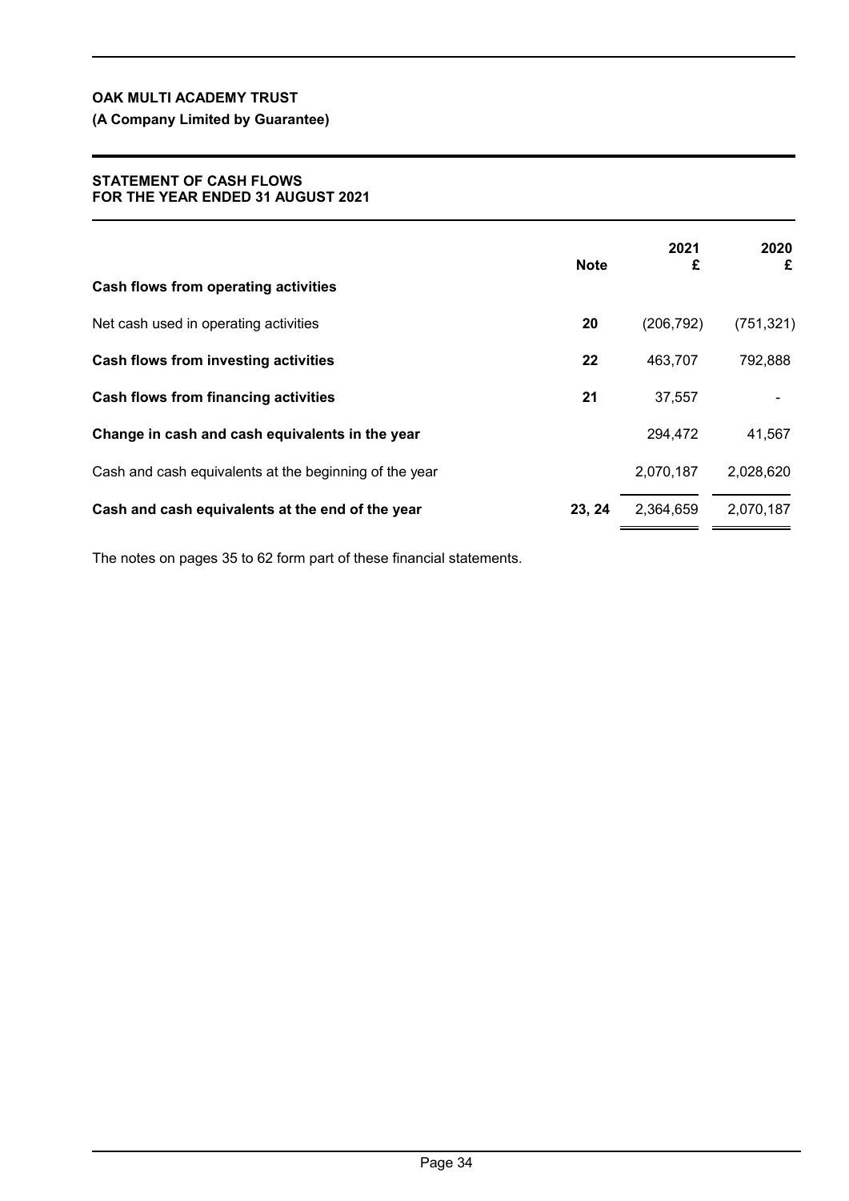**OAK MULTI ACADEMY TRUST**

**(A Company Limited by Guarantee)**

**STATEMENT OF CASH FLOWS**
**FOR THE YEAR ENDED 31 AUGUST 2021**

| | Note | 2021 £ | 2020 £ |
|---|---|---|---|
| **Cash flows from operating activities** | | | |
| Net cash used in operating activities | **20** | (206,792) | (751,321) |
| **Cash flows from investing activities** | **22** | 463,707 | 792,888 |
| **Cash flows from financing activities** | **21** | 37,557 | - |
| **Change in cash and cash equivalents in the year** | | 294,472 | 41,567 |
| Cash and cash equivalents at the beginning of the year | | 2,070,187 | 2,028,620 |
| **Cash and cash equivalents at the end of the year** | **23, 24** | 2,364,659 | 2,070,187 |

The notes on pages 35 to 62 form part of these financial statements.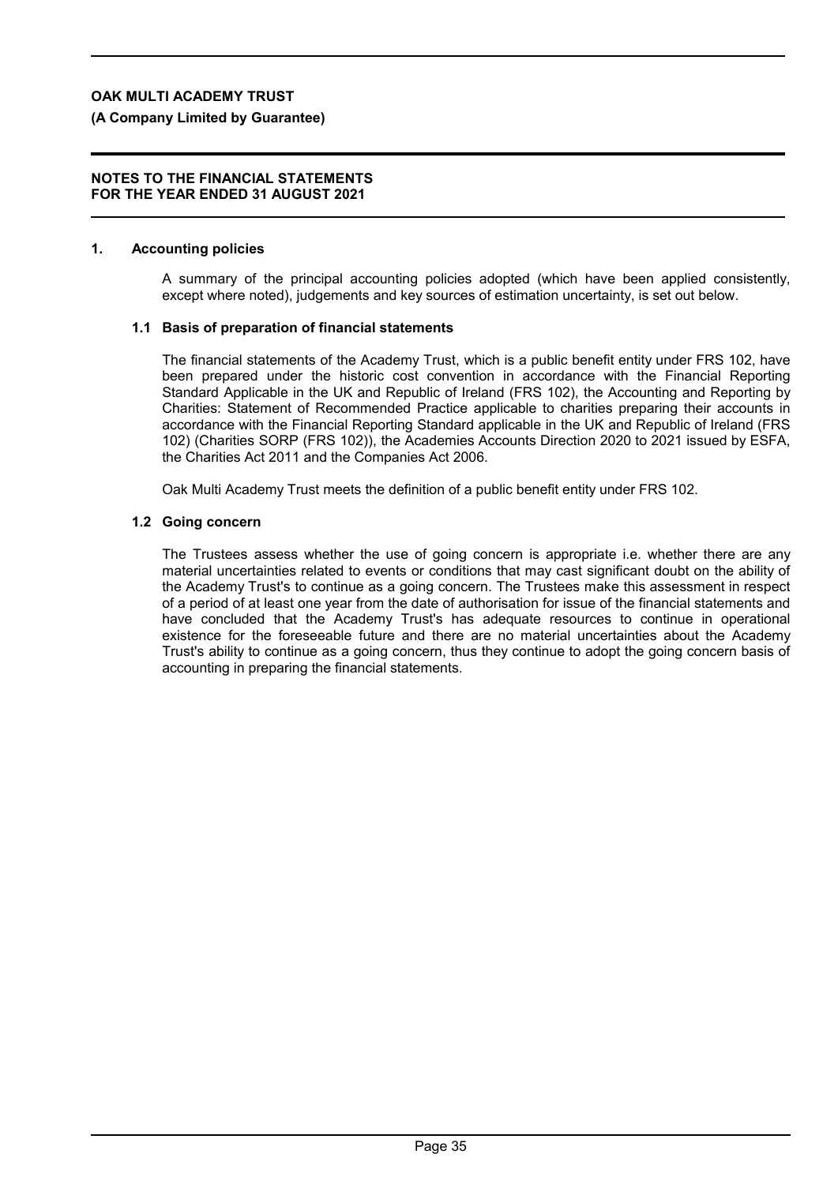# NOTES TO THE FINANCIAL STATEMENTS FOR THE YEAR ENDED 31 AUGUST 2021

## 1. Accounting policies

A summary of the principal accounting policies adopted (which have been applied consistently, except where noted), judgements and key sources of estimation uncertainty, is set out below.

### 1.1 Basis of preparation of financial statements

The financial statements of the Academy Trust, which is a public benefit entity under FRS 102, have been prepared under the historic cost convention in accordance with the Financial Reporting Standard Applicable in the UK and Republic of Ireland (FRS 102), the Accounting and Reporting by Charities: Statement of Recommended Practice applicable to charities preparing their accounts in accordance with the Financial Reporting Standard applicable in the UK and Republic of Ireland (FRS 102) (Charities SORP (FRS 102)), the Academies Accounts Direction 2020 to 2021 issued by ESFA, the Charities Act 2011 and the Companies Act 2006.

Oak Multi Academy Trust meets the definition of a public benefit entity under FRS 102.

### 1.2 Going concern

The Trustees assess whether the use of going concern is appropriate i.e. whether there are any material uncertainties related to events or conditions that may cast significant doubt on the ability of the Academy Trust's to continue as a going concern. The Trustees make this assessment in respect of a period of at least one year from the date of authorisation for issue of the financial statements and have concluded that the Academy Trust's has adequate resources to continue in operational existence for the foreseeable future and there are no material uncertainties about the Academy Trust's ability to continue as a going concern, thus they continue to adopt the going concern basis of accounting in preparing the financial statements.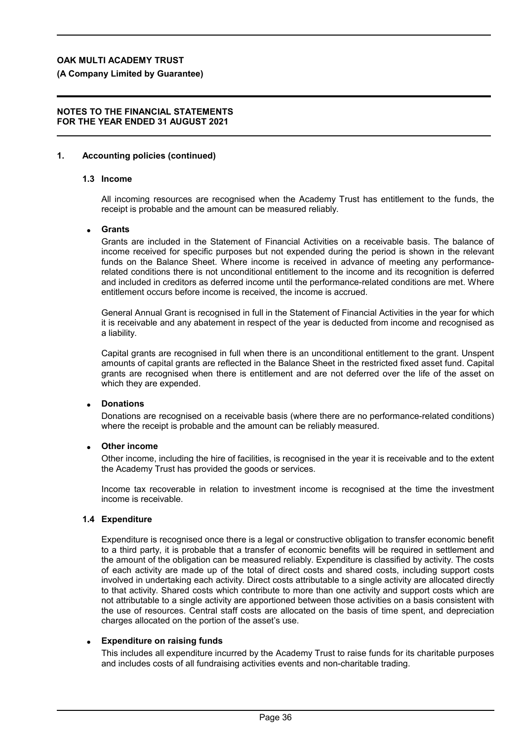## 1. Accounting policies (continued)

### 1.3 Income

All incoming resources are recognised when the Academy Trust has entitlement to the funds, the receipt is probable and the amount can be measured reliably.

- **Grants**

Grants are included in the Statement of Financial Activities on a receivable basis. The balance of income received for specific purposes but not expended during the period is shown in the relevant funds on the Balance Sheet. Where income is received in advance of meeting any performance-related conditions there is not unconditional entitlement to the income and its recognition is deferred and included in creditors as deferred income until the performance-related conditions are met. Where entitlement occurs before income is received, the income is accrued.

General Annual Grant is recognised in full in the Statement of Financial Activities in the year for which it is receivable and any abatement in respect of the year is deducted from income and recognised as a liability.

Capital grants are recognised in full when there is an unconditional entitlement to the grant. Unspent amounts of capital grants are reflected in the Balance Sheet in the restricted fixed asset fund. Capital grants are recognised when there is entitlement and are not deferred over the life of the asset on which they are expended.

- **Donations**

Donations are recognised on a receivable basis (where there are no performance-related conditions) where the receipt is probable and the amount can be reliably measured.

- **Other income**

Other income, including the hire of facilities, is recognised in the year it is receivable and to the extent the Academy Trust has provided the goods or services.

Income tax recoverable in relation to investment income is recognised at the time the investment income is receivable.

### 1.4 Expenditure

Expenditure is recognised once there is a legal or constructive obligation to transfer economic benefit to a third party, it is probable that a transfer of economic benefits will be required in settlement and the amount of the obligation can be measured reliably. Expenditure is classified by activity. The costs of each activity are made up of the total of direct costs and shared costs, including support costs involved in undertaking each activity. Direct costs attributable to a single activity are allocated directly to that activity. Shared costs which contribute to more than one activity and support costs which are not attributable to a single activity are apportioned between those activities on a basis consistent with the use of resources. Central staff costs are allocated on the basis of time spent, and depreciation charges allocated on the portion of the asset's use.

- **Expenditure on raising funds**

This includes all expenditure incurred by the Academy Trust to raise funds for its charitable purposes and includes costs of all fundraising activities events and non-charitable trading.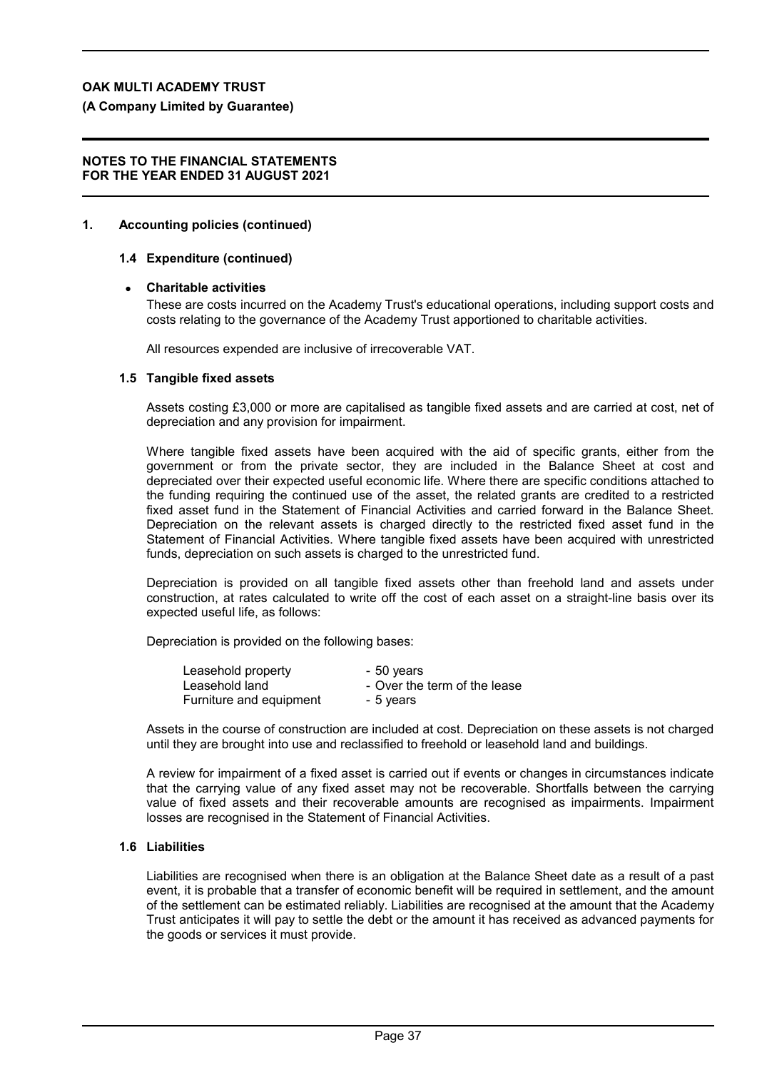## 1. Accounting policies (continued)

### 1.4 Expenditure (continued)

- **Charitable activities**

  These are costs incurred on the Academy Trust's educational operations, including support costs and costs relating to the governance of the Academy Trust apportioned to charitable activities.

  All resources expended are inclusive of irrecoverable VAT.

### 1.5 Tangible fixed assets

Assets costing £3,000 or more are capitalised as tangible fixed assets and are carried at cost, net of depreciation and any provision for impairment.

Where tangible fixed assets have been acquired with the aid of specific grants, either from the government or from the private sector, they are included in the Balance Sheet at cost and depreciated over their expected useful economic life. Where there are specific conditions attached to the funding requiring the continued use of the asset, the related grants are credited to a restricted fixed asset fund in the Statement of Financial Activities and carried forward in the Balance Sheet. Depreciation on the relevant assets is charged directly to the restricted fixed asset fund in the Statement of Financial Activities. Where tangible fixed assets have been acquired with unrestricted funds, depreciation on such assets is charged to the unrestricted fund.

Depreciation is provided on all tangible fixed assets other than freehold land and assets under construction, at rates calculated to write off the cost of each asset on a straight-line basis over its expected useful life, as follows:

Depreciation is provided on the following bases:

| | |
|---|---|
| Leasehold property | - 50 years |
| Leasehold land | - Over the term of the lease |
| Furniture and equipment | - 5 years |

Assets in the course of construction are included at cost. Depreciation on these assets is not charged until they are brought into use and reclassified to freehold or leasehold land and buildings.

A review for impairment of a fixed asset is carried out if events or changes in circumstances indicate that the carrying value of any fixed asset may not be recoverable. Shortfalls between the carrying value of fixed assets and their recoverable amounts are recognised as impairments. Impairment losses are recognised in the Statement of Financial Activities.

### 1.6 Liabilities

Liabilities are recognised when there is an obligation at the Balance Sheet date as a result of a past event, it is probable that a transfer of economic benefit will be required in settlement, and the amount of the settlement can be estimated reliably. Liabilities are recognised at the amount that the Academy Trust anticipates it will pay to settle the debt or the amount it has received as advanced payments for the goods or services it must provide.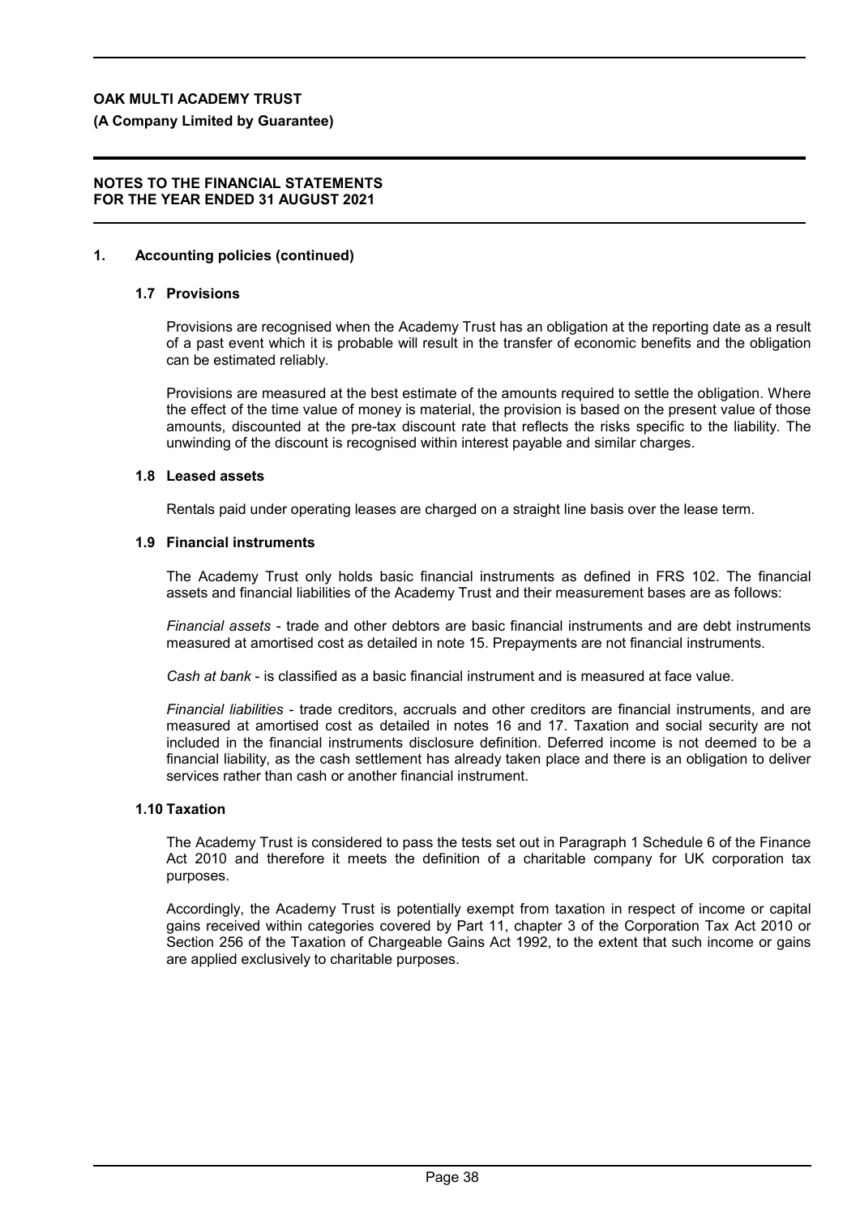**OAK MULTI ACADEMY TRUST**

**(A Company Limited by Guarantee)**

**NOTES TO THE FINANCIAL STATEMENTS FOR THE YEAR ENDED 31 AUGUST 2021**

## 1. Accounting policies (continued)

### 1.7 Provisions

Provisions are recognised when the Academy Trust has an obligation at the reporting date as a result of a past event which it is probable will result in the transfer of economic benefits and the obligation can be estimated reliably.

Provisions are measured at the best estimate of the amounts required to settle the obligation. Where the effect of the time value of money is material, the provision is based on the present value of those amounts, discounted at the pre-tax discount rate that reflects the risks specific to the liability. The unwinding of the discount is recognised within interest payable and similar charges.

### 1.8 Leased assets

Rentals paid under operating leases are charged on a straight line basis over the lease term.

### 1.9 Financial instruments

The Academy Trust only holds basic financial instruments as defined in FRS 102. The financial assets and financial liabilities of the Academy Trust and their measurement bases are as follows:

*Financial assets* - trade and other debtors are basic financial instruments and are debt instruments measured at amortised cost as detailed in note 15. Prepayments are not financial instruments.

*Cash at bank* - is classified as a basic financial instrument and is measured at face value.

*Financial liabilities* - trade creditors, accruals and other creditors are financial instruments, and are measured at amortised cost as detailed in notes 16 and 17. Taxation and social security are not included in the financial instruments disclosure definition. Deferred income is not deemed to be a financial liability, as the cash settlement has already taken place and there is an obligation to deliver services rather than cash or another financial instrument.

### 1.10 Taxation

The Academy Trust is considered to pass the tests set out in Paragraph 1 Schedule 6 of the Finance Act 2010 and therefore it meets the definition of a charitable company for UK corporation tax purposes.

Accordingly, the Academy Trust is potentially exempt from taxation in respect of income or capital gains received within categories covered by Part 11, chapter 3 of the Corporation Tax Act 2010 or Section 256 of the Taxation of Chargeable Gains Act 1992, to the extent that such income or gains are applied exclusively to charitable purposes.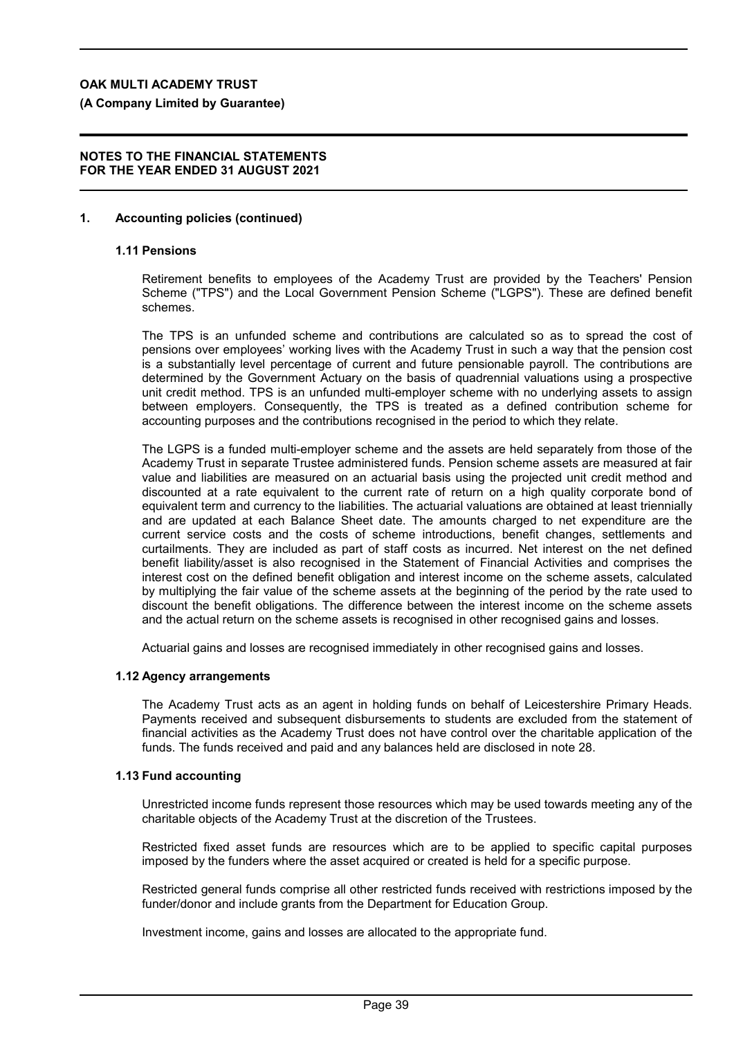## 1. Accounting policies (continued)

### 1.11 Pensions

Retirement benefits to employees of the Academy Trust are provided by the Teachers' Pension Scheme ("TPS") and the Local Government Pension Scheme ("LGPS"). These are defined benefit schemes.

The TPS is an unfunded scheme and contributions are calculated so as to spread the cost of pensions over employees' working lives with the Academy Trust in such a way that the pension cost is a substantially level percentage of current and future pensionable payroll. The contributions are determined by the Government Actuary on the basis of quadrennial valuations using a prospective unit credit method. TPS is an unfunded multi-employer scheme with no underlying assets to assign between employers. Consequently, the TPS is treated as a defined contribution scheme for accounting purposes and the contributions recognised in the period to which they relate.

The LGPS is a funded multi-employer scheme and the assets are held separately from those of the Academy Trust in separate Trustee administered funds. Pension scheme assets are measured at fair value and liabilities are measured on an actuarial basis using the projected unit credit method and discounted at a rate equivalent to the current rate of return on a high quality corporate bond of equivalent term and currency to the liabilities. The actuarial valuations are obtained at least triennially and are updated at each Balance Sheet date. The amounts charged to net expenditure are the current service costs and the costs of scheme introductions, benefit changes, settlements and curtailments. They are included as part of staff costs as incurred. Net interest on the net defined benefit liability/asset is also recognised in the Statement of Financial Activities and comprises the interest cost on the defined benefit obligation and interest income on the scheme assets, calculated by multiplying the fair value of the scheme assets at the beginning of the period by the rate used to discount the benefit obligations. The difference between the interest income on the scheme assets and the actual return on the scheme assets is recognised in other recognised gains and losses.

Actuarial gains and losses are recognised immediately in other recognised gains and losses.

### 1.12 Agency arrangements

The Academy Trust acts as an agent in holding funds on behalf of Leicestershire Primary Heads. Payments received and subsequent disbursements to students are excluded from the statement of financial activities as the Academy Trust does not have control over the charitable application of the funds. The funds received and paid and any balances held are disclosed in note 28.

### 1.13 Fund accounting

Unrestricted income funds represent those resources which may be used towards meeting any of the charitable objects of the Academy Trust at the discretion of the Trustees.

Restricted fixed asset funds are resources which are to be applied to specific capital purposes imposed by the funders where the asset acquired or created is held for a specific purpose.

Restricted general funds comprise all other restricted funds received with restrictions imposed by the funder/donor and include grants from the Department for Education Group.

Investment income, gains and losses are allocated to the appropriate fund.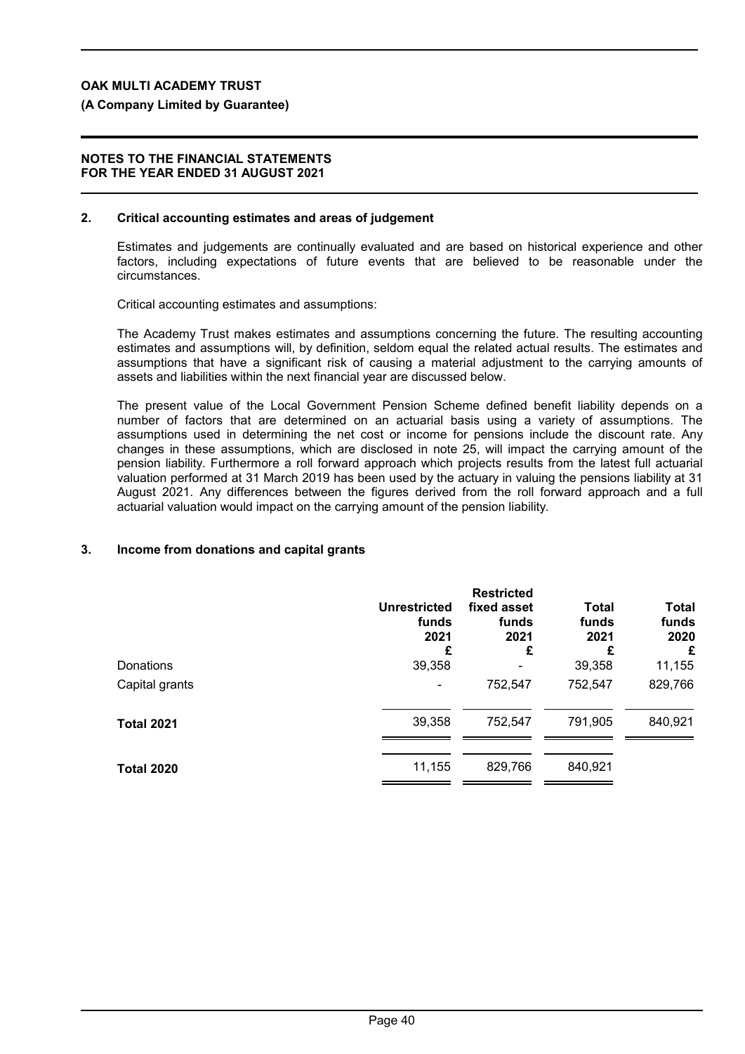## 2. Critical accounting estimates and areas of judgement

Estimates and judgements are continually evaluated and are based on historical experience and other factors, including expectations of future events that are believed to be reasonable under the circumstances.

Critical accounting estimates and assumptions:

The Academy Trust makes estimates and assumptions concerning the future. The resulting accounting estimates and assumptions will, by definition, seldom equal the related actual results. The estimates and assumptions that have a significant risk of causing a material adjustment to the carrying amounts of assets and liabilities within the next financial year are discussed below.

The present value of the Local Government Pension Scheme defined benefit liability depends on a number of factors that are determined on an actuarial basis using a variety of assumptions. The assumptions used in determining the net cost or income for pensions include the discount rate. Any changes in these assumptions, which are disclosed in note 25, will impact the carrying amount of the pension liability. Furthermore a roll forward approach which projects results from the latest full actuarial valuation performed at 31 March 2019 has been used by the actuary in valuing the pensions liability at 31 August 2021. Any differences between the figures derived from the roll forward approach and a full actuarial valuation would impact on the carrying amount of the pension liability.

## 3. Income from donations and capital grants

| | Unrestricted funds 2021 £ | Restricted fixed asset funds 2021 £ | Total funds 2021 £ | Total funds 2020 £ |
|---|---|---|---|---|
| Donations | 39,358 | - | 39,358 | 11,155 |
| Capital grants | - | 752,547 | 752,547 | 829,766 |
| **Total 2021** | 39,358 | 752,547 | 791,905 | 840,921 |
| **Total 2020** | 11,155 | 829,766 | 840,921 | |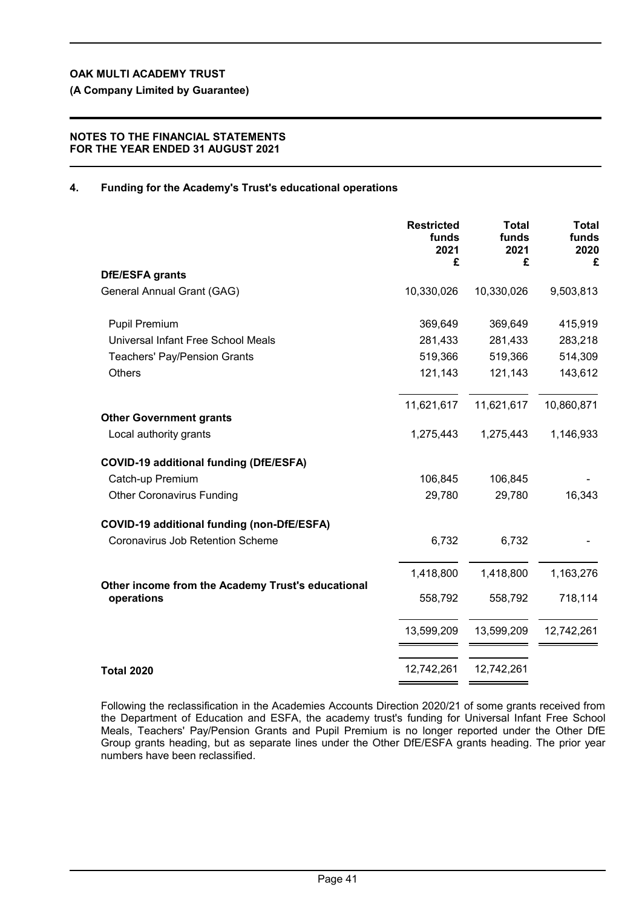**OAK MULTI ACADEMY TRUST**

**(A Company Limited by Guarantee)**

**NOTES TO THE FINANCIAL STATEMENTS FOR THE YEAR ENDED 31 AUGUST 2021**

## 4. Funding for the Academy's Trust's educational operations

| | Restricted funds 2021 £ | Total funds 2021 £ | Total funds 2020 £ |
|---|---|---|---|
| **DfE/ESFA grants** | | | |
| General Annual Grant (GAG) | 10,330,026 | 10,330,026 | 9,503,813 |
| Pupil Premium | 369,649 | 369,649 | 415,919 |
| Universal Infant Free School Meals | 281,433 | 281,433 | 283,218 |
| Teachers' Pay/Pension Grants | 519,366 | 519,366 | 514,309 |
| Others | 121,143 | 121,143 | 143,612 |
| | 11,621,617 | 11,621,617 | 10,860,871 |
| **Other Government grants** | | | |
| Local authority grants | 1,275,443 | 1,275,443 | 1,146,933 |
| **COVID-19 additional funding (DfE/ESFA)** | | | |
| Catch-up Premium | 106,845 | 106,845 | - |
| Other Coronavirus Funding | 29,780 | 29,780 | 16,343 |
| **COVID-19 additional funding (non-DfE/ESFA)** | | | |
| Coronavirus Job Retention Scheme | 6,732 | 6,732 | - |
| | 1,418,800 | 1,418,800 | 1,163,276 |
| **Other income from the Academy Trust's educational operations** | 558,792 | 558,792 | 718,114 |
| | 13,599,209 | 13,599,209 | 12,742,261 |
| **Total 2020** | 12,742,261 | 12,742,261 | |

Following the reclassification in the Academies Accounts Direction 2020/21 of some grants received from the Department of Education and ESFA, the academy trust's funding for Universal Infant Free School Meals, Teachers' Pay/Pension Grants and Pupil Premium is no longer reported under the Other DfE Group grants heading, but as separate lines under the Other DfE/ESFA grants heading. The prior year numbers have been reclassified.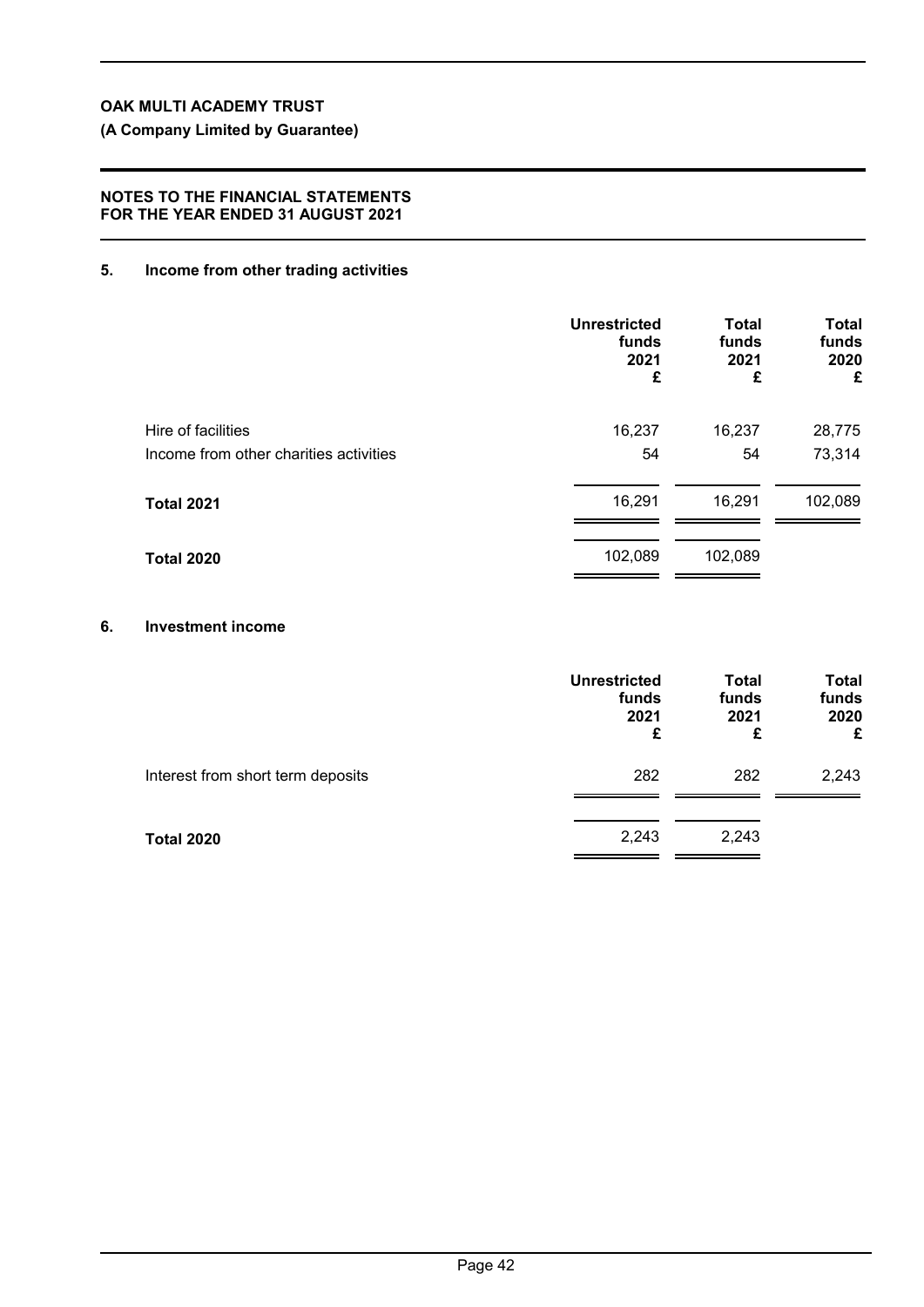**OAK MULTI ACADEMY TRUST**

**(A Company Limited by Guarantee)**

**NOTES TO THE FINANCIAL STATEMENTS FOR THE YEAR ENDED 31 AUGUST 2021**

## 5. Income from other trading activities

| | Unrestricted funds 2021 £ | Total funds 2021 £ | Total funds 2020 £ |
|---|---|---|---|
| Hire of facilities | 16,237 | 16,237 | 28,775 |
| Income from other charities activities | 54 | 54 | 73,314 |
| **Total 2021** | 16,291 | 16,291 | 102,089 |
| **Total 2020** | 102,089 | 102,089 | |

## 6. Investment income

| | Unrestricted funds 2021 £ | Total funds 2021 £ | Total funds 2020 £ |
|---|---|---|---|
| Interest from short term deposits | 282 | 282 | 2,243 |
| **Total 2020** | 2,243 | 2,243 | |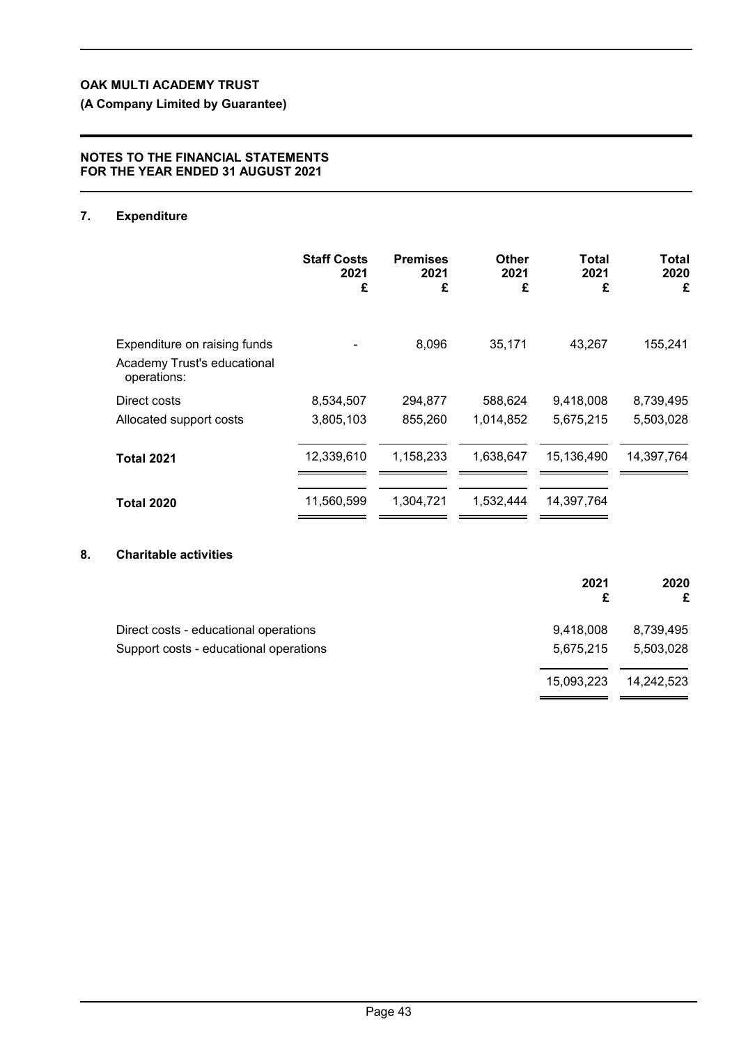**OAK MULTI ACADEMY TRUST**

**(A Company Limited by Guarantee)**

**NOTES TO THE FINANCIAL STATEMENTS FOR THE YEAR ENDED 31 AUGUST 2021**

## 7. Expenditure

| | Staff Costs 2021 £ | Premises 2021 £ | Other 2021 £ | Total 2021 £ | Total 2020 £ |
|---|---|---|---|---|---|
| Expenditure on raising funds | - | 8,096 | 35,171 | 43,267 | 155,241 |
| Academy Trust's educational operations: | | | | | |
| Direct costs | 8,534,507 | 294,877 | 588,624 | 9,418,008 | 8,739,495 |
| Allocated support costs | 3,805,103 | 855,260 | 1,014,852 | 5,675,215 | 5,503,028 |
| **Total 2021** | 12,339,610 | 1,158,233 | 1,638,647 | 15,136,490 | 14,397,764 |
| **Total 2020** | 11,560,599 | 1,304,721 | 1,532,444 | 14,397,764 | |

## 8. Charitable activities

| | 2021 £ | 2020 £ |
|---|---|---|
| Direct costs - educational operations | 9,418,008 | 8,739,495 |
| Support costs - educational operations | 5,675,215 | 5,503,028 |
| | 15,093,223 | 14,242,523 |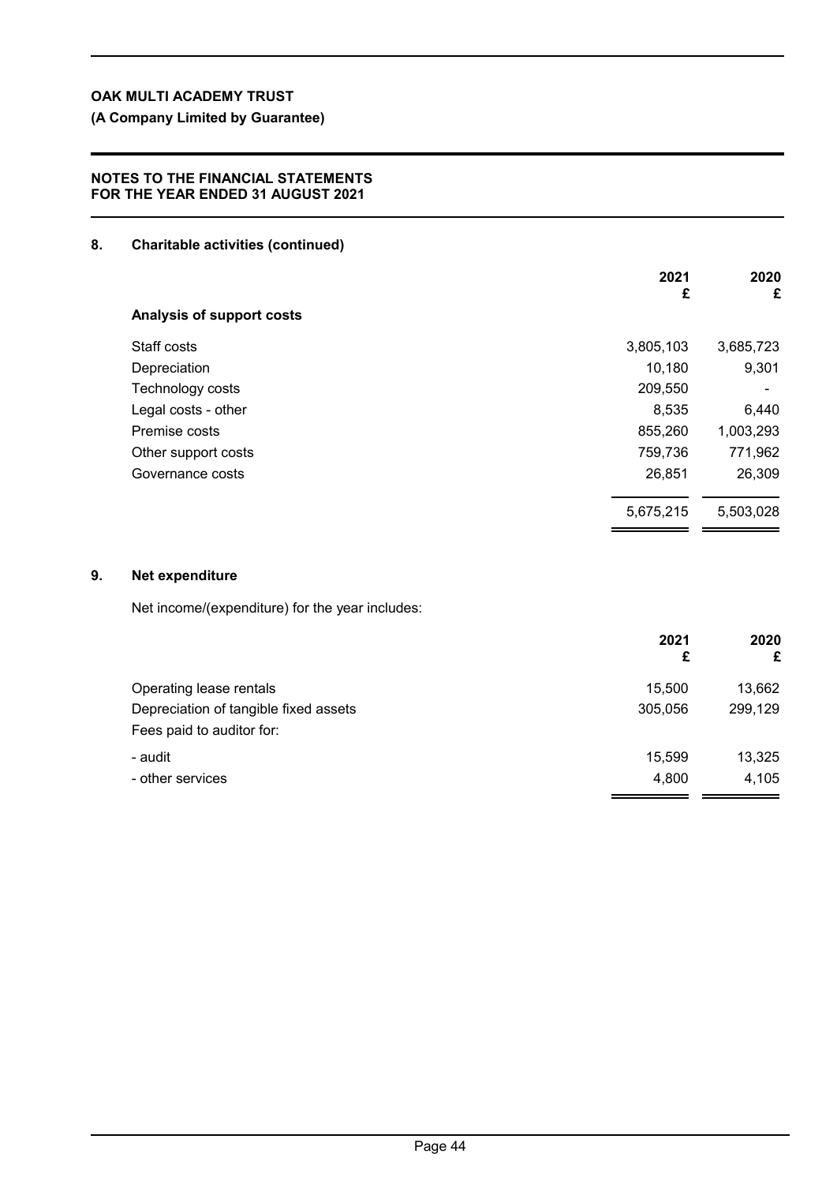## 8. Charitable activities (continued)

| | 2021<br>£ | 2020<br>£ |
|---|---|---|
| **Analysis of support costs** | | |
| Staff costs | 3,805,103 | 3,685,723 |
| Depreciation | 10,180 | 9,301 |
| Technology costs | 209,550 | - |
| Legal costs - other | 8,535 | 6,440 |
| Premise costs | 855,260 | 1,003,293 |
| Other support costs | 759,736 | 771,962 |
| Governance costs | 26,851 | 26,309 |
| | 5,675,215 | 5,503,028 |

## 9. Net expenditure

Net income/(expenditure) for the year includes:

| | 2021<br>£ | 2020<br>£ |
|---|---|---|
| Operating lease rentals | 15,500 | 13,662 |
| Depreciation of tangible fixed assets | 305,056 | 299,129 |
| Fees paid to auditor for: | | |
| - audit | 15,599 | 13,325 |
| - other services | 4,800 | 4,105 |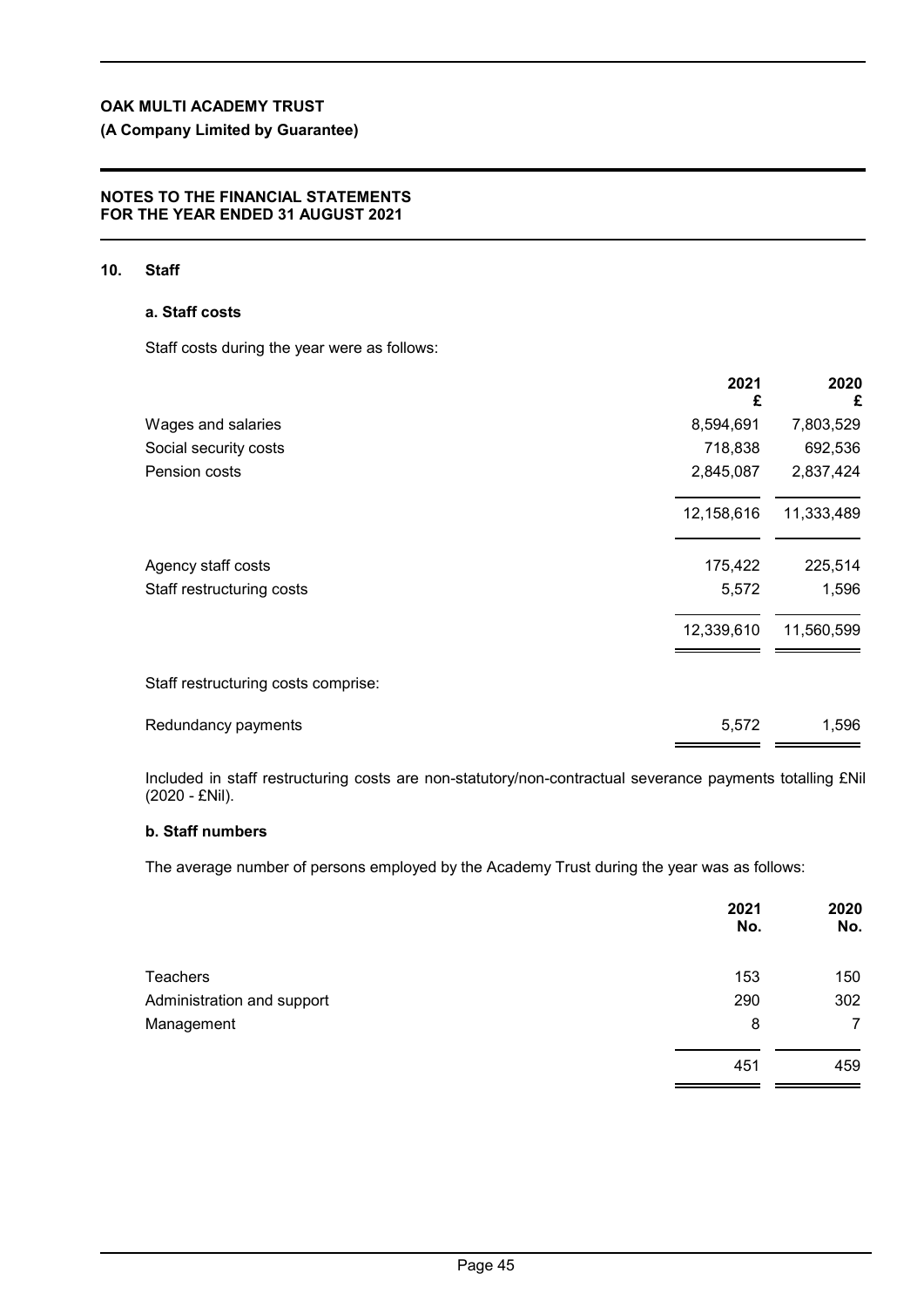# OAK MULTI ACADEMY TRUST

**(A Company Limited by Guarantee)**

**NOTES TO THE FINANCIAL STATEMENTS FOR THE YEAR ENDED 31 AUGUST 2021**

## 10. Staff

### a. Staff costs

Staff costs during the year were as follows:

| | 2021 £ | 2020 £ |
|---|---|---|
| Wages and salaries | 8,594,691 | 7,803,529 |
| Social security costs | 718,838 | 692,536 |
| Pension costs | 2,845,087 | 2,837,424 |
| | 12,158,616 | 11,333,489 |
| Agency staff costs | 175,422 | 225,514 |
| Staff restructuring costs | 5,572 | 1,596 |
| | 12,339,610 | 11,560,599 |

Staff restructuring costs comprise:

| | | |
|---|---|---|
| Redundancy payments | 5,572 | 1,596 |

Included in staff restructuring costs are non-statutory/non-contractual severance payments totalling £Nil (2020 - £Nil).

### b. Staff numbers

The average number of persons employed by the Academy Trust during the year was as follows:

| | 2021 No. | 2020 No. |
|---|---|---|
| Teachers | 153 | 150 |
| Administration and support | 290 | 302 |
| Management | 8 | 7 |
| | 451 | 459 |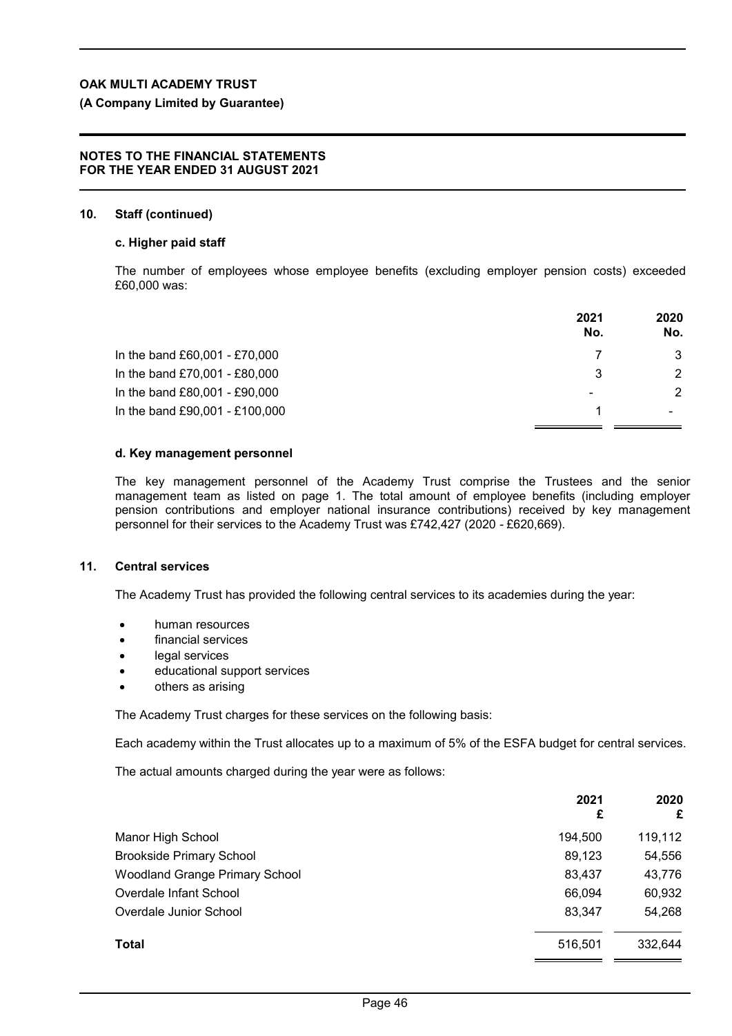## 10. Staff (continued)

### c. Higher paid staff

The number of employees whose employee benefits (excluding employer pension costs) exceeded £60,000 was:

| | 2021 No. | 2020 No. |
|---|---|---|
| In the band £60,001 - £70,000 | 7 | 3 |
| In the band £70,001 - £80,000 | 3 | 2 |
| In the band £80,001 - £90,000 | - | 2 |
| In the band £90,001 - £100,000 | 1 | - |

### d. Key management personnel

The key management personnel of the Academy Trust comprise the Trustees and the senior management team as listed on page 1. The total amount of employee benefits (including employer pension contributions and employer national insurance contributions) received by key management personnel for their services to the Academy Trust was £742,427 (2020 - £620,669).

## 11. Central services

The Academy Trust has provided the following central services to its academies during the year:

- human resources
- financial services
- legal services
- educational support services
- others as arising

The Academy Trust charges for these services on the following basis:

Each academy within the Trust allocates up to a maximum of 5% of the ESFA budget for central services.

The actual amounts charged during the year were as follows:

| | 2021 £ | 2020 £ |
|---|---|---|
| Manor High School | 194,500 | 119,112 |
| Brookside Primary School | 89,123 | 54,556 |
| Woodland Grange Primary School | 83,437 | 43,776 |
| Overdale Infant School | 66,094 | 60,932 |
| Overdale Junior School | 83,347 | 54,268 |
| **Total** | 516,501 | 332,644 |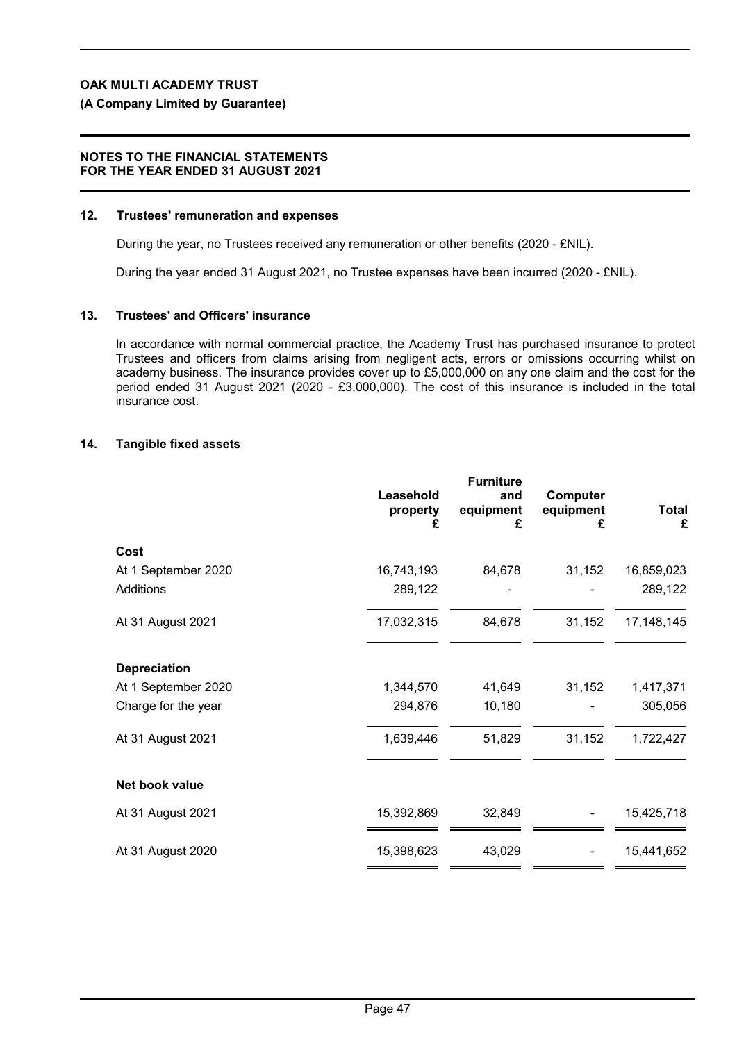## 12. Trustees' remuneration and expenses

During the year, no Trustees received any remuneration or other benefits (2020 - £NIL).

During the year ended 31 August 2021, no Trustee expenses have been incurred (2020 - £NIL).

## 13. Trustees' and Officers' insurance

In accordance with normal commercial practice, the Academy Trust has purchased insurance to protect Trustees and officers from claims arising from negligent acts, errors or omissions occurring whilst on academy business. The insurance provides cover up to £5,000,000 on any one claim and the cost for the period ended 31 August 2021 (2020 - £3,000,000). The cost of this insurance is included in the total insurance cost.

## 14. Tangible fixed assets

| | Leasehold property £ | Furniture and equipment £ | Computer equipment £ | Total £ |
|---|---|---|---|---|
| **Cost** | | | | |
| At 1 September 2020 | 16,743,193 | 84,678 | 31,152 | 16,859,023 |
| Additions | 289,122 | - | - | 289,122 |
| At 31 August 2021 | 17,032,315 | 84,678 | 31,152 | 17,148,145 |
| **Depreciation** | | | | |
| At 1 September 2020 | 1,344,570 | 41,649 | 31,152 | 1,417,371 |
| Charge for the year | 294,876 | 10,180 | - | 305,056 |
| At 31 August 2021 | 1,639,446 | 51,829 | 31,152 | 1,722,427 |
| **Net book value** | | | | |
| At 31 August 2021 | 15,392,869 | 32,849 | - | 15,425,718 |
| At 31 August 2020 | 15,398,623 | 43,029 | - | 15,441,652 |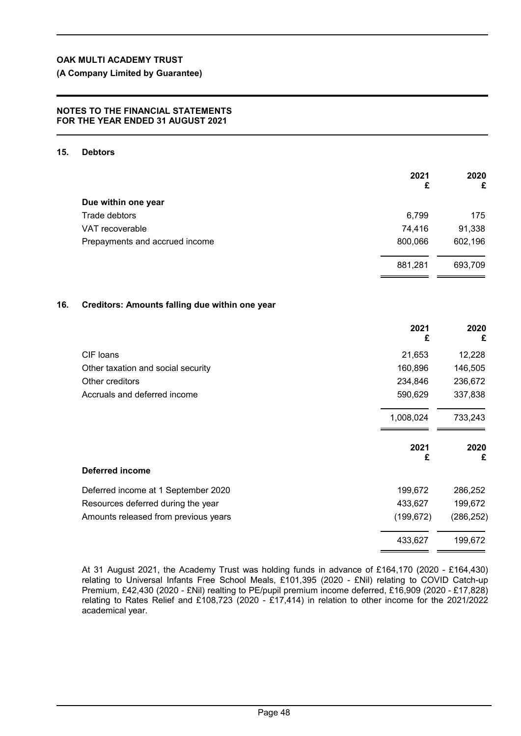## NOTES TO THE FINANCIAL STATEMENTS FOR THE YEAR ENDED 31 AUGUST 2021

### 15. Debtors

| | 2021 £ | 2020 £ |
|---|---|---|
| **Due within one year** | | |
| Trade debtors | 6,799 | 175 |
| VAT recoverable | 74,416 | 91,338 |
| Prepayments and accrued income | 800,066 | 602,196 |
| | 881,281 | 693,709 |

### 16. Creditors: Amounts falling due within one year

| | 2021 £ | 2020 £ |
|---|---|---|
| CIF loans | 21,653 | 12,228 |
| Other taxation and social security | 160,896 | 146,505 |
| Other creditors | 234,846 | 236,672 |
| Accruals and deferred income | 590,629 | 337,838 |
| | 1,008,024 | 733,243 |

| | 2021 £ | 2020 £ |
|---|---|---|
| **Deferred income** | | |
| Deferred income at 1 September 2020 | 199,672 | 286,252 |
| Resources deferred during the year | 433,627 | 199,672 |
| Amounts released from previous years | (199,672) | (286,252) |
| | 433,627 | 199,672 |

At 31 August 2021, the Academy Trust was holding funds in advance of £164,170 (2020 - £164,430) relating to Universal Infants Free School Meals, £101,395 (2020 - £Nil) relating to COVID Catch-up Premium, £42,430 (2020 - £Nil) realting to PE/pupil premium income deferred, £16,909 (2020 - £17,828) relating to Rates Relief and £108,723 (2020 - £17,414) in relation to other income for the 2021/2022 academical year.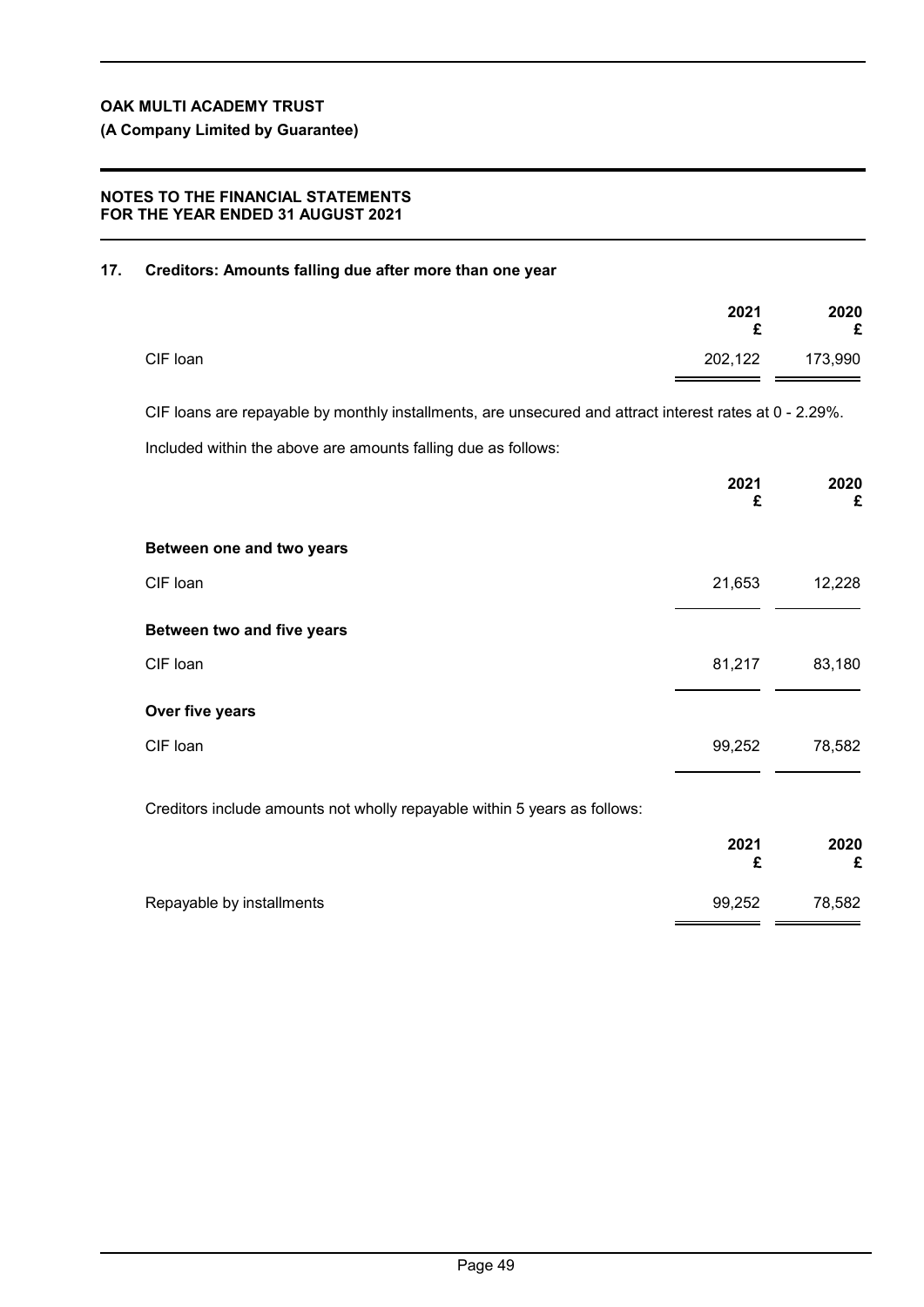## 17. Creditors: Amounts falling due after more than one year

| | 2021 £ | 2020 £ |
|---|---|---|
| CIF loan | 202,122 | 173,990 |

CIF loans are repayable by monthly installments, are unsecured and attract interest rates at 0 - 2.29%.

Included within the above are amounts falling due as follows:

| | 2021 £ | 2020 £ |
|---|---|---|
| **Between one and two years** | | |
| CIF loan | 21,653 | 12,228 |
| **Between two and five years** | | |
| CIF loan | 81,217 | 83,180 |
| **Over five years** | | |
| CIF loan | 99,252 | 78,582 |

Creditors include amounts not wholly repayable within 5 years as follows:

| | 2021 £ | 2020 £ |
|---|---|---|
| Repayable by installments | 99,252 | 78,582 |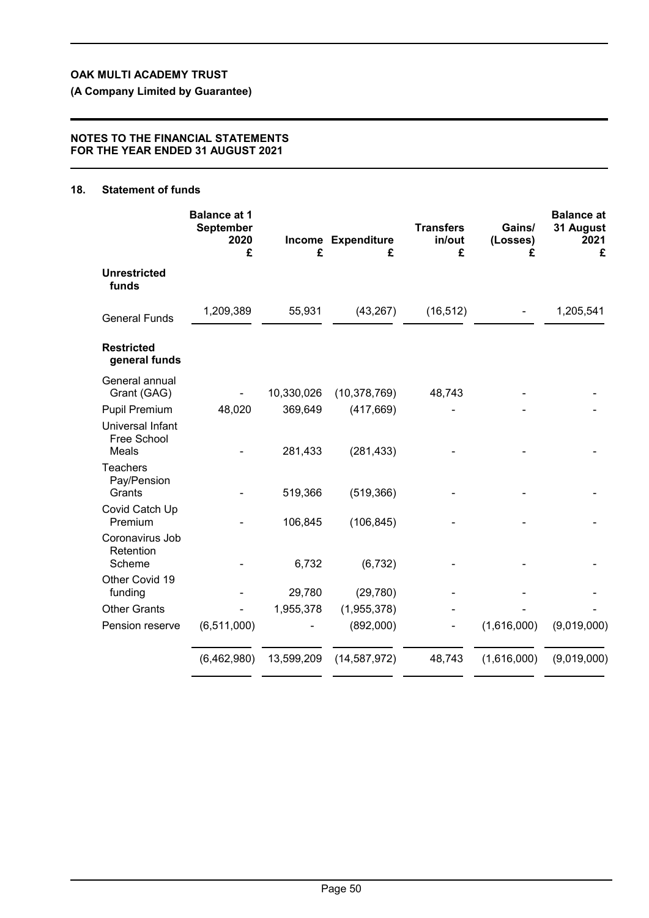**OAK MULTI ACADEMY TRUST**

**(A Company Limited by Guarantee)**

**NOTES TO THE FINANCIAL STATEMENTS FOR THE YEAR ENDED 31 AUGUST 2021**

## 18. Statement of funds

| | Balance at 1 September 2020 £ | Income £ | Expenditure £ | Transfers in/out £ | Gains/ (Losses) £ | Balance at 31 August 2021 £ |
|---|---|---|---|---|---|---|
| **Unrestricted funds** | | | | | | |
| General Funds | 1,209,389 | 55,931 | (43,267) | (16,512) | - | 1,205,541 |
| **Restricted general funds** | | | | | | |
| General annual Grant (GAG) | - | 10,330,026 | (10,378,769) | 48,743 | - | - |
| Pupil Premium | 48,020 | 369,649 | (417,669) | - | - | - |
| Universal Infant Free School Meals | - | 281,433 | (281,433) | - | - | - |
| Teachers Pay/Pension Grants | - | 519,366 | (519,366) | - | - | - |
| Covid Catch Up Premium | - | 106,845 | (106,845) | - | - | - |
| Coronavirus Job Retention Scheme | - | 6,732 | (6,732) | - | - | - |
| Other Covid 19 funding | - | 29,780 | (29,780) | - | - | - |
| Other Grants | - | 1,955,378 | (1,955,378) | - | - | - |
| Pension reserve | (6,511,000) | - | (892,000) | - | (1,616,000) | (9,019,000) |
| | (6,462,980) | 13,599,209 | (14,587,972) | 48,743 | (1,616,000) | (9,019,000) |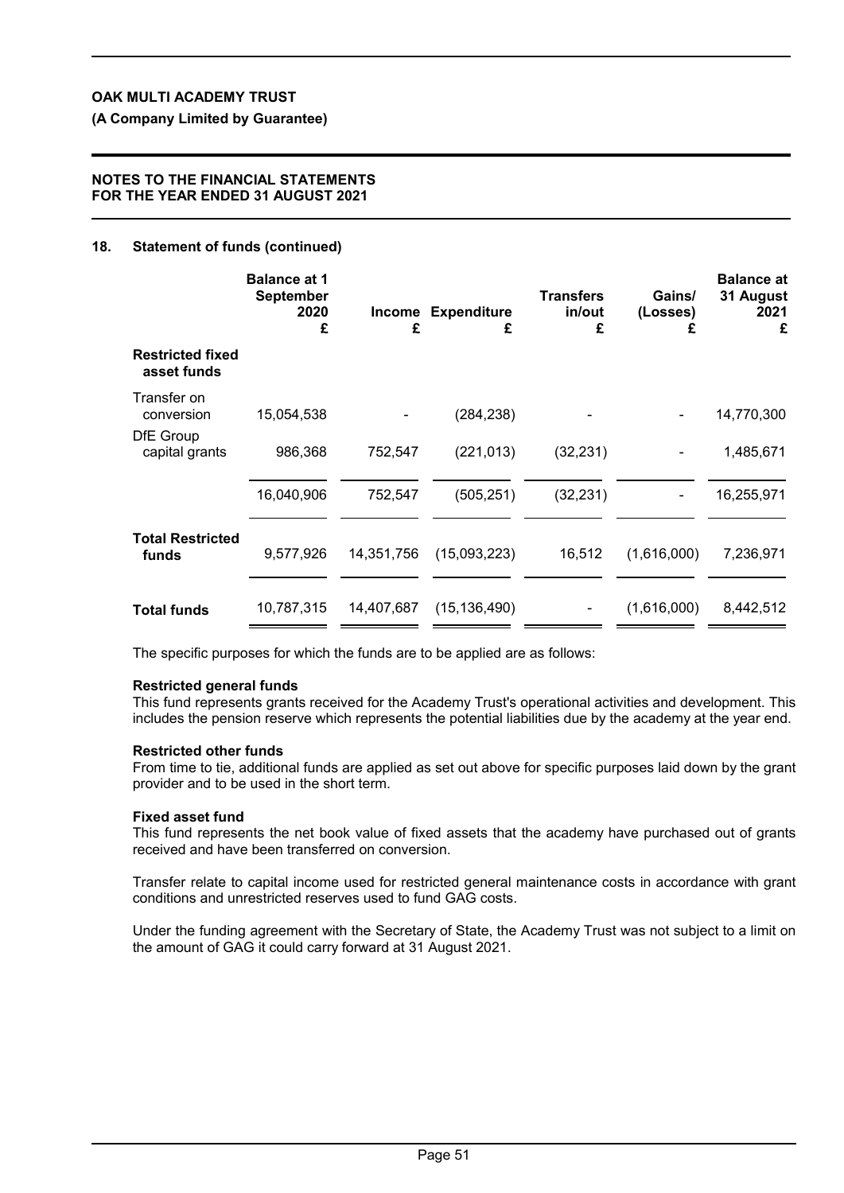## 18. Statement of funds (continued)

| | Balance at 1 September 2020 £ | Income £ | Expenditure £ | Transfers in/out £ | Gains/ (Losses) £ | Balance at 31 August 2021 £ |
|---|---|---|---|---|---|---|
| **Restricted fixed asset funds** | | | | | | |
| Transfer on conversion | 15,054,538 | - | (284,238) | - | - | 14,770,300 |
| DfE Group capital grants | 986,368 | 752,547 | (221,013) | (32,231) | - | 1,485,671 |
| | 16,040,906 | 752,547 | (505,251) | (32,231) | - | 16,255,971 |
| **Total Restricted funds** | 9,577,926 | 14,351,756 | (15,093,223) | 16,512 | (1,616,000) | 7,236,971 |
| **Total funds** | 10,787,315 | 14,407,687 | (15,136,490) | - | (1,616,000) | 8,442,512 |

The specific purposes for which the funds are to be applied are as follows:

**Restricted general funds**
This fund represents grants received for the Academy Trust's operational activities and development. This includes the pension reserve which represents the potential liabilities due by the academy at the year end.

**Restricted other funds**
From time to tie, additional funds are applied as set out above for specific purposes laid down by the grant provider and to be used in the short term.

**Fixed asset fund**
This fund represents the net book value of fixed assets that the academy have purchased out of grants received and have been transferred on conversion.

Transfer relate to capital income used for restricted general maintenance costs in accordance with grant conditions and unrestricted reserves used to fund GAG costs.

Under the funding agreement with the Secretary of State, the Academy Trust was not subject to a limit on the amount of GAG it could carry forward at 31 August 2021.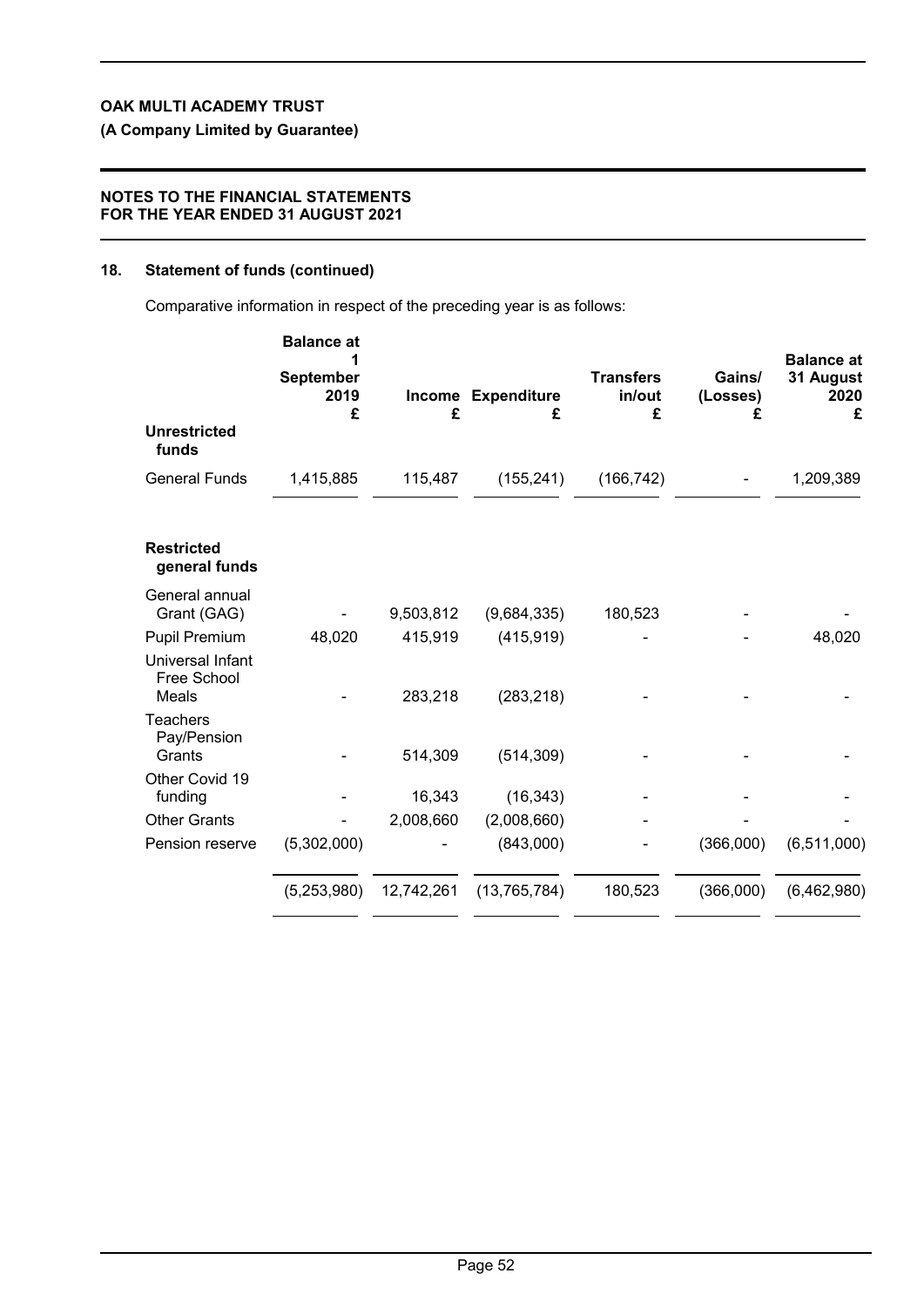**OAK MULTI ACADEMY TRUST**

**(A Company Limited by Guarantee)**

**NOTES TO THE FINANCIAL STATEMENTS FOR THE YEAR ENDED 31 AUGUST 2021**

## 18. Statement of funds (continued)

Comparative information in respect of the preceding year is as follows:

| | Balance at 1 September 2019 £ | Income £ | Expenditure £ | Transfers in/out £ | Gains/ (Losses) £ | Balance at 31 August 2020 £ |
|---|---|---|---|---|---|---|
| **Unrestricted funds** | | | | | | |
| General Funds | 1,415,885 | 115,487 | (155,241) | (166,742) | - | 1,209,389 |
| **Restricted general funds** | | | | | | |
| General annual Grant (GAG) | - | 9,503,812 | (9,684,335) | 180,523 | - | - |
| Pupil Premium | 48,020 | 415,919 | (415,919) | - | - | 48,020 |
| Universal Infant Free School Meals | - | 283,218 | (283,218) | - | - | - |
| Teachers Pay/Pension Grants | - | 514,309 | (514,309) | - | - | - |
| Other Covid 19 funding | - | 16,343 | (16,343) | - | - | - |
| Other Grants | - | 2,008,660 | (2,008,660) | - | - | - |
| Pension reserve | (5,302,000) | - | (843,000) | - | (366,000) | (6,511,000) |
| | (5,253,980) | 12,742,261 | (13,765,784) | 180,523 | (366,000) | (6,462,980) |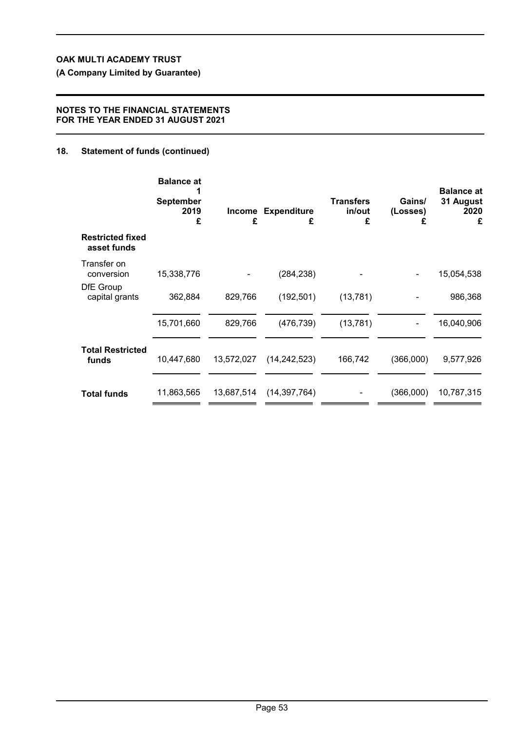**OAK MULTI ACADEMY TRUST**

**(A Company Limited by Guarantee)**

**NOTES TO THE FINANCIAL STATEMENTS FOR THE YEAR ENDED 31 AUGUST 2021**

## 18. Statement of funds (continued)

| | Balance at 1 September 2019 £ | Income £ | Expenditure £ | Transfers in/out £ | Gains/ (Losses) £ | Balance at 31 August 2020 £ |
|---|---|---|---|---|---|---|
| **Restricted fixed asset funds** | | | | | | |
| Transfer on conversion | 15,338,776 | - | (284,238) | - | - | 15,054,538 |
| DfE Group capital grants | 362,884 | 829,766 | (192,501) | (13,781) | - | 986,368 |
| | 15,701,660 | 829,766 | (476,739) | (13,781) | - | 16,040,906 |
| **Total Restricted funds** | 10,447,680 | 13,572,027 | (14,242,523) | 166,742 | (366,000) | 9,577,926 |
| **Total funds** | 11,863,565 | 13,687,514 | (14,397,764) | - | (366,000) | 10,787,315 |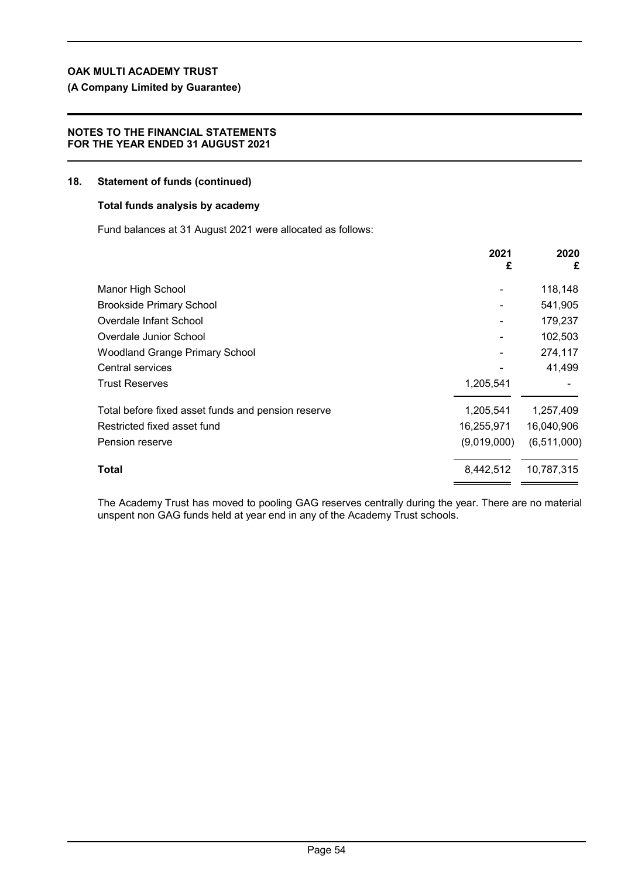**OAK MULTI ACADEMY TRUST**

**(A Company Limited by Guarantee)**

**NOTES TO THE FINANCIAL STATEMENTS**
**FOR THE YEAR ENDED 31 AUGUST 2021**

## 18. Statement of funds (continued)

### Total funds analysis by academy

Fund balances at 31 August 2021 were allocated as follows:

| | 2021 £ | 2020 £ |
|---|---|---|
| Manor High School | - | 118,148 |
| Brookside Primary School | - | 541,905 |
| Overdale Infant School | - | 179,237 |
| Overdale Junior School | - | 102,503 |
| Woodland Grange Primary School | - | 274,117 |
| Central services | - | 41,499 |
| Trust Reserves | 1,205,541 | - |
| Total before fixed asset funds and pension reserve | 1,205,541 | 1,257,409 |
| Restricted fixed asset fund | 16,255,971 | 16,040,906 |
| Pension reserve | (9,019,000) | (6,511,000) |
| **Total** | 8,442,512 | 10,787,315 |

The Academy Trust has moved to pooling GAG reserves centrally during the year. There are no material unspent non GAG funds held at year end in any of the Academy Trust schools.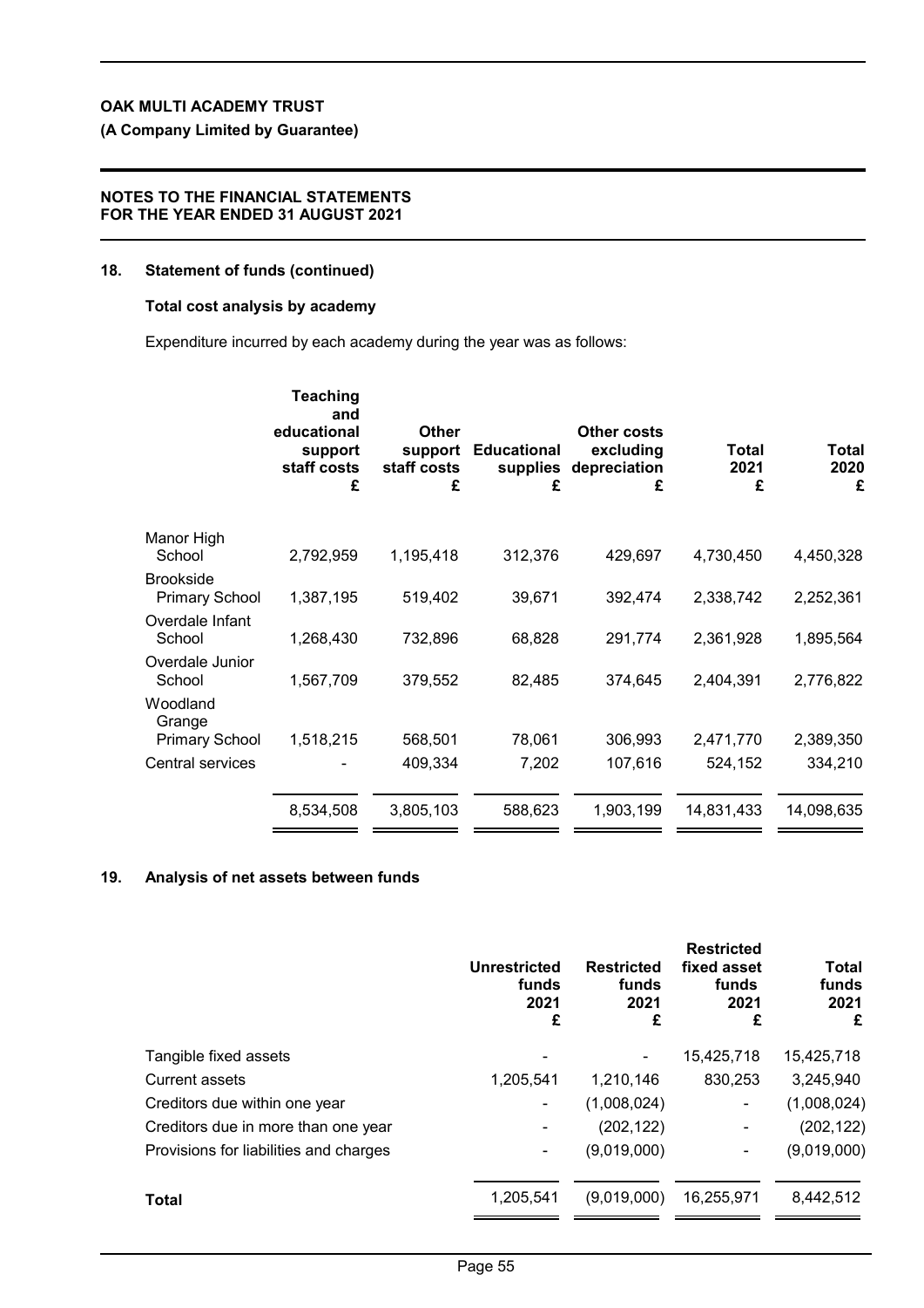**OAK MULTI ACADEMY TRUST**

**(A Company Limited by Guarantee)**

**NOTES TO THE FINANCIAL STATEMENTS**
**FOR THE YEAR ENDED 31 AUGUST 2021**

## 18. Statement of funds (continued)

### Total cost analysis by academy

Expenditure incurred by each academy during the year was as follows:

| | Teaching and educational support staff costs £ | Other support staff costs £ | Educational supplies £ | Other costs excluding depreciation £ | Total 2021 £ | Total 2020 £ |
|---|---|---|---|---|---|---|
| Manor High School | 2,792,959 | 1,195,418 | 312,376 | 429,697 | 4,730,450 | 4,450,328 |
| Brookside Primary School | 1,387,195 | 519,402 | 39,671 | 392,474 | 2,338,742 | 2,252,361 |
| Overdale Infant School | 1,268,430 | 732,896 | 68,828 | 291,774 | 2,361,928 | 1,895,564 |
| Overdale Junior School | 1,567,709 | 379,552 | 82,485 | 374,645 | 2,404,391 | 2,776,822 |
| Woodland Grange Primary School | 1,518,215 | 568,501 | 78,061 | 306,993 | 2,471,770 | 2,389,350 |
| Central services | - | 409,334 | 7,202 | 107,616 | 524,152 | 334,210 |
| | 8,534,508 | 3,805,103 | 588,623 | 1,903,199 | 14,831,433 | 14,098,635 |

## 19. Analysis of net assets between funds

| | Unrestricted funds 2021 £ | Restricted funds 2021 £ | Restricted fixed asset funds 2021 £ | Total funds 2021 £ |
|---|---|---|---|---|
| Tangible fixed assets | - | - | 15,425,718 | 15,425,718 |
| Current assets | 1,205,541 | 1,210,146 | 830,253 | 3,245,940 |
| Creditors due within one year | - | (1,008,024) | - | (1,008,024) |
| Creditors due in more than one year | - | (202,122) | - | (202,122) |
| Provisions for liabilities and charges | - | (9,019,000) | - | (9,019,000) |
| **Total** | 1,205,541 | (9,019,000) | 16,255,971 | 8,442,512 |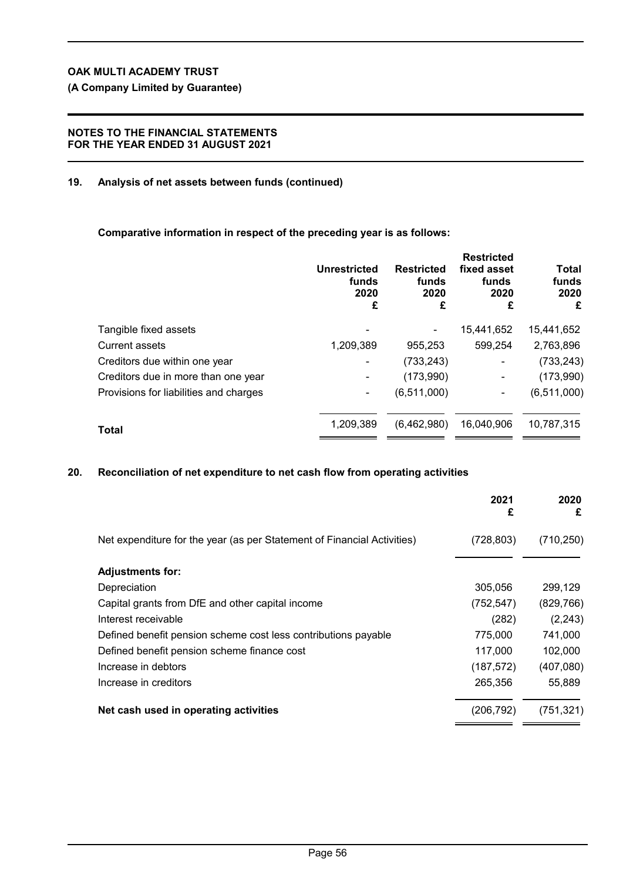**OAK MULTI ACADEMY TRUST**

**(A Company Limited by Guarantee)**

**NOTES TO THE FINANCIAL STATEMENTS FOR THE YEAR ENDED 31 AUGUST 2021**

## 19. Analysis of net assets between funds (continued)

**Comparative information in respect of the preceding year is as follows:**

| | Unrestricted funds 2020 £ | Restricted funds 2020 £ | Restricted fixed asset funds 2020 £ | Total funds 2020 £ |
|---|---|---|---|---|
| Tangible fixed assets | - | - | 15,441,652 | 15,441,652 |
| Current assets | 1,209,389 | 955,253 | 599,254 | 2,763,896 |
| Creditors due within one year | - | (733,243) | - | (733,243) |
| Creditors due in more than one year | - | (173,990) | - | (173,990) |
| Provisions for liabilities and charges | - | (6,511,000) | - | (6,511,000) |
| **Total** | 1,209,389 | (6,462,980) | 16,040,906 | 10,787,315 |

## 20. Reconciliation of net expenditure to net cash flow from operating activities

| | 2021 £ | 2020 £ |
|---|---|---|
| Net expenditure for the year (as per Statement of Financial Activities) | (728,803) | (710,250) |
| **Adjustments for:** | | |
| Depreciation | 305,056 | 299,129 |
| Capital grants from DfE and other capital income | (752,547) | (829,766) |
| Interest receivable | (282) | (2,243) |
| Defined benefit pension scheme cost less contributions payable | 775,000 | 741,000 |
| Defined benefit pension scheme finance cost | 117,000 | 102,000 |
| Increase in debtors | (187,572) | (407,080) |
| Increase in creditors | 265,356 | 55,889 |
| **Net cash used in operating activities** | (206,792) | (751,321) |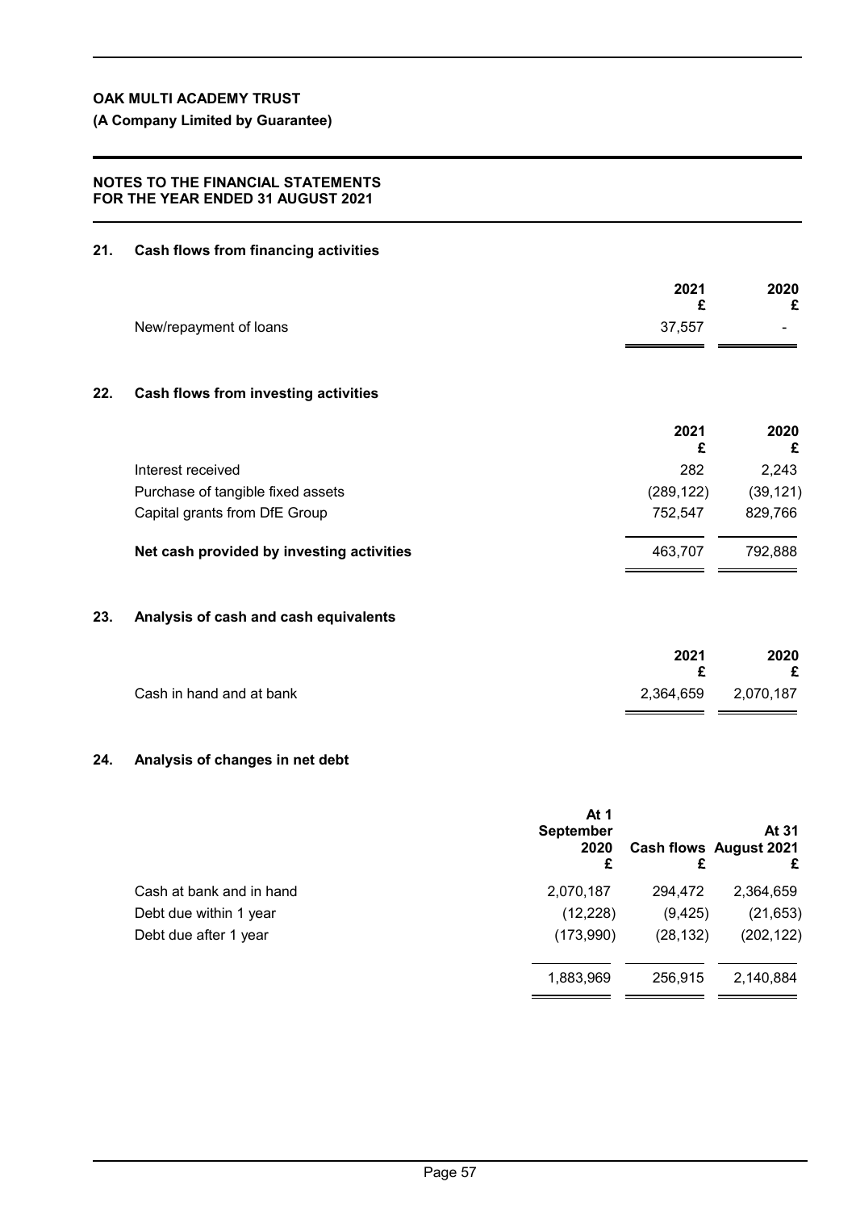**OAK MULTI ACADEMY TRUST**

**(A Company Limited by Guarantee)**

**NOTES TO THE FINANCIAL STATEMENTS FOR THE YEAR ENDED 31 AUGUST 2021**

## 21. Cash flows from financing activities

| | 2021 £ | 2020 £ |
|---|---|---|
| New/repayment of loans | 37,557 | - |

## 22. Cash flows from investing activities

| | 2021 £ | 2020 £ |
|---|---|---|
| Interest received | 282 | 2,243 |
| Purchase of tangible fixed assets | (289,122) | (39,121) |
| Capital grants from DfE Group | 752,547 | 829,766 |
| **Net cash provided by investing activities** | 463,707 | 792,888 |

## 23. Analysis of cash and cash equivalents

| | 2021 £ | 2020 £ |
|---|---|---|
| Cash in hand and at bank | 2,364,659 | 2,070,187 |

## 24. Analysis of changes in net debt

| | At 1 September 2020 £ | Cash flows £ | At 31 August 2021 £ |
|---|---|---|---|
| Cash at bank and in hand | 2,070,187 | 294,472 | 2,364,659 |
| Debt due within 1 year | (12,228) | (9,425) | (21,653) |
| Debt due after 1 year | (173,990) | (28,132) | (202,122) |
| | 1,883,969 | 256,915 | 2,140,884 |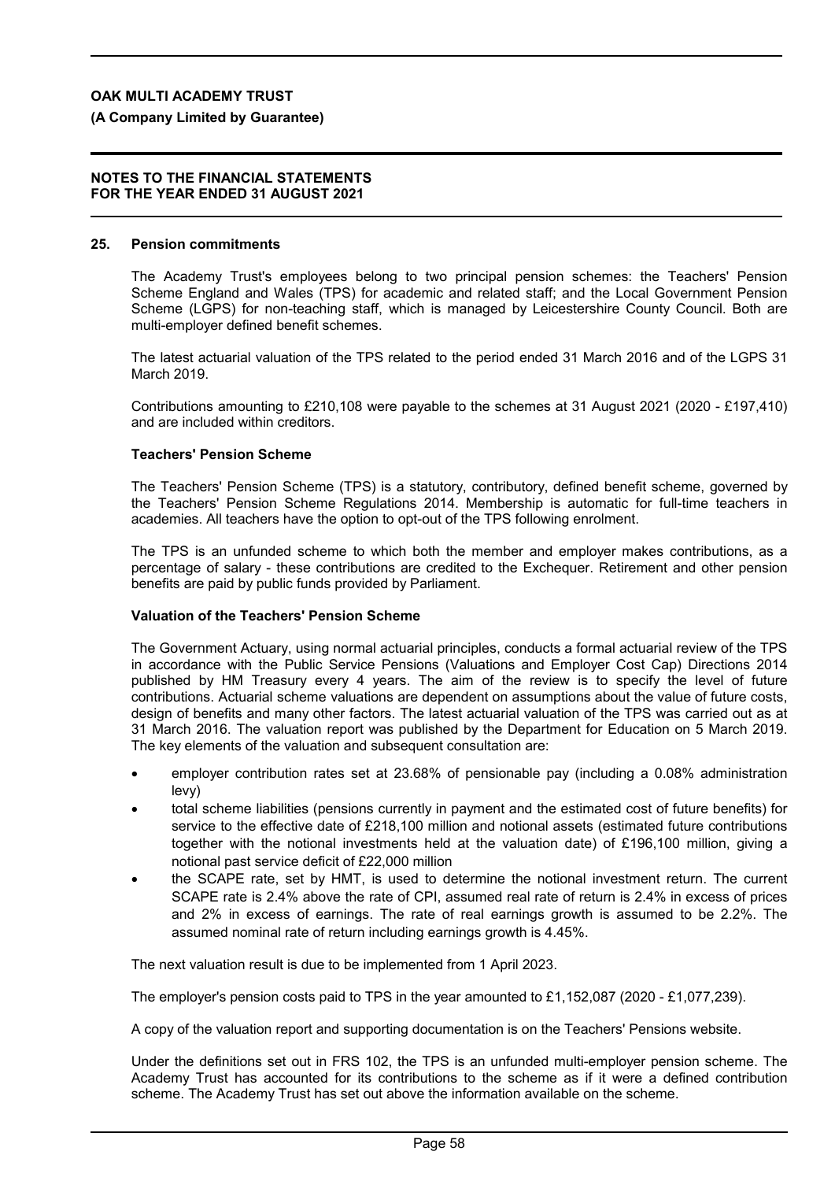## 25. Pension commitments

The Academy Trust's employees belong to two principal pension schemes: the Teachers' Pension Scheme England and Wales (TPS) for academic and related staff; and the Local Government Pension Scheme (LGPS) for non-teaching staff, which is managed by Leicestershire County Council. Both are multi-employer defined benefit schemes.

The latest actuarial valuation of the TPS related to the period ended 31 March 2016 and of the LGPS 31 March 2019.

Contributions amounting to £210,108 were payable to the schemes at 31 August 2021 (2020 - £197,410) and are included within creditors.

### Teachers' Pension Scheme

The Teachers' Pension Scheme (TPS) is a statutory, contributory, defined benefit scheme, governed by the Teachers' Pension Scheme Regulations 2014. Membership is automatic for full-time teachers in academies. All teachers have the option to opt-out of the TPS following enrolment.

The TPS is an unfunded scheme to which both the member and employer makes contributions, as a percentage of salary - these contributions are credited to the Exchequer. Retirement and other pension benefits are paid by public funds provided by Parliament.

### Valuation of the Teachers' Pension Scheme

The Government Actuary, using normal actuarial principles, conducts a formal actuarial review of the TPS in accordance with the Public Service Pensions (Valuations and Employer Cost Cap) Directions 2014 published by HM Treasury every 4 years. The aim of the review is to specify the level of future contributions. Actuarial scheme valuations are dependent on assumptions about the value of future costs, design of benefits and many other factors. The latest actuarial valuation of the TPS was carried out as at 31 March 2016. The valuation report was published by the Department for Education on 5 March 2019. The key elements of the valuation and subsequent consultation are:

- employer contribution rates set at 23.68% of pensionable pay (including a 0.08% administration levy)
- total scheme liabilities (pensions currently in payment and the estimated cost of future benefits) for service to the effective date of £218,100 million and notional assets (estimated future contributions together with the notional investments held at the valuation date) of £196,100 million, giving a notional past service deficit of £22,000 million
- the SCAPE rate, set by HMT, is used to determine the notional investment return. The current SCAPE rate is 2.4% above the rate of CPI, assumed real rate of return is 2.4% in excess of prices and 2% in excess of earnings. The rate of real earnings growth is assumed to be 2.2%. The assumed nominal rate of return including earnings growth is 4.45%.

The next valuation result is due to be implemented from 1 April 2023.

The employer's pension costs paid to TPS in the year amounted to £1,152,087 (2020 - £1,077,239).

A copy of the valuation report and supporting documentation is on the Teachers' Pensions website.

Under the definitions set out in FRS 102, the TPS is an unfunded multi-employer pension scheme. The Academy Trust has accounted for its contributions to the scheme as if it were a defined contribution scheme. The Academy Trust has set out above the information available on the scheme.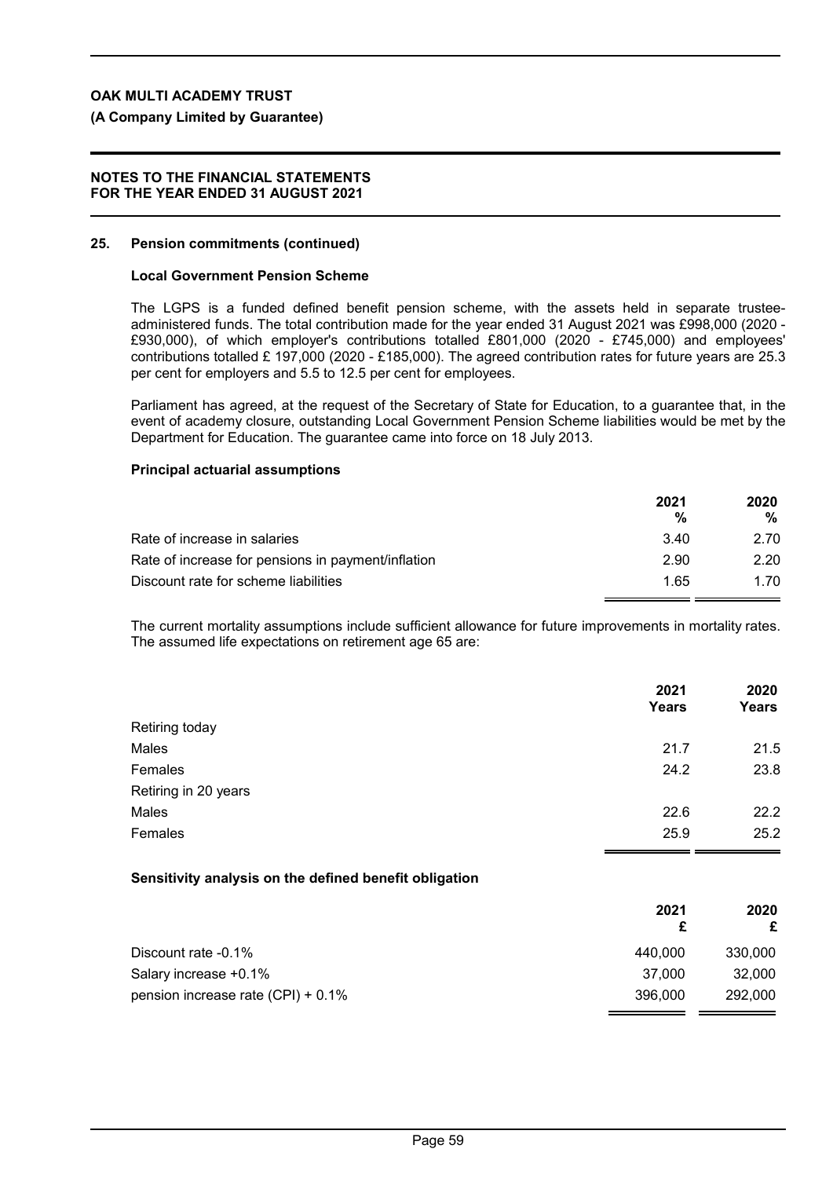**OAK MULTI ACADEMY TRUST**

**(A Company Limited by Guarantee)**

**NOTES TO THE FINANCIAL STATEMENTS FOR THE YEAR ENDED 31 AUGUST 2021**

## 25. Pension commitments (continued)

### Local Government Pension Scheme

The LGPS is a funded defined benefit pension scheme, with the assets held in separate trustee-administered funds. The total contribution made for the year ended 31 August 2021 was £998,000 (2020 - £930,000), of which employer's contributions totalled £801,000 (2020 - £745,000) and employees' contributions totalled £ 197,000 (2020 - £185,000). The agreed contribution rates for future years are 25.3 per cent for employers and 5.5 to 12.5 per cent for employees.

Parliament has agreed, at the request of the Secretary of State for Education, to a guarantee that, in the event of academy closure, outstanding Local Government Pension Scheme liabilities would be met by the Department for Education. The guarantee came into force on 18 July 2013.

### Principal actuarial assumptions

| | 2021 % | 2020 % |
|---|---|---|
| Rate of increase in salaries | 3.40 | 2.70 |
| Rate of increase for pensions in payment/inflation | 2.90 | 2.20 |
| Discount rate for scheme liabilities | 1.65 | 1.70 |

The current mortality assumptions include sufficient allowance for future improvements in mortality rates. The assumed life expectations on retirement age 65 are:

| | 2021 Years | 2020 Years |
|---|---|---|
| Retiring today | | |
| Males | 21.7 | 21.5 |
| Females | 24.2 | 23.8 |
| Retiring in 20 years | | |
| Males | 22.6 | 22.2 |
| Females | 25.9 | 25.2 |

### Sensitivity analysis on the defined benefit obligation

| | 2021 £ | 2020 £ |
|---|---|---|
| Discount rate -0.1% | 440,000 | 330,000 |
| Salary increase +0.1% | 37,000 | 32,000 |
| pension increase rate (CPI) + 0.1% | 396,000 | 292,000 |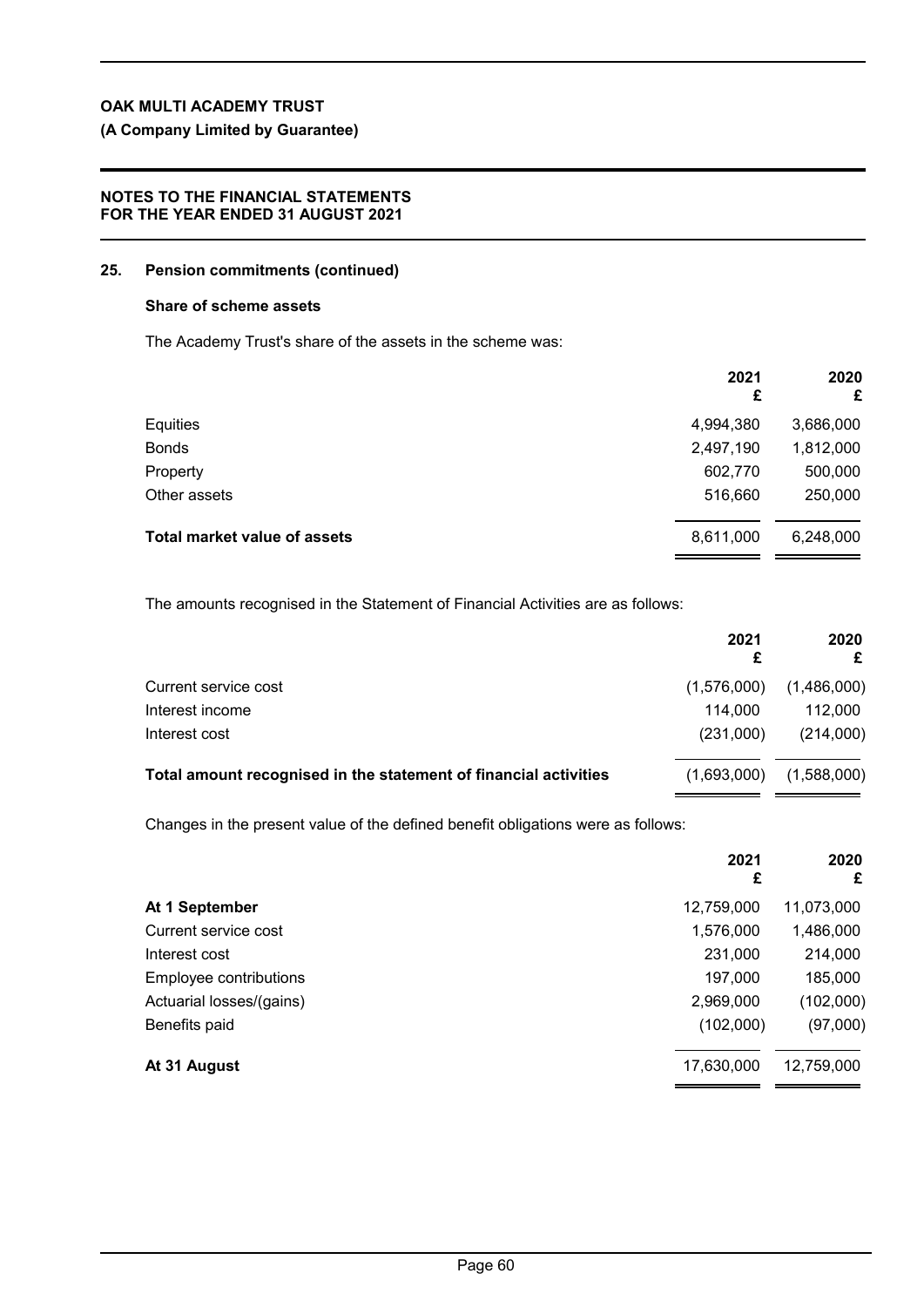## 25. Pension commitments (continued)

### Share of scheme assets

The Academy Trust's share of the assets in the scheme was:

| | 2021<br>£ | 2020<br>£ |
|---|---|---|
| Equities | 4,994,380 | 3,686,000 |
| Bonds | 2,497,190 | 1,812,000 |
| Property | 602,770 | 500,000 |
| Other assets | 516,660 | 250,000 |
| **Total market value of assets** | 8,611,000 | 6,248,000 |

The amounts recognised in the Statement of Financial Activities are as follows:

| | 2021<br>£ | 2020<br>£ |
|---|---|---|
| Current service cost | (1,576,000) | (1,486,000) |
| Interest income | 114,000 | 112,000 |
| Interest cost | (231,000) | (214,000) |
| **Total amount recognised in the statement of financial activities** | (1,693,000) | (1,588,000) |

Changes in the present value of the defined benefit obligations were as follows:

| | 2021<br>£ | 2020<br>£ |
|---|---|---|
| **At 1 September** | 12,759,000 | 11,073,000 |
| Current service cost | 1,576,000 | 1,486,000 |
| Interest cost | 231,000 | 214,000 |
| Employee contributions | 197,000 | 185,000 |
| Actuarial losses/(gains) | 2,969,000 | (102,000) |
| Benefits paid | (102,000) | (97,000) |
| **At 31 August** | 17,630,000 | 12,759,000 |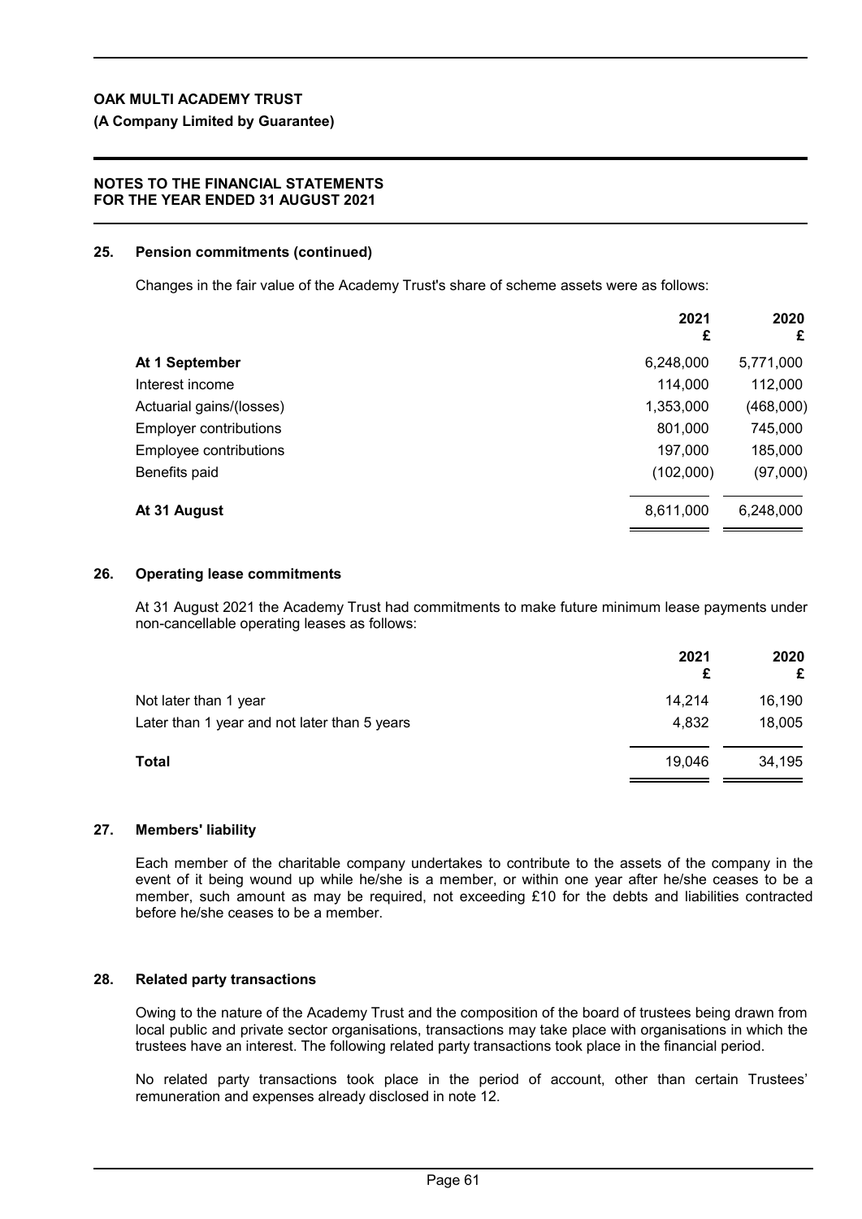**OAK MULTI ACADEMY TRUST**

**(A Company Limited by Guarantee)**

**NOTES TO THE FINANCIAL STATEMENTS FOR THE YEAR ENDED 31 AUGUST 2021**

## 25. Pension commitments (continued)

Changes in the fair value of the Academy Trust's share of scheme assets were as follows:

| | 2021 £ | 2020 £ |
|---|---|---|
| **At 1 September** | 6,248,000 | 5,771,000 |
| Interest income | 114,000 | 112,000 |
| Actuarial gains/(losses) | 1,353,000 | (468,000) |
| Employer contributions | 801,000 | 745,000 |
| Employee contributions | 197,000 | 185,000 |
| Benefits paid | (102,000) | (97,000) |
| **At 31 August** | 8,611,000 | 6,248,000 |

## 26. Operating lease commitments

At 31 August 2021 the Academy Trust had commitments to make future minimum lease payments under non-cancellable operating leases as follows:

| | 2021 £ | 2020 £ |
|---|---|---|
| Not later than 1 year | 14,214 | 16,190 |
| Later than 1 year and not later than 5 years | 4,832 | 18,005 |
| **Total** | 19,046 | 34,195 |

## 27. Members' liability

Each member of the charitable company undertakes to contribute to the assets of the company in the event of it being wound up while he/she is a member, or within one year after he/she ceases to be a member, such amount as may be required, not exceeding £10 for the debts and liabilities contracted before he/she ceases to be a member.

## 28. Related party transactions

Owing to the nature of the Academy Trust and the composition of the board of trustees being drawn from local public and private sector organisations, transactions may take place with organisations in which the trustees have an interest. The following related party transactions took place in the financial period.

No related party transactions took place in the period of account, other than certain Trustees' remuneration and expenses already disclosed in note 12.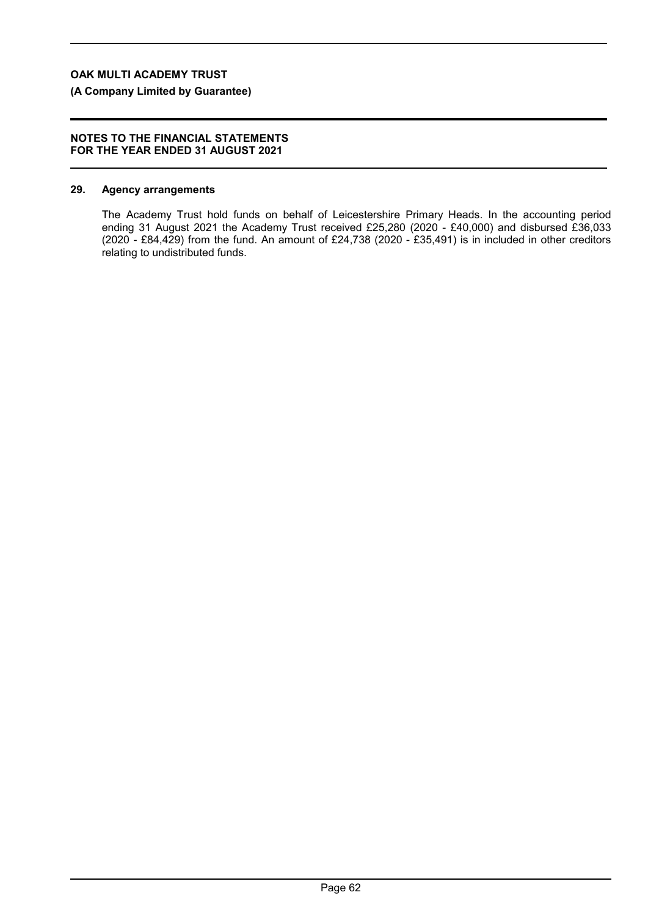## 29. Agency arrangements

The Academy Trust hold funds on behalf of Leicestershire Primary Heads. In the accounting period ending 31 August 2021 the Academy Trust received £25,280 (2020 - £40,000) and disbursed £36,033 (2020 - £84,429) from the fund. An amount of £24,738 (2020 - £35,491) is in included in other creditors relating to undistributed funds.